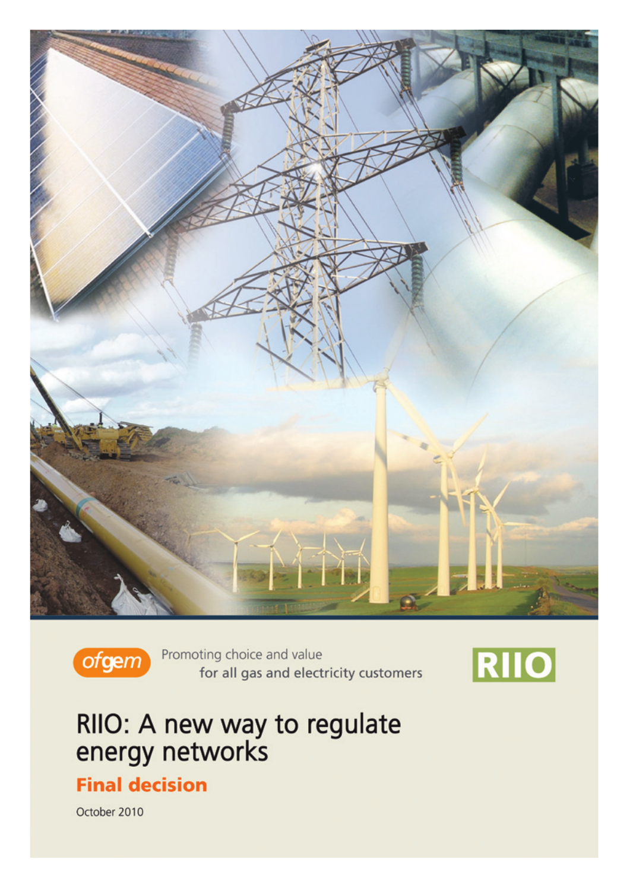ofgem Promoting choice and value for all gas and electricity customers

RIIO

# RIIO: A new way to regulate energy networks

## Final decision

October 2010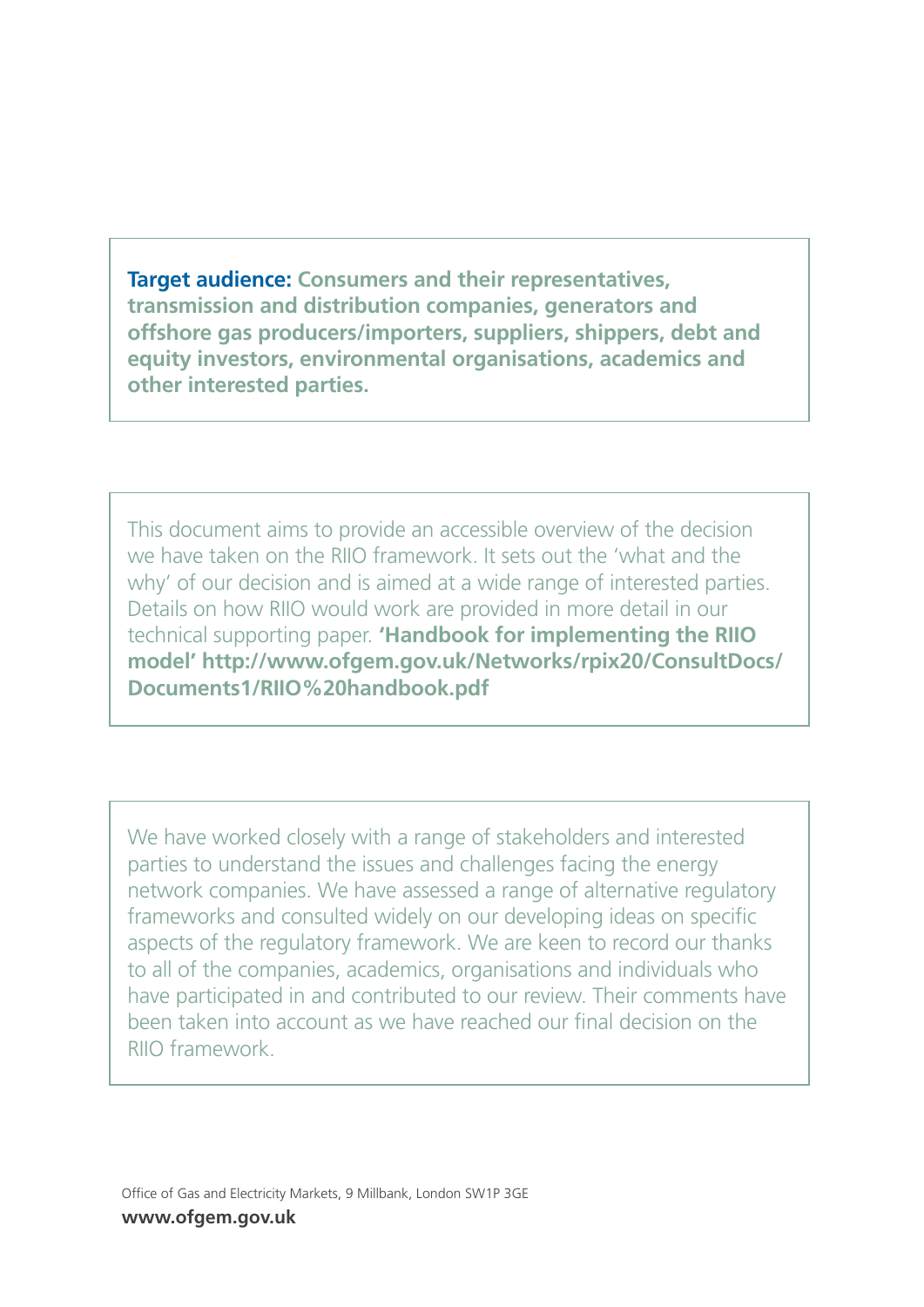**Target audience:** **Consumers and their representatives, transmission and distribution companies, generators and offshore gas producers/importers, suppliers, shippers, debt and equity investors, environmental organisations, academics and other interested parties.**

This document aims to provide an accessible overview of the decision we have taken on the RIIO framework. It sets out the 'what and the why' of our decision and is aimed at a wide range of interested parties. Details on how RIIO would work are provided in more detail in our technical supporting paper. **'Handbook for implementing the RIIO model' http://www.ofgem.gov.uk/Networks/rpix20/ConsultDocs/Documents1/RIIO%20handbook.pdf**

We have worked closely with a range of stakeholders and interested parties to understand the issues and challenges facing the energy network companies. We have assessed a range of alternative regulatory frameworks and consulted widely on our developing ideas on specific aspects of the regulatory framework. We are keen to record our thanks to all of the companies, academics, organisations and individuals who have participated in and contributed to our review. Their comments have been taken into account as we have reached our final decision on the RIIO framework.

Office of Gas and Electricity Markets, 9 Millbank, London SW1P 3GE

**www.ofgem.gov.uk**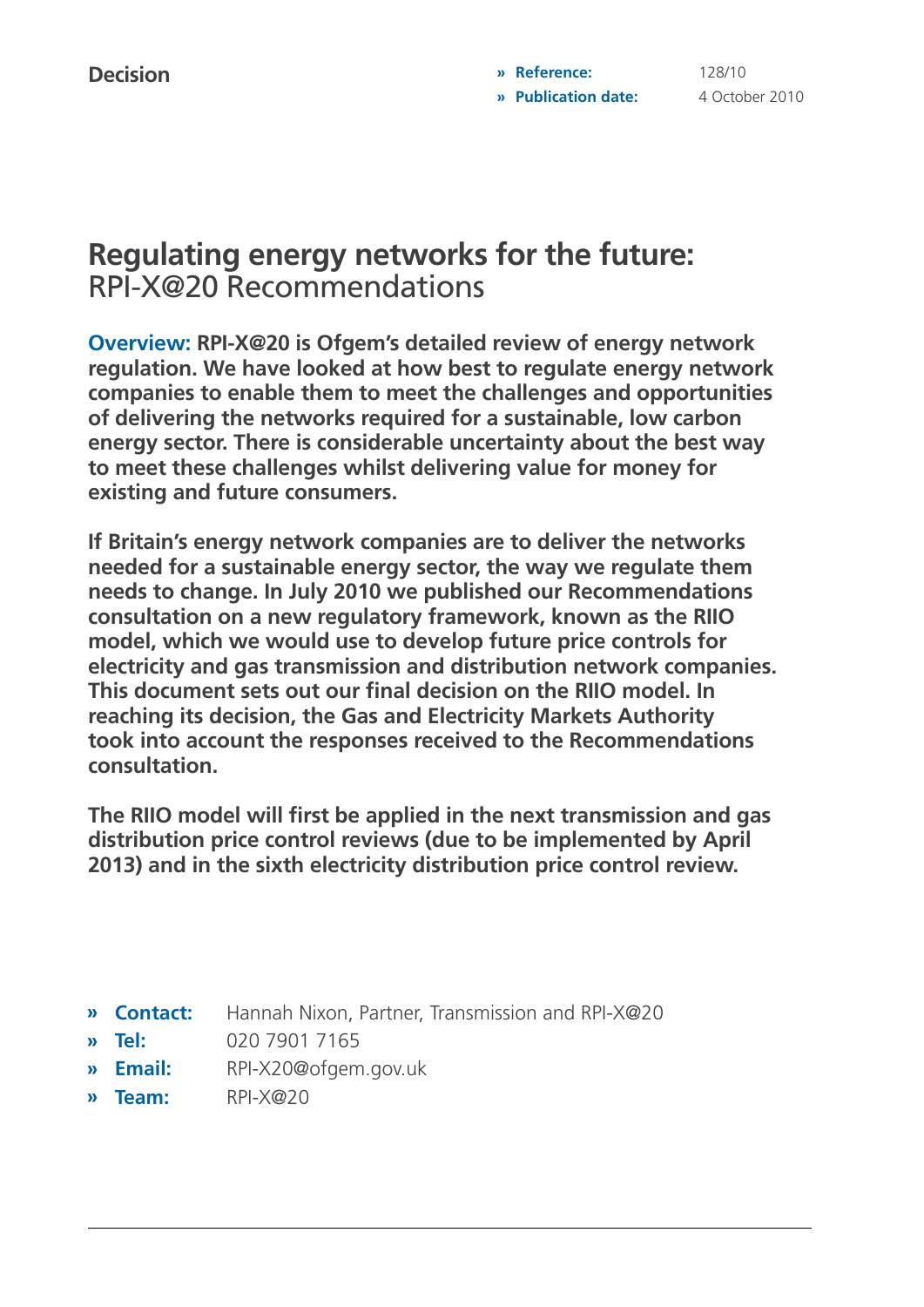**Decision**

» **Reference:** 128/10
» **Publication date:** 4 October 2010

# Regulating energy networks for the future: RPI-X@20 Recommendations

**Overview: RPI-X@20 is Ofgem's detailed review of energy network regulation. We have looked at how best to regulate energy network companies to enable them to meet the challenges and opportunities of delivering the networks required for a sustainable, low carbon energy sector. There is considerable uncertainty about the best way to meet these challenges whilst delivering value for money for existing and future consumers.**

**If Britain's energy network companies are to deliver the networks needed for a sustainable energy sector, the way we regulate them needs to change. In July 2010 we published our Recommendations consultation on a new regulatory framework, known as the RIIO model, which we would use to develop future price controls for electricity and gas transmission and distribution network companies. This document sets out our final decision on the RIIO model. In reaching its decision, the Gas and Electricity Markets Authority took into account the responses received to the Recommendations consultation.**

**The RIIO model will first be applied in the next transmission and gas distribution price control reviews (due to be implemented by April 2013) and in the sixth electricity distribution price control review.**

» **Contact:** Hannah Nixon, Partner, Transmission and RPI-X@20
» **Tel:** 020 7901 7165
» **Email:** RPI-X20@ofgem.gov.uk
» **Team:** RPI-X@20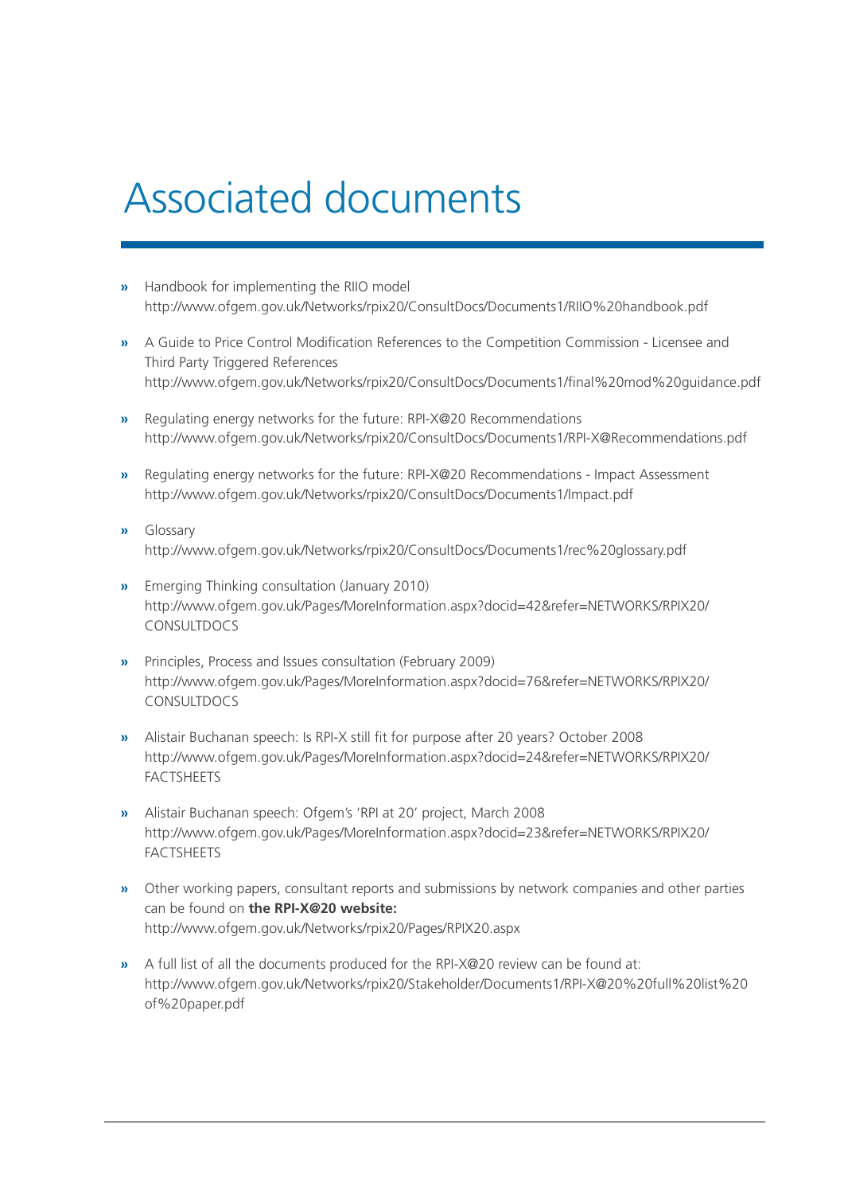# Associated documents

- Handbook for implementing the RIIO model
  http://www.ofgem.gov.uk/Networks/rpix20/ConsultDocs/Documents1/RIIO%20handbook.pdf

- A Guide to Price Control Modification References to the Competition Commission - Licensee and Third Party Triggered References
  http://www.ofgem.gov.uk/Networks/rpix20/ConsultDocs/Documents1/final%20mod%20guidance.pdf

- Regulating energy networks for the future: RPI-X@20 Recommendations
  http://www.ofgem.gov.uk/Networks/rpix20/ConsultDocs/Documents1/RPI-X@Recommendations.pdf

- Regulating energy networks for the future: RPI-X@20 Recommendations - Impact Assessment
  http://www.ofgem.gov.uk/Networks/rpix20/ConsultDocs/Documents1/Impact.pdf

- Glossary
  http://www.ofgem.gov.uk/Networks/rpix20/ConsultDocs/Documents1/rec%20glossary.pdf

- Emerging Thinking consultation (January 2010)
  http://www.ofgem.gov.uk/Pages/MoreInformation.aspx?docid=42&refer=NETWORKS/RPIX20/CONSULTDOCS

- Principles, Process and Issues consultation (February 2009)
  http://www.ofgem.gov.uk/Pages/MoreInformation.aspx?docid=76&refer=NETWORKS/RPIX20/CONSULTDOCS

- Alistair Buchanan speech: Is RPI-X still fit for purpose after 20 years? October 2008
  http://www.ofgem.gov.uk/Pages/MoreInformation.aspx?docid=24&refer=NETWORKS/RPIX20/FACTSHEETS

- Alistair Buchanan speech: Ofgem's 'RPI at 20' project, March 2008
  http://www.ofgem.gov.uk/Pages/MoreInformation.aspx?docid=23&refer=NETWORKS/RPIX20/FACTSHEETS

- Other working papers, consultant reports and submissions by network companies and other parties can be found on **the RPI-X@20 website:**
  http://www.ofgem.gov.uk/Networks/rpix20/Pages/RPIX20.aspx

- A full list of all the documents produced for the RPI-X@20 review can be found at:
  http://www.ofgem.gov.uk/Networks/rpix20/Stakeholder/Documents1/RPI-X@20%20full%20list%20of%20paper.pdf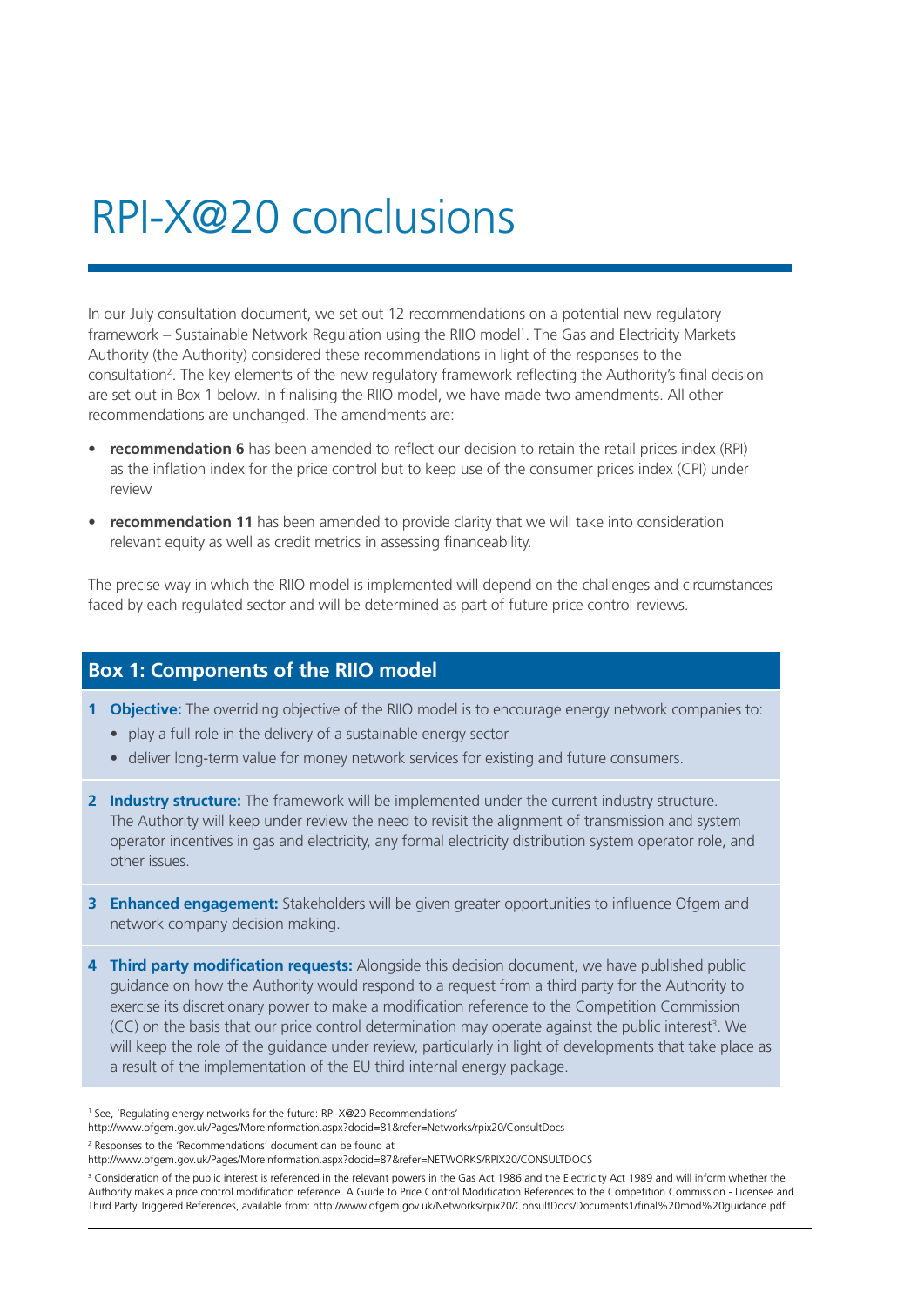# RPI-X@20 conclusions

In our July consultation document, we set out 12 recommendations on a potential new regulatory framework – Sustainable Network Regulation using the RIIO model[1]. The Gas and Electricity Markets Authority (the Authority) considered these recommendations in light of the responses to the consultation[2]. The key elements of the new regulatory framework reflecting the Authority's final decision are set out in Box 1 below. In finalising the RIIO model, we have made two amendments. All other recommendations are unchanged. The amendments are:

- **recommendation 6** has been amended to reflect our decision to retain the retail prices index (RPI) as the inflation index for the price control but to keep use of the consumer prices index (CPI) under review
- **recommendation 11** has been amended to provide clarity that we will take into consideration relevant equity as well as credit metrics in assessing financeability.

The precise way in which the RIIO model is implemented will depend on the challenges and circumstances faced by each regulated sector and will be determined as part of future price control reviews.

## Box 1: Components of the RIIO model

1. **Objective:** The overriding objective of the RIIO model is to encourage energy network companies to:
   - play a full role in the delivery of a sustainable energy sector
   - deliver long-term value for money network services for existing and future consumers.
2. **Industry structure:** The framework will be implemented under the current industry structure. The Authority will keep under review the need to revisit the alignment of transmission and system operator incentives in gas and electricity, any formal electricity distribution system operator role, and other issues.
3. **Enhanced engagement:** Stakeholders will be given greater opportunities to influence Ofgem and network company decision making.
4. **Third party modification requests:** Alongside this decision document, we have published public guidance on how the Authority would respond to a request from a third party for the Authority to exercise its discretionary power to make a modification reference to the Competition Commission (CC) on the basis that our price control determination may operate against the public interest[3]. We will keep the role of the guidance under review, particularly in light of developments that take place as a result of the implementation of the EU third internal energy package.

[1] See, 'Regulating energy networks for the future: RPI-X@20 Recommendations'
http://www.ofgem.gov.uk/Pages/MoreInformation.aspx?docid=81&refer=Networks/rpix20/ConsultDocs

[2] Responses to the 'Recommendations' document can be found at
http://www.ofgem.gov.uk/Pages/MoreInformation.aspx?docid=87&refer=NETWORKS/RPIX20/CONSULTDOCS

[3] Consideration of the public interest is referenced in the relevant powers in the Gas Act 1986 and the Electricity Act 1989 and will inform whether the Authority makes a price control modification reference. A Guide to Price Control Modification References to the Competition Commission - Licensee and Third Party Triggered References, available from: http://www.ofgem.gov.uk/Networks/rpix20/ConsultDocs/Documents1/final%20mod%20guidance.pdf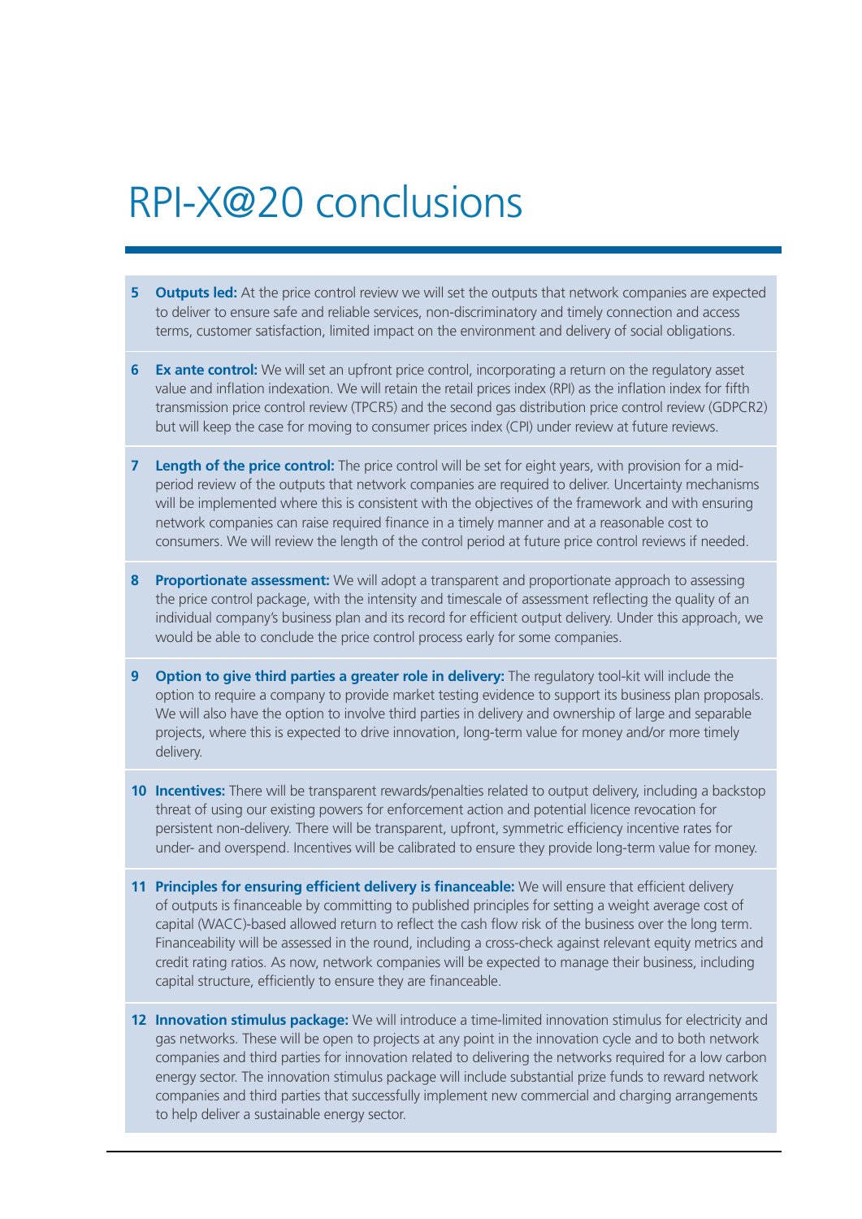# RPI-X@20 conclusions

**5 Outputs led:** At the price control review we will set the outputs that network companies are expected to deliver to ensure safe and reliable services, non-discriminatory and timely connection and access terms, customer satisfaction, limited impact on the environment and delivery of social obligations.

**6 Ex ante control:** We will set an upfront price control, incorporating a return on the regulatory asset value and inflation indexation. We will retain the retail prices index (RPI) as the inflation index for fifth transmission price control review (TPCR5) and the second gas distribution price control review (GDPCR2) but will keep the case for moving to consumer prices index (CPI) under review at future reviews.

**7 Length of the price control:** The price control will be set for eight years, with provision for a mid-period review of the outputs that network companies are required to deliver. Uncertainty mechanisms will be implemented where this is consistent with the objectives of the framework and with ensuring network companies can raise required finance in a timely manner and at a reasonable cost to consumers. We will review the length of the control period at future price control reviews if needed.

**8 Proportionate assessment:** We will adopt a transparent and proportionate approach to assessing the price control package, with the intensity and timescale of assessment reflecting the quality of an individual company's business plan and its record for efficient output delivery. Under this approach, we would be able to conclude the price control process early for some companies.

**9 Option to give third parties a greater role in delivery:** The regulatory tool-kit will include the option to require a company to provide market testing evidence to support its business plan proposals. We will also have the option to involve third parties in delivery and ownership of large and separable projects, where this is expected to drive innovation, long-term value for money and/or more timely delivery.

**10 Incentives:** There will be transparent rewards/penalties related to output delivery, including a backstop threat of using our existing powers for enforcement action and potential licence revocation for persistent non-delivery. There will be transparent, upfront, symmetric efficiency incentive rates for under- and overspend. Incentives will be calibrated to ensure they provide long-term value for money.

**11 Principles for ensuring efficient delivery is financeable:** We will ensure that efficient delivery of outputs is financeable by committing to published principles for setting a weight average cost of capital (WACC)-based allowed return to reflect the cash flow risk of the business over the long term. Financeability will be assessed in the round, including a cross-check against relevant equity metrics and credit rating ratios. As now, network companies will be expected to manage their business, including capital structure, efficiently to ensure they are financeable.

**12 Innovation stimulus package:** We will introduce a time-limited innovation stimulus for electricity and gas networks. These will be open to projects at any point in the innovation cycle and to both network companies and third parties for innovation related to delivering the networks required for a low carbon energy sector. The innovation stimulus package will include substantial prize funds to reward network companies and third parties that successfully implement new commercial and charging arrangements to help deliver a sustainable energy sector.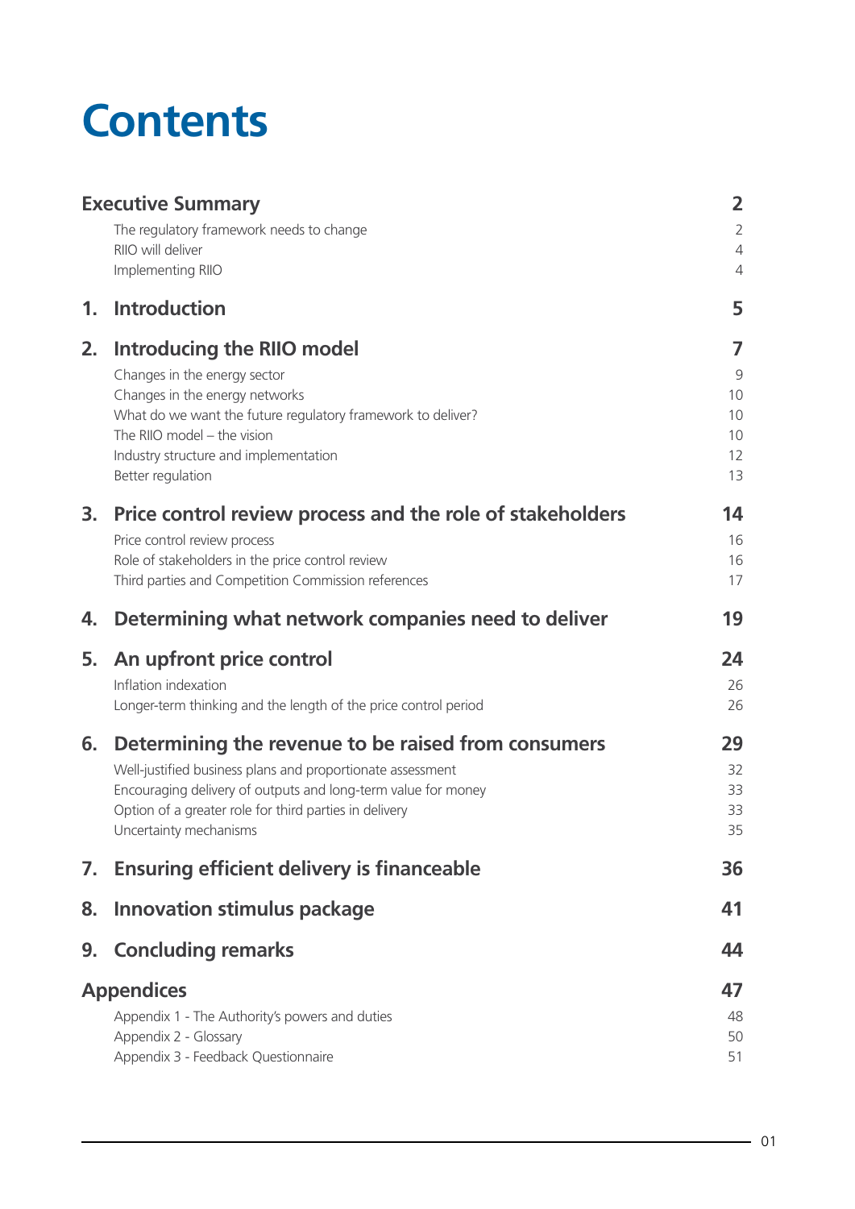# Contents

| | | |
|---|---|---|
| **Executive Summary** | | **2** |
| | The regulatory framework needs to change | 2 |
| | RIIO will deliver | 4 |
| | Implementing RIIO | 4 |
| **1.** | **Introduction** | **5** |
| **2.** | **Introducing the RIIO model** | **7** |
| | Changes in the energy sector | 9 |
| | Changes in the energy networks | 10 |
| | What do we want the future regulatory framework to deliver? | 10 |
| | The RIIO model – the vision | 10 |
| | Industry structure and implementation | 12 |
| | Better regulation | 13 |
| **3.** | **Price control review process and the role of stakeholders** | **14** |
| | Price control review process | 16 |
| | Role of stakeholders in the price control review | 16 |
| | Third parties and Competition Commission references | 17 |
| **4.** | **Determining what network companies need to deliver** | **19** |
| **5.** | **An upfront price control** | **24** |
| | Inflation indexation | 26 |
| | Longer-term thinking and the length of the price control period | 26 |
| **6.** | **Determining the revenue to be raised from consumers** | **29** |
| | Well-justified business plans and proportionate assessment | 32 |
| | Encouraging delivery of outputs and long-term value for money | 33 |
| | Option of a greater role for third parties in delivery | 33 |
| | Uncertainty mechanisms | 35 |
| **7.** | **Ensuring efficient delivery is financeable** | **36** |
| **8.** | **Innovation stimulus package** | **41** |
| **9.** | **Concluding remarks** | **44** |
| **Appendices** | | **47** |
| | Appendix 1 - The Authority's powers and duties | 48 |
| | Appendix 2 - Glossary | 50 |
| | Appendix 3 - Feedback Questionnaire | 51 |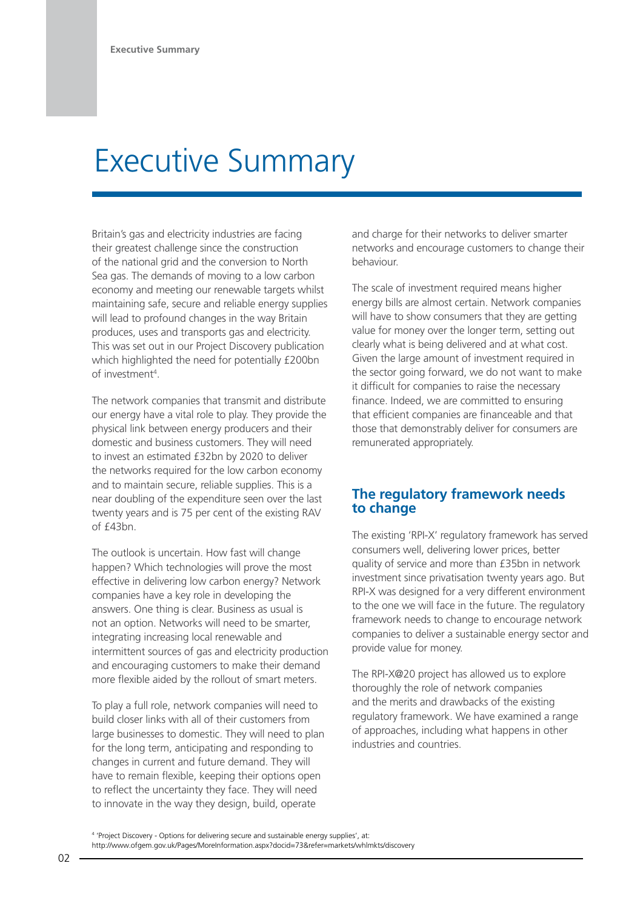# Executive Summary

Britain's gas and electricity industries are facing their greatest challenge since the construction of the national grid and the conversion to North Sea gas. The demands of moving to a low carbon economy and meeting our renewable targets whilst maintaining safe, secure and reliable energy supplies will lead to profound changes in the way Britain produces, uses and transports gas and electricity. This was set out in our Project Discovery publication which highlighted the need for potentially £200bn of investment[4].

The network companies that transmit and distribute our energy have a vital role to play. They provide the physical link between energy producers and their domestic and business customers. They will need to invest an estimated £32bn by 2020 to deliver the networks required for the low carbon economy and to maintain secure, reliable supplies. This is a near doubling of the expenditure seen over the last twenty years and is 75 per cent of the existing RAV of £43bn.

The outlook is uncertain. How fast will change happen? Which technologies will prove the most effective in delivering low carbon energy? Network companies have a key role in developing the answers. One thing is clear. Business as usual is not an option. Networks will need to be smarter, integrating increasing local renewable and intermittent sources of gas and electricity production and encouraging customers to make their demand more flexible aided by the rollout of smart meters.

To play a full role, network companies will need to build closer links with all of their customers from large businesses to domestic. They will need to plan for the long term, anticipating and responding to changes in current and future demand. They will have to remain flexible, keeping their options open to reflect the uncertainty they face. They will need to innovate in the way they design, build, operate and charge for their networks to deliver smarter networks and encourage customers to change their behaviour.

The scale of investment required means higher energy bills are almost certain. Network companies will have to show consumers that they are getting value for money over the longer term, setting out clearly what is being delivered and at what cost. Given the large amount of investment required in the sector going forward, we do not want to make it difficult for companies to raise the necessary finance. Indeed, we are committed to ensuring that efficient companies are financeable and that those that demonstrably deliver for consumers are remunerated appropriately.

## The regulatory framework needs to change

The existing 'RPI-X' regulatory framework has served consumers well, delivering lower prices, better quality of service and more than £35bn in network investment since privatisation twenty years ago. But RPI-X was designed for a very different environment to the one we will face in the future. The regulatory framework needs to change to encourage network companies to deliver a sustainable energy sector and provide value for money.

The RPI-X@20 project has allowed us to explore thoroughly the role of network companies and the merits and drawbacks of the existing regulatory framework. We have examined a range of approaches, including what happens in other industries and countries.

[4] 'Project Discovery - Options for delivering secure and sustainable energy supplies', at: http://www.ofgem.gov.uk/Pages/MoreInformation.aspx?docid=73&refer=markets/whlmkts/discovery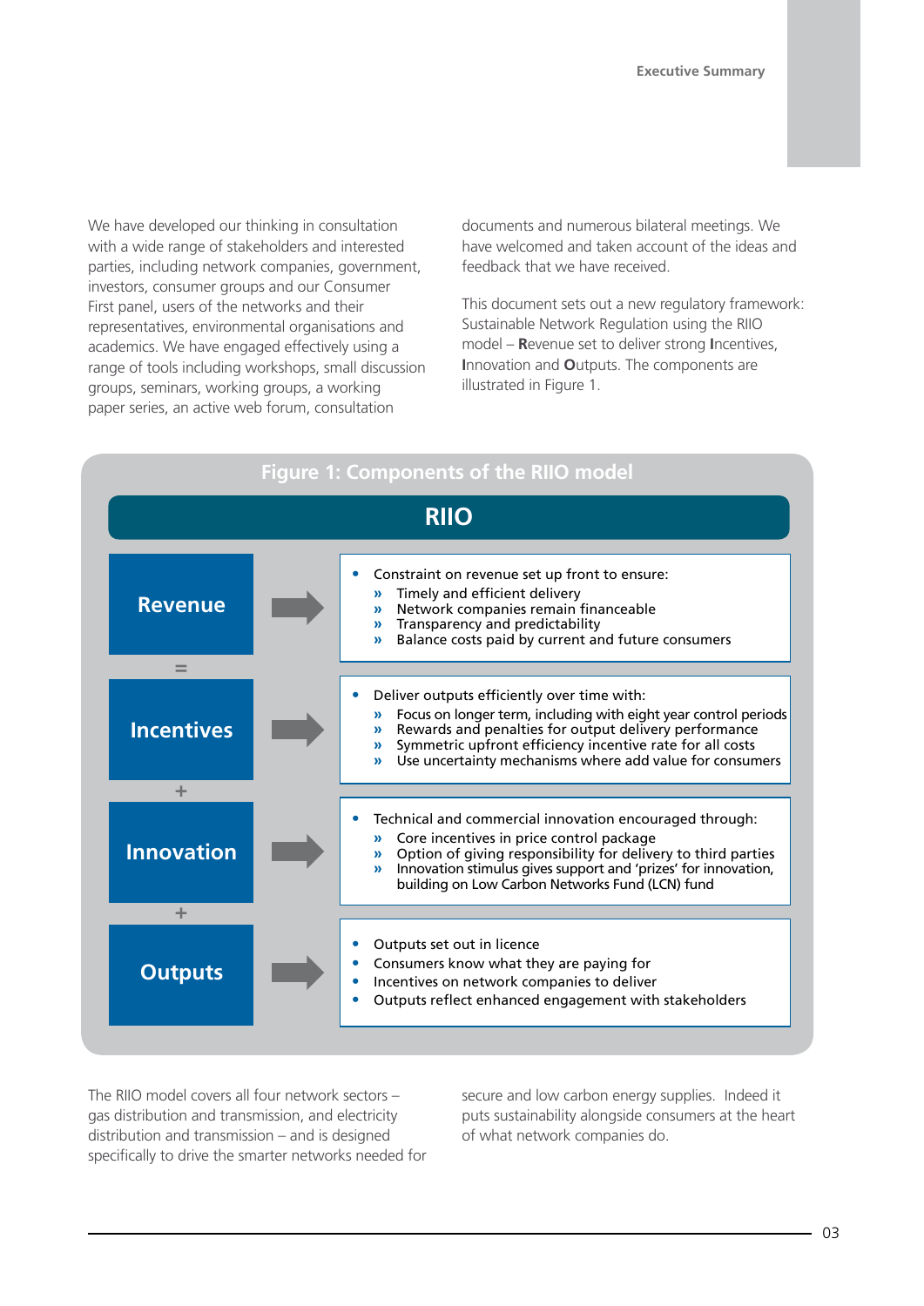We have developed our thinking in consultation with a wide range of stakeholders and interested parties, including network companies, government, investors, consumer groups and our Consumer First panel, users of the networks and their representatives, environmental organisations and academics. We have engaged effectively using a range of tools including workshops, small discussion groups, seminars, working groups, a working paper series, an active web forum, consultation documents and numerous bilateral meetings. We have welcomed and taken account of the ideas and feedback that we have received.

This document sets out a new regulatory framework: Sustainable Network Regulation using the RIIO model – **R**evenue set to deliver strong **I**ncentives, **I**nnovation and **O**utputs. The components are illustrated in Figure 1.

**Figure 1: Components of the RIIO model**

**RIIO**

**Revenue** →
- Constraint on revenue set up front to ensure:
  - » Timely and efficient delivery
  - » Network companies remain financeable
  - » Transparency and predictability
  - » Balance costs paid by current and future consumers

=

**Incentives** →
- Deliver outputs efficiently over time with:
  - » Focus on longer term, including with eight year control periods
  - » Rewards and penalties for output delivery performance
  - » Symmetric upfront efficiency incentive rate for all costs
  - » Use uncertainty mechanisms where add value for consumers

\+

**Innovation** →
- Technical and commercial innovation encouraged through:
  - » Core incentives in price control package
  - » Option of giving responsibility for delivery to third parties
  - » Innovation stimulus gives support and 'prizes' for innovation, building on Low Carbon Networks Fund (LCN) fund

\+

**Outputs** →
- Outputs set out in licence
- Consumers know what they are paying for
- Incentives on network companies to deliver
- Outputs reflect enhanced engagement with stakeholders

The RIIO model covers all four network sectors – gas distribution and transmission, and electricity distribution and transmission – and is designed specifically to drive the smarter networks needed for secure and low carbon energy supplies. Indeed it puts sustainability alongside consumers at the heart of what network companies do.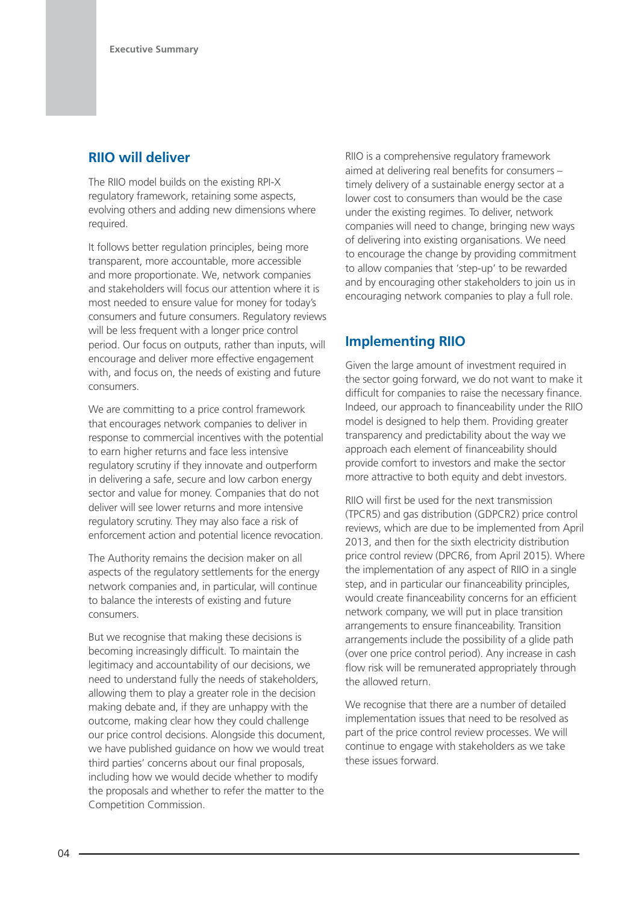## RIIO will deliver

The RIIO model builds on the existing RPI-X regulatory framework, retaining some aspects, evolving others and adding new dimensions where required.

It follows better regulation principles, being more transparent, more accountable, more accessible and more proportionate. We, network companies and stakeholders will focus our attention where it is most needed to ensure value for money for today's consumers and future consumers. Regulatory reviews will be less frequent with a longer price control period. Our focus on outputs, rather than inputs, will encourage and deliver more effective engagement with, and focus on, the needs of existing and future consumers.

We are committing to a price control framework that encourages network companies to deliver in response to commercial incentives with the potential to earn higher returns and face less intensive regulatory scrutiny if they innovate and outperform in delivering a safe, secure and low carbon energy sector and value for money. Companies that do not deliver will see lower returns and more intensive regulatory scrutiny. They may also face a risk of enforcement action and potential licence revocation.

The Authority remains the decision maker on all aspects of the regulatory settlements for the energy network companies and, in particular, will continue to balance the interests of existing and future consumers.

But we recognise that making these decisions is becoming increasingly difficult. To maintain the legitimacy and accountability of our decisions, we need to understand fully the needs of stakeholders, allowing them to play a greater role in the decision making debate and, if they are unhappy with the outcome, making clear how they could challenge our price control decisions. Alongside this document, we have published guidance on how we would treat third parties' concerns about our final proposals, including how we would decide whether to modify the proposals and whether to refer the matter to the Competition Commission.

RIIO is a comprehensive regulatory framework aimed at delivering real benefits for consumers – timely delivery of a sustainable energy sector at a lower cost to consumers than would be the case under the existing regimes. To deliver, network companies will need to change, bringing new ways of delivering into existing organisations. We need to encourage the change by providing commitment to allow companies that 'step-up' to be rewarded and by encouraging other stakeholders to join us in encouraging network companies to play a full role.

## Implementing RIIO

Given the large amount of investment required in the sector going forward, we do not want to make it difficult for companies to raise the necessary finance. Indeed, our approach to financeability under the RIIO model is designed to help them. Providing greater transparency and predictability about the way we approach each element of financeability should provide comfort to investors and make the sector more attractive to both equity and debt investors.

RIIO will first be used for the next transmission (TPCR5) and gas distribution (GDPCR2) price control reviews, which are due to be implemented from April 2013, and then for the sixth electricity distribution price control review (DPCR6, from April 2015). Where the implementation of any aspect of RIIO in a single step, and in particular our financeability principles, would create financeability concerns for an efficient network company, we will put in place transition arrangements to ensure financeability. Transition arrangements include the possibility of a glide path (over one price control period). Any increase in cash flow risk will be remunerated appropriately through the allowed return.

We recognise that there are a number of detailed implementation issues that need to be resolved as part of the price control review processes. We will continue to engage with stakeholders as we take these issues forward.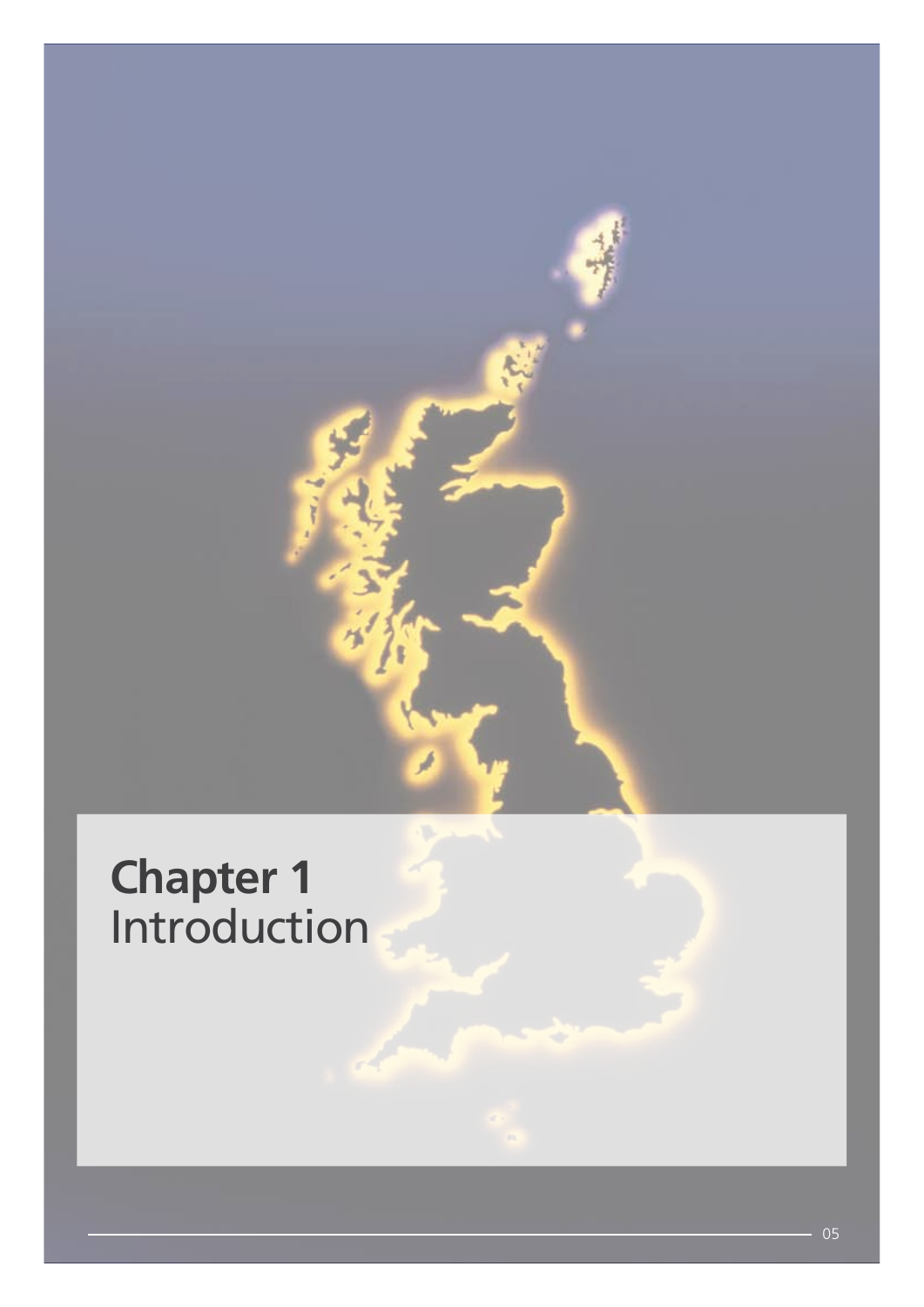# Chapter 1
Introduction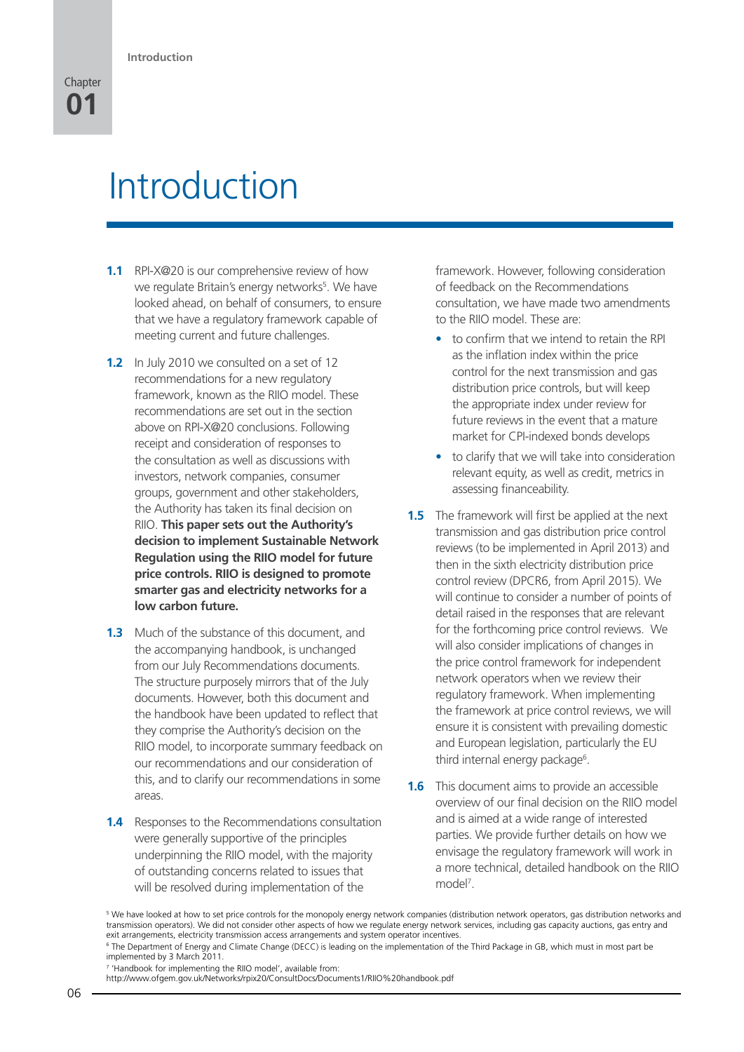# Introduction

**1.1** RPI-X@20 is our comprehensive review of how we regulate Britain's energy networks[5]. We have looked ahead, on behalf of consumers, to ensure that we have a regulatory framework capable of meeting current and future challenges.

**1.2** In July 2010 we consulted on a set of 12 recommendations for a new regulatory framework, known as the RIIO model. These recommendations are set out in the section above on RPI-X@20 conclusions. Following receipt and consideration of responses to the consultation as well as discussions with investors, network companies, consumer groups, government and other stakeholders, the Authority has taken its final decision on RIIO. **This paper sets out the Authority's decision to implement Sustainable Network Regulation using the RIIO model for future price controls. RIIO is designed to promote smarter gas and electricity networks for a low carbon future.**

**1.3** Much of the substance of this document, and the accompanying handbook, is unchanged from our July Recommendations documents. The structure purposely mirrors that of the July documents. However, both this document and the handbook have been updated to reflect that they comprise the Authority's decision on the RIIO model, to incorporate summary feedback on our recommendations and our consideration of this, and to clarify our recommendations in some areas.

**1.4** Responses to the Recommendations consultation were generally supportive of the principles underpinning the RIIO model, with the majority of outstanding concerns related to issues that will be resolved during implementation of the framework. However, following consideration of feedback on the Recommendations consultation, we have made two amendments to the RIIO model. These are:

- to confirm that we intend to retain the RPI as the inflation index within the price control for the next transmission and gas distribution price controls, but will keep the appropriate index under review for future reviews in the event that a mature market for CPI-indexed bonds develops
- to clarify that we will take into consideration relevant equity, as well as credit, metrics in assessing financeability.

**1.5** The framework will first be applied at the next transmission and gas distribution price control reviews (to be implemented in April 2013) and then in the sixth electricity distribution price control review (DPCR6, from April 2015). We will continue to consider a number of points of detail raised in the responses that are relevant for the forthcoming price control reviews. We will also consider implications of changes in the price control framework for independent network operators when we review their regulatory framework. When implementing the framework at price control reviews, we will ensure it is consistent with prevailing domestic and European legislation, particularly the EU third internal energy package[6].

**1.6** This document aims to provide an accessible overview of our final decision on the RIIO model and is aimed at a wide range of interested parties. We provide further details on how we envisage the regulatory framework will work in a more technical, detailed handbook on the RIIO model[7].

---

[5] We have looked at how to set price controls for the monopoly energy network companies (distribution network operators, gas distribution networks and transmission operators). We did not consider other aspects of how we regulate energy network services, including gas capacity auctions, gas entry and exit arrangements, electricity transmission access arrangements and system operator incentives.

[6] The Department of Energy and Climate Change (DECC) is leading on the implementation of the Third Package in GB, which must in most part be implemented by 3 March 2011.

[7] 'Handbook for implementing the RIIO model', available from: http://www.ofgem.gov.uk/Networks/rpix20/ConsultDocs/Documents1/RIIO%20handbook.pdf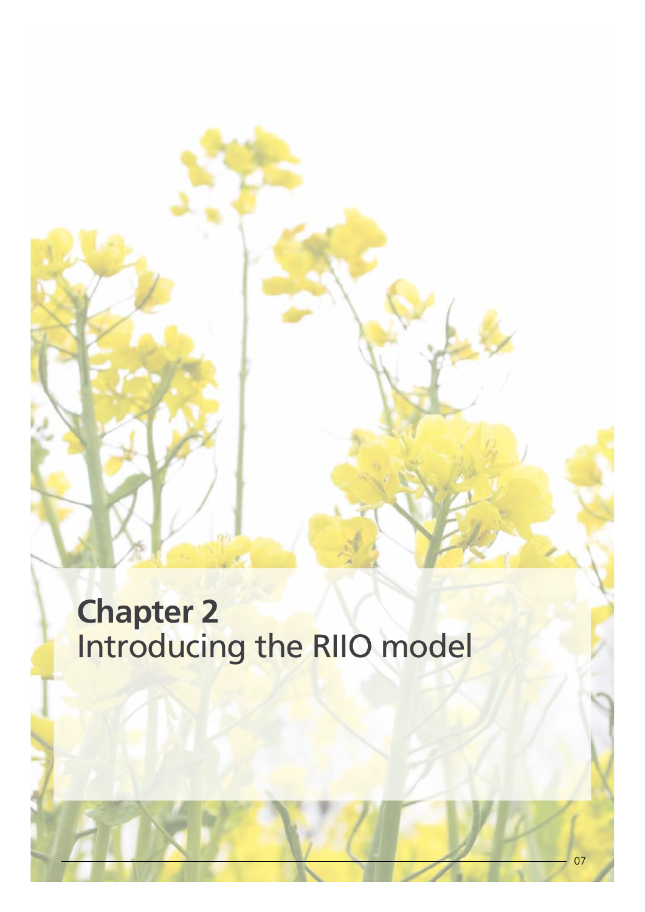# Chapter 2
Introducing the RIIO model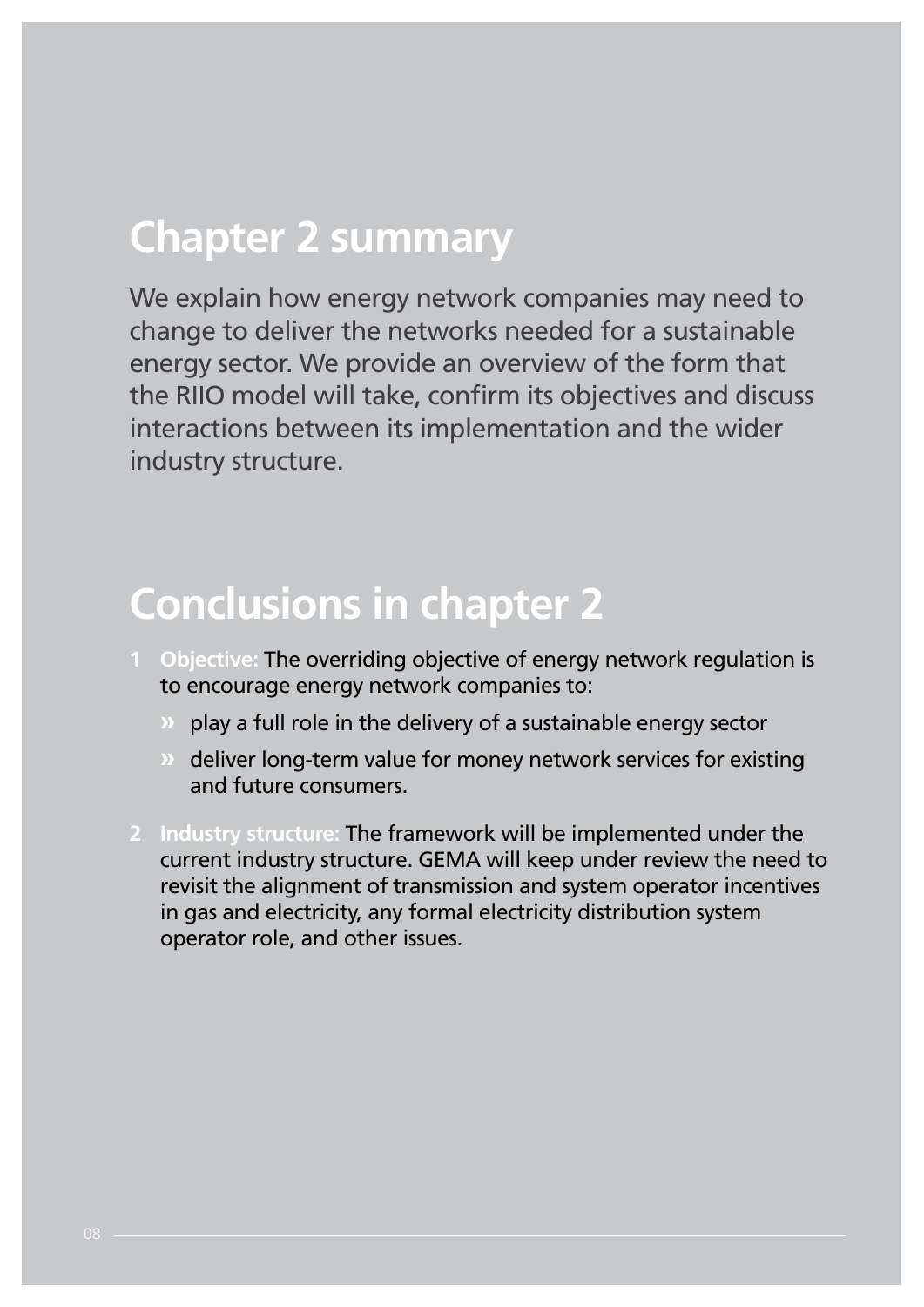## Chapter 2 summary

We explain how energy network companies may need to change to deliver the networks needed for a sustainable energy sector. We provide an overview of the form that the RIIO model will take, confirm its objectives and discuss interactions between its implementation and the wider industry structure.

## Conclusions in chapter 2

1. **Objective:** The overriding objective of energy network regulation is to encourage energy network companies to:
   - play a full role in the delivery of a sustainable energy sector
   - deliver long-term value for money network services for existing and future consumers.
2. **Industry structure:** The framework will be implemented under the current industry structure. GEMA will keep under review the need to revisit the alignment of transmission and system operator incentives in gas and electricity, any formal electricity distribution system operator role, and other issues.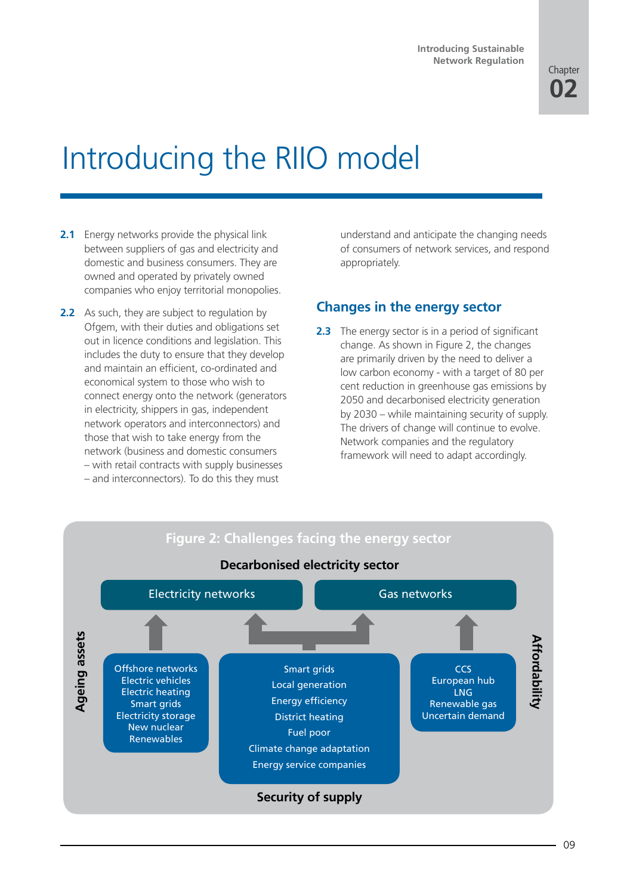# Introducing the RIIO model

**2.1** Energy networks provide the physical link between suppliers of gas and electricity and domestic and business consumers. They are owned and operated by privately owned companies who enjoy territorial monopolies.

**2.2** As such, they are subject to regulation by Ofgem, with their duties and obligations set out in licence conditions and legislation. This includes the duty to ensure that they develop and maintain an efficient, co-ordinated and economical system to those who wish to connect energy onto the network (generators in electricity, shippers in gas, independent network operators and interconnectors) and those that wish to take energy from the network (business and domestic consumers – with retail contracts with supply businesses – and interconnectors). To do this they must understand and anticipate the changing needs of consumers of network services, and respond appropriately.

## Changes in the energy sector

**2.3** The energy sector is in a period of significant change. As shown in Figure 2, the changes are primarily driven by the need to deliver a low carbon economy - with a target of 80 per cent reduction in greenhouse gas emissions by 2050 and decarbonised electricity generation by 2030 – while maintaining security of supply. The drivers of change will continue to evolve. Network companies and the regulatory framework will need to adapt accordingly.

**Figure 2: Challenges facing the energy sector**

**Decarbonised electricity sector**

Electricity networks | Gas networks

Offshore networks
Electric vehicles
Electric heating
Smart grids
Electricity storage
New nuclear
Renewables

Smart grids
Local generation
Energy efficiency
District heating
Fuel poor
Climate change adaptation
Energy service companies

CCS
European hub
LNG
Renewable gas
Uncertain demand

**Ageing assets** | **Affordability**

**Security of supply**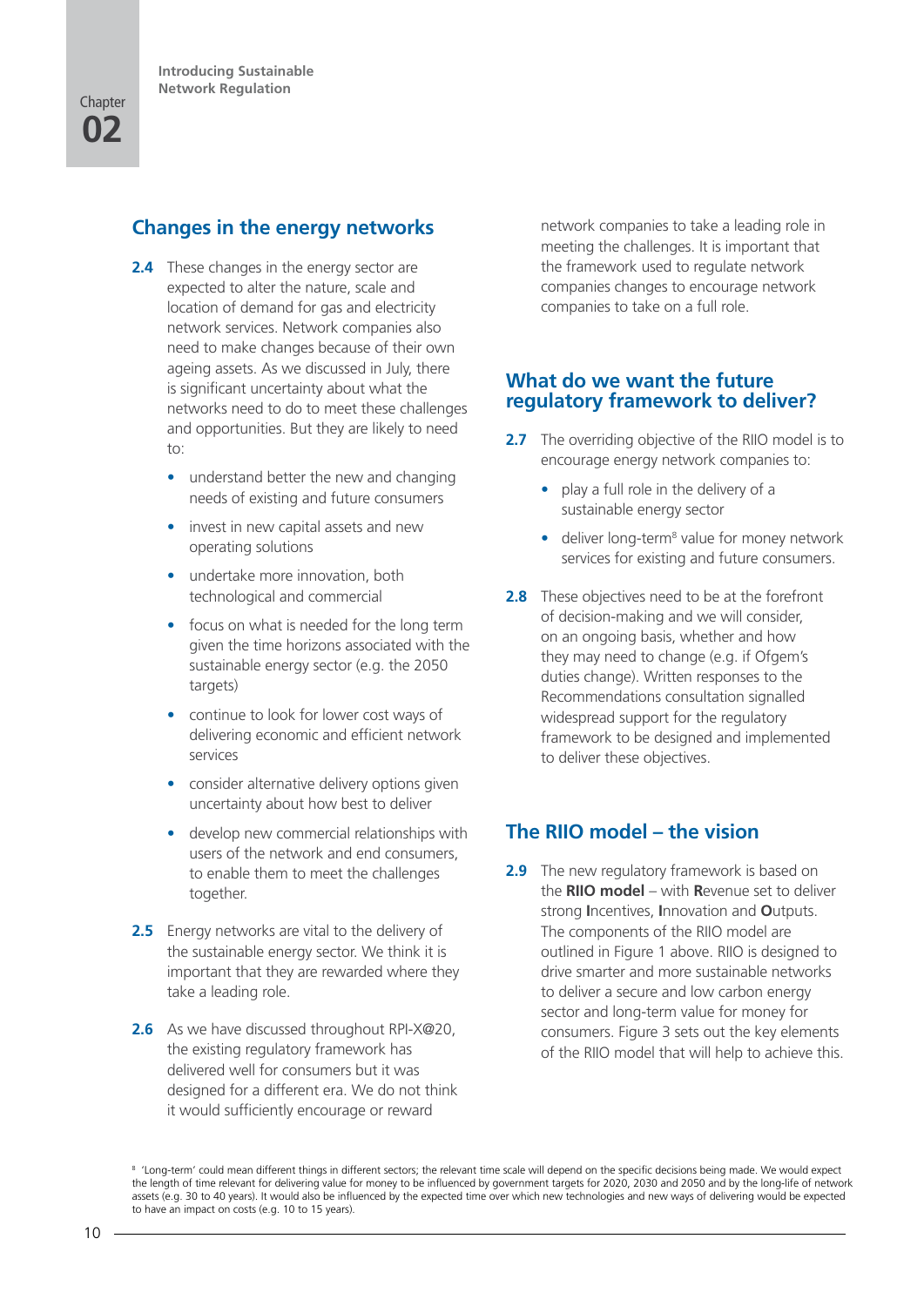## Changes in the energy networks

**2.4** These changes in the energy sector are expected to alter the nature, scale and location of demand for gas and electricity network services. Network companies also need to make changes because of their own ageing assets. As we discussed in July, there is significant uncertainty about what the networks need to do to meet these challenges and opportunities. But they are likely to need to:

- understand better the new and changing needs of existing and future consumers
- invest in new capital assets and new operating solutions
- undertake more innovation, both technological and commercial
- focus on what is needed for the long term given the time horizons associated with the sustainable energy sector (e.g. the 2050 targets)
- continue to look for lower cost ways of delivering economic and efficient network services
- consider alternative delivery options given uncertainty about how best to deliver
- develop new commercial relationships with users of the network and end consumers, to enable them to meet the challenges together.

**2.5** Energy networks are vital to the delivery of the sustainable energy sector. We think it is important that they are rewarded where they take a leading role.

**2.6** As we have discussed throughout RPI-X@20, the existing regulatory framework has delivered well for consumers but it was designed for a different era. We do not think it would sufficiently encourage or reward network companies to take a leading role in meeting the challenges. It is important that the framework used to regulate network companies changes to encourage network companies to take on a full role.

## What do we want the future regulatory framework to deliver?

**2.7** The overriding objective of the RIIO model is to encourage energy network companies to:

- play a full role in the delivery of a sustainable energy sector
- deliver long-term[8] value for money network services for existing and future consumers.

**2.8** These objectives need to be at the forefront of decision-making and we will consider, on an ongoing basis, whether and how they may need to change (e.g. if Ofgem's duties change). Written responses to the Recommendations consultation signalled widespread support for the regulatory framework to be designed and implemented to deliver these objectives.

## The RIIO model – the vision

**2.9** The new regulatory framework is based on the **RIIO model** – with **R**evenue set to deliver strong **I**ncentives, **I**nnovation and **O**utputs. The components of the RIIO model are outlined in Figure 1 above. RIIO is designed to drive smarter and more sustainable networks to deliver a secure and low carbon energy sector and long-term value for money for consumers. Figure 3 sets out the key elements of the RIIO model that will help to achieve this.

[8] 'Long-term' could mean different things in different sectors; the relevant time scale will depend on the specific decisions being made. We would expect the length of time relevant for delivering value for money to be influenced by government targets for 2020, 2030 and 2050 and by the long-life of network assets (e.g. 30 to 40 years). It would also be influenced by the expected time over which new technologies and new ways of delivering would be expected to have an impact on costs (e.g. 10 to 15 years).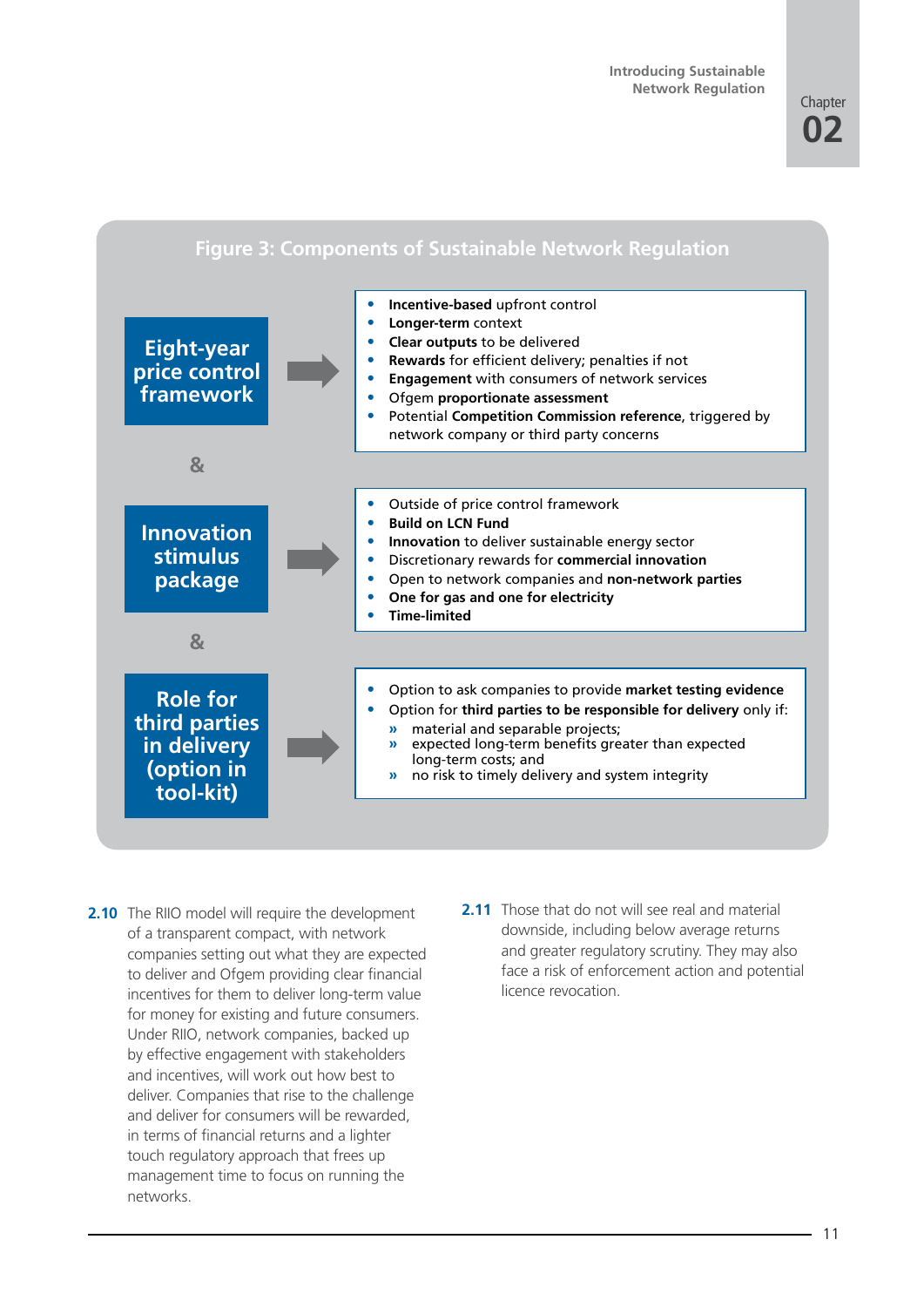**Figure 3: Components of Sustainable Network Regulation**

**Eight-year price control framework**

- **Incentive-based** upfront control
- **Longer-term** context
- **Clear outputs** to be delivered
- **Rewards** for efficient delivery; penalties if not
- **Engagement** with consumers of network services
- Ofgem **proportionate assessment**
- Potential **Competition Commission reference**, triggered by network company or third party concerns

&

**Innovation stimulus package**

- Outside of price control framework
- **Build on LCN Fund**
- **Innovation** to deliver sustainable energy sector
- Discretionary rewards for **commercial innovation**
- Open to network companies and **non-network parties**
- **One for gas and one for electricity**
- **Time-limited**

&

**Role for third parties in delivery (option in tool-kit)**

- Option to ask companies to provide **market testing evidence**
- Option for **third parties to be responsible for delivery** only if:
  - » material and separable projects;
  - » expected long-term benefits greater than expected long-term costs; and
  - » no risk to timely delivery and system integrity

**2.10** The RIIO model will require the development of a transparent compact, with network companies setting out what they are expected to deliver and Ofgem providing clear financial incentives for them to deliver long-term value for money for existing and future consumers. Under RIIO, network companies, backed up by effective engagement with stakeholders and incentives, will work out how best to deliver. Companies that rise to the challenge and deliver for consumers will be rewarded, in terms of financial returns and a lighter touch regulatory approach that frees up management time to focus on running the networks.

**2.11** Those that do not will see real and material downside, including below average returns and greater regulatory scrutiny. They may also face a risk of enforcement action and potential licence revocation.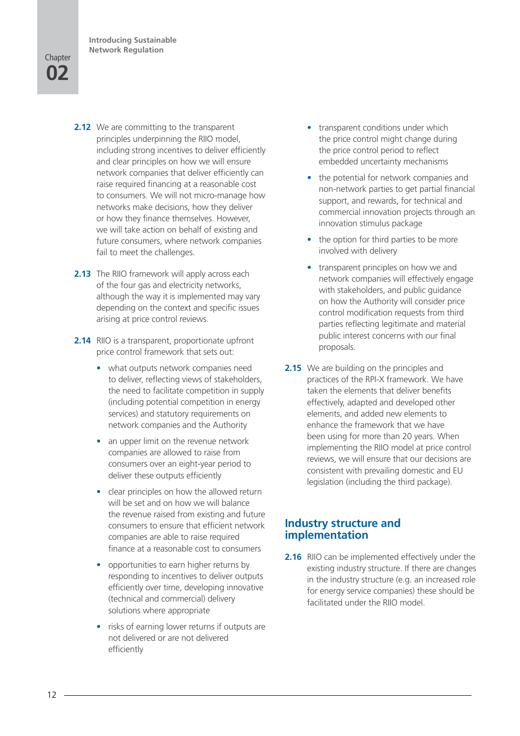**2.12** We are committing to the transparent principles underpinning the RIIO model, including strong incentives to deliver efficiently and clear principles on how we will ensure network companies that deliver efficiently can raise required financing at a reasonable cost to consumers. We will not micro-manage how networks make decisions, how they deliver or how they finance themselves. However, we will take action on behalf of existing and future consumers, where network companies fail to meet the challenges.

**2.13** The RIIO framework will apply across each of the four gas and electricity networks, although the way it is implemented may vary depending on the context and specific issues arising at price control reviews.

**2.14** RIIO is a transparent, proportionate upfront price control framework that sets out:

- what outputs network companies need to deliver, reflecting views of stakeholders, the need to facilitate competition in supply (including potential competition in energy services) and statutory requirements on network companies and the Authority
- an upper limit on the revenue network companies are allowed to raise from consumers over an eight-year period to deliver these outputs efficiently
- clear principles on how the allowed return will be set and on how we will balance the revenue raised from existing and future consumers to ensure that efficient network companies are able to raise required finance at a reasonable cost to consumers
- opportunities to earn higher returns by responding to incentives to deliver outputs efficiently over time, developing innovative (technical and commercial) delivery solutions where appropriate
- risks of earning lower returns if outputs are not delivered or are not delivered efficiently
- transparent conditions under which the price control might change during the price control period to reflect embedded uncertainty mechanisms
- the potential for network companies and non-network parties to get partial financial support, and rewards, for technical and commercial innovation projects through an innovation stimulus package
- the option for third parties to be more involved with delivery
- transparent principles on how we and network companies will effectively engage with stakeholders, and public guidance on how the Authority will consider price control modification requests from third parties reflecting legitimate and material public interest concerns with our final proposals.

**2.15** We are building on the principles and practices of the RPI-X framework. We have taken the elements that deliver benefits effectively, adapted and developed other elements, and added new elements to enhance the framework that we have been using for more than 20 years. When implementing the RIIO model at price control reviews, we will ensure that our decisions are consistent with prevailing domestic and EU legislation (including the third package).

## Industry structure and implementation

**2.16** RIIO can be implemented effectively under the existing industry structure. If there are changes in the industry structure (e.g. an increased role for energy service companies) these should be facilitated under the RIIO model.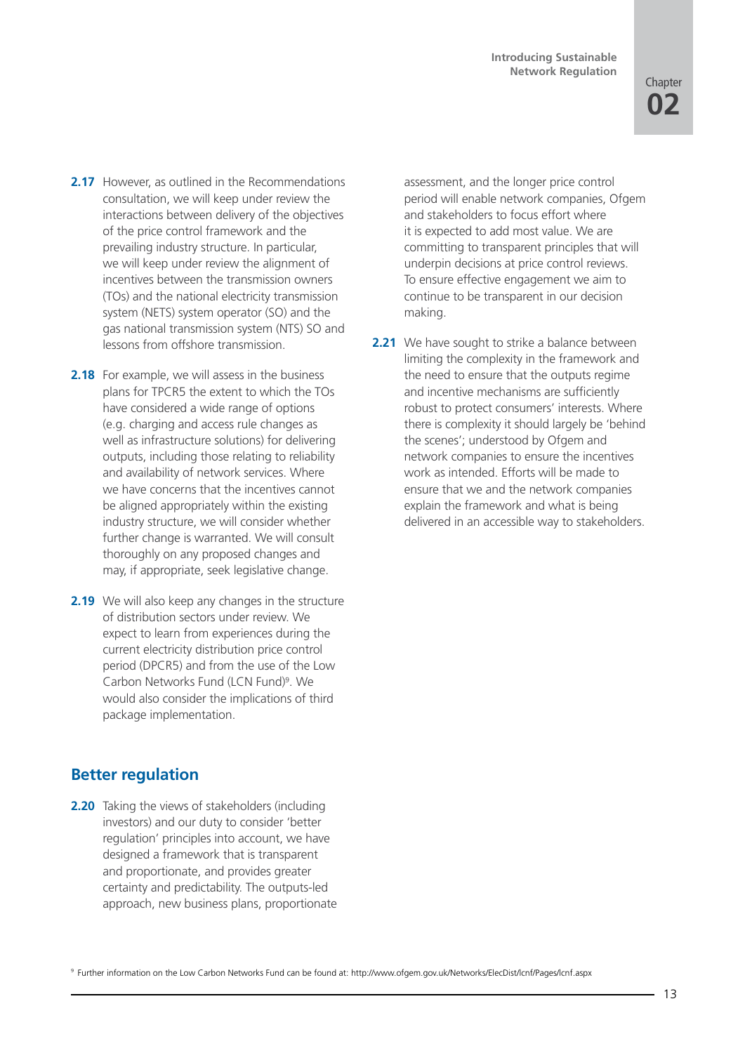**2.17** However, as outlined in the Recommendations consultation, we will keep under review the interactions between delivery of the objectives of the price control framework and the prevailing industry structure. In particular, we will keep under review the alignment of incentives between the transmission owners (TOs) and the national electricity transmission system (NETS) system operator (SO) and the gas national transmission system (NTS) SO and lessons from offshore transmission.

**2.18** For example, we will assess in the business plans for TPCR5 the extent to which the TOs have considered a wide range of options (e.g. charging and access rule changes as well as infrastructure solutions) for delivering outputs, including those relating to reliability and availability of network services. Where we have concerns that the incentives cannot be aligned appropriately within the existing industry structure, we will consider whether further change is warranted. We will consult thoroughly on any proposed changes and may, if appropriate, seek legislative change.

**2.19** We will also keep any changes in the structure of distribution sectors under review. We expect to learn from experiences during the current electricity distribution price control period (DPCR5) and from the use of the Low Carbon Networks Fund (LCN Fund)[9]. We would also consider the implications of third package implementation.

## Better regulation

**2.20** Taking the views of stakeholders (including investors) and our duty to consider 'better regulation' principles into account, we have designed a framework that is transparent and proportionate, and provides greater certainty and predictability. The outputs-led approach, new business plans, proportionate assessment, and the longer price control period will enable network companies, Ofgem and stakeholders to focus effort where it is expected to add most value. We are committing to transparent principles that will underpin decisions at price control reviews. To ensure effective engagement we aim to continue to be transparent in our decision making.

**2.21** We have sought to strike a balance between limiting the complexity in the framework and the need to ensure that the outputs regime and incentive mechanisms are sufficiently robust to protect consumers' interests. Where there is complexity it should largely be 'behind the scenes'; understood by Ofgem and network companies to ensure the incentives work as intended. Efforts will be made to ensure that we and the network companies explain the framework and what is being delivered in an accessible way to stakeholders.

[9] Further information on the Low Carbon Networks Fund can be found at: http://www.ofgem.gov.uk/Networks/ElecDist/lcnf/Pages/lcnf.aspx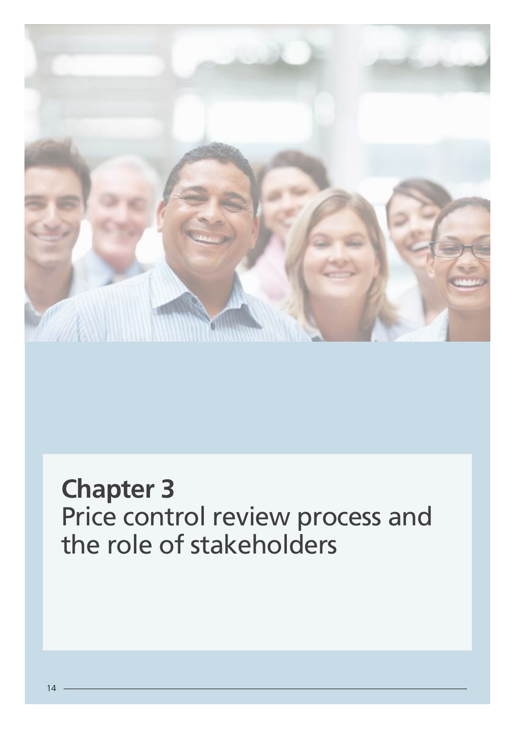# Chapter 3
Price control review process and the role of stakeholders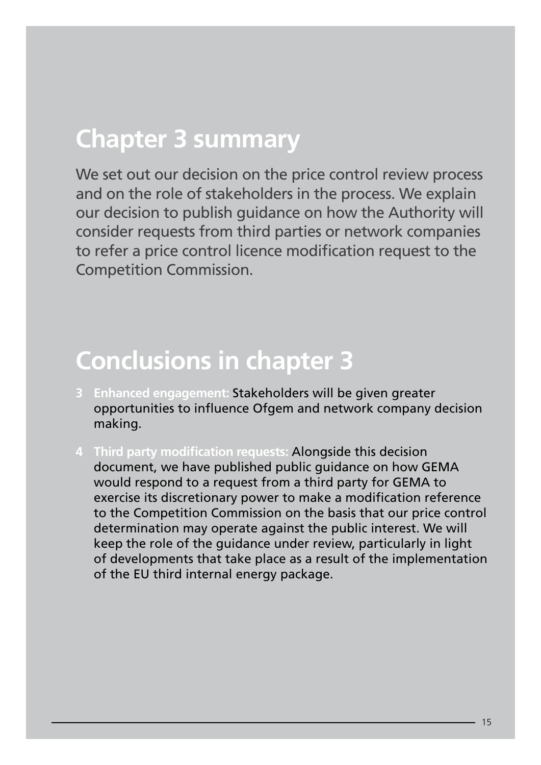## Chapter 3 summary

We set out our decision on the price control review process and on the role of stakeholders in the process. We explain our decision to publish guidance on how the Authority will consider requests from third parties or network companies to refer a price control licence modification request to the Competition Commission.

## Conclusions in chapter 3

3 **Enhanced engagement:** Stakeholders will be given greater opportunities to influence Ofgem and network company decision making.

4 **Third party modification requests:** Alongside this decision document, we have published public guidance on how GEMA would respond to a request from a third party for GEMA to exercise its discretionary power to make a modification reference to the Competition Commission on the basis that our price control determination may operate against the public interest. We will keep the role of the guidance under review, particularly in light of developments that take place as a result of the implementation of the EU third internal energy package.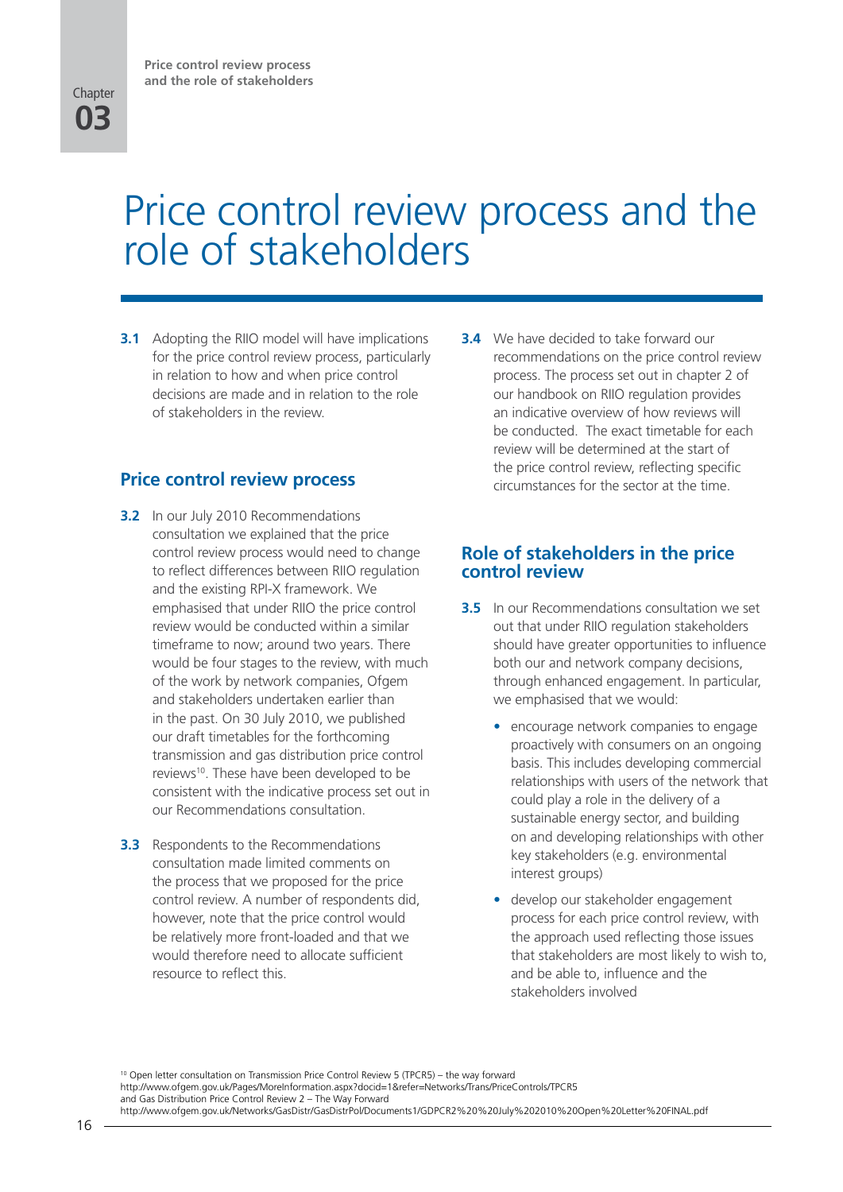# Price control review process and the role of stakeholders

**3.1** Adopting the RIIO model will have implications for the price control review process, particularly in relation to how and when price control decisions are made and in relation to the role of stakeholders in the review.

## Price control review process

**3.2** In our July 2010 Recommendations consultation we explained that the price control review process would need to change to reflect differences between RIIO regulation and the existing RPI-X framework. We emphasised that under RIIO the price control review would be conducted within a similar timeframe to now; around two years. There would be four stages to the review, with much of the work by network companies, Ofgem and stakeholders undertaken earlier than in the past. On 30 July 2010, we published our draft timetables for the forthcoming transmission and gas distribution price control reviews[10]. These have been developed to be consistent with the indicative process set out in our Recommendations consultation.

**3.3** Respondents to the Recommendations consultation made limited comments on the process that we proposed for the price control review. A number of respondents did, however, note that the price control would be relatively more front-loaded and that we would therefore need to allocate sufficient resource to reflect this.

**3.4** We have decided to take forward our recommendations on the price control review process. The process set out in chapter 2 of our handbook on RIIO regulation provides an indicative overview of how reviews will be conducted. The exact timetable for each review will be determined at the start of the price control review, reflecting specific circumstances for the sector at the time.

## Role of stakeholders in the price control review

**3.5** In our Recommendations consultation we set out that under RIIO regulation stakeholders should have greater opportunities to influence both our and network company decisions, through enhanced engagement. In particular, we emphasised that we would:

- encourage network companies to engage proactively with consumers on an ongoing basis. This includes developing commercial relationships with users of the network that could play a role in the delivery of a sustainable energy sector, and building on and developing relationships with other key stakeholders (e.g. environmental interest groups)
- develop our stakeholder engagement process for each price control review, with the approach used reflecting those issues that stakeholders are most likely to wish to, and be able to, influence and the stakeholders involved

[10] Open letter consultation on Transmission Price Control Review 5 (TPCR5) – the way forward
http://www.ofgem.gov.uk/Pages/MoreInformation.aspx?docid=1&refer=Networks/Trans/PriceControls/TPCR5
and Gas Distribution Price Control Review 2 – The Way Forward
http://www.ofgem.gov.uk/Networks/GasDistr/GasDistrPol/Documents1/GDPCR2%20%20July%202010%20Open%20Letter%20FINAL.pdf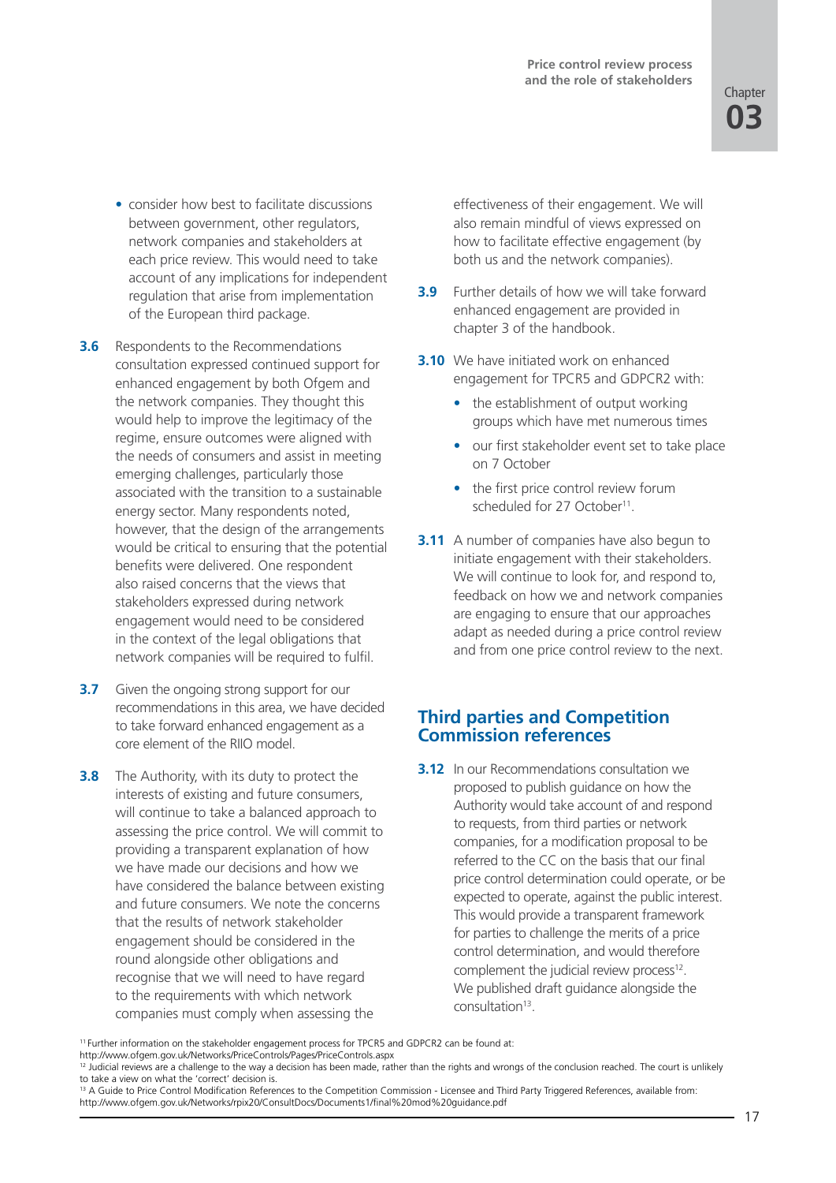- consider how best to facilitate discussions between government, other regulators, network companies and stakeholders at each price review. This would need to take account of any implications for independent regulation that arise from implementation of the European third package.

**3.6** Respondents to the Recommendations consultation expressed continued support for enhanced engagement by both Ofgem and the network companies. They thought this would help to improve the legitimacy of the regime, ensure outcomes were aligned with the needs of consumers and assist in meeting emerging challenges, particularly those associated with the transition to a sustainable energy sector. Many respondents noted, however, that the design of the arrangements would be critical to ensuring that the potential benefits were delivered. One respondent also raised concerns that the views that stakeholders expressed during network engagement would need to be considered in the context of the legal obligations that network companies will be required to fulfil.

**3.7** Given the ongoing strong support for our recommendations in this area, we have decided to take forward enhanced engagement as a core element of the RIIO model.

**3.8** The Authority, with its duty to protect the interests of existing and future consumers, will continue to take a balanced approach to assessing the price control. We will commit to providing a transparent explanation of how we have made our decisions and how we have considered the balance between existing and future consumers. We note the concerns that the results of network stakeholder engagement should be considered in the round alongside other obligations and recognise that we will need to have regard to the requirements with which network companies must comply when assessing the effectiveness of their engagement. We will also remain mindful of views expressed on how to facilitate effective engagement (by both us and the network companies).

**3.9** Further details of how we will take forward enhanced engagement are provided in chapter 3 of the handbook.

**3.10** We have initiated work on enhanced engagement for TPCR5 and GDPCR2 with:

- the establishment of output working groups which have met numerous times
- our first stakeholder event set to take place on 7 October
- the first price control review forum scheduled for 27 October[11].

**3.11** A number of companies have also begun to initiate engagement with their stakeholders. We will continue to look for, and respond to, feedback on how we and network companies are engaging to ensure that our approaches adapt as needed during a price control review and from one price control review to the next.

## Third parties and Competition Commission references

**3.12** In our Recommendations consultation we proposed to publish guidance on how the Authority would take account of and respond to requests, from third parties or network companies, for a modification proposal to be referred to the CC on the basis that our final price control determination could operate, or be expected to operate, against the public interest. This would provide a transparent framework for parties to challenge the merits of a price control determination, and would therefore complement the judicial review process[12]. We published draft guidance alongside the consultation[13].

[11] Further information on the stakeholder engagement process for TPCR5 and GDPCR2 can be found at: http://www.ofgem.gov.uk/Networks/PriceControls/Pages/PriceControls.aspx

[12] Judicial reviews are a challenge to the way a decision has been made, rather than the rights and wrongs of the conclusion reached. The court is unlikely to take a view on what the 'correct' decision is.

[13] A Guide to Price Control Modification References to the Competition Commission - Licensee and Third Party Triggered References, available from: http://www.ofgem.gov.uk/Networks/rpix20/ConsultDocs/Documents1/final%20mod%20guidance.pdf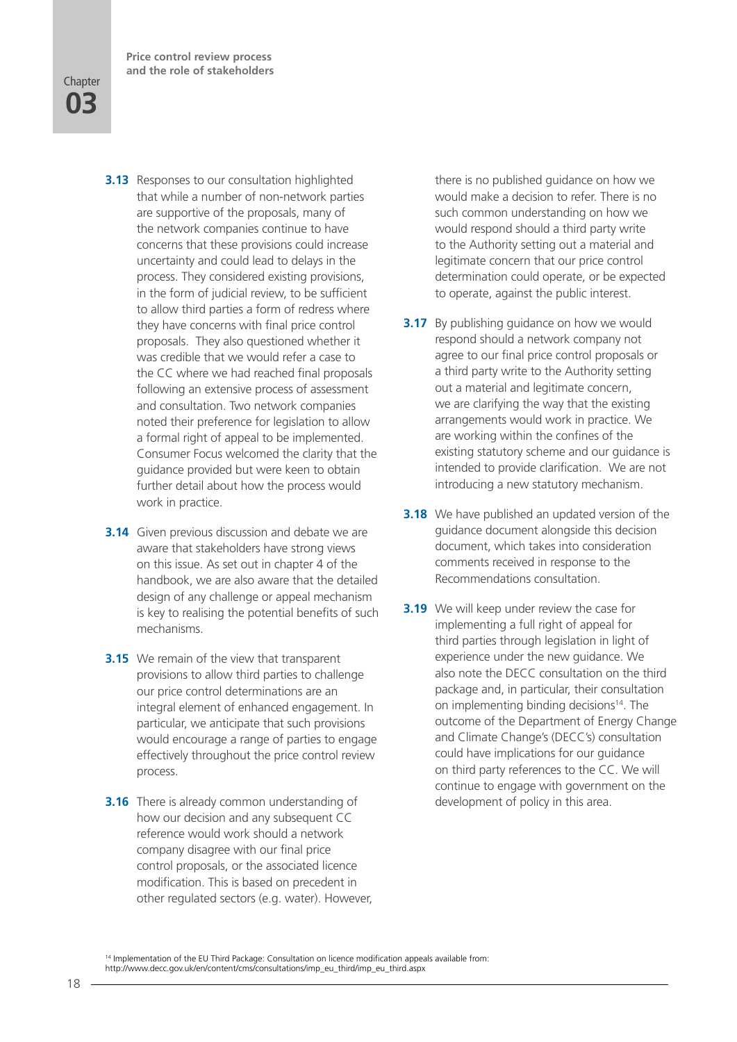**3.13** Responses to our consultation highlighted that while a number of non-network parties are supportive of the proposals, many of the network companies continue to have concerns that these provisions could increase uncertainty and could lead to delays in the process. They considered existing provisions, in the form of judicial review, to be sufficient to allow third parties a form of redress where they have concerns with final price control proposals. They also questioned whether it was credible that we would refer a case to the CC where we had reached final proposals following an extensive process of assessment and consultation. Two network companies noted their preference for legislation to allow a formal right of appeal to be implemented. Consumer Focus welcomed the clarity that the guidance provided but were keen to obtain further detail about how the process would work in practice.

**3.14** Given previous discussion and debate we are aware that stakeholders have strong views on this issue. As set out in chapter 4 of the handbook, we are also aware that the detailed design of any challenge or appeal mechanism is key to realising the potential benefits of such mechanisms.

**3.15** We remain of the view that transparent provisions to allow third parties to challenge our price control determinations are an integral element of enhanced engagement. In particular, we anticipate that such provisions would encourage a range of parties to engage effectively throughout the price control review process.

**3.16** There is already common understanding of how our decision and any subsequent CC reference would work should a network company disagree with our final price control proposals, or the associated licence modification. This is based on precedent in other regulated sectors (e.g. water). However, there is no published guidance on how we would make a decision to refer. There is no such common understanding on how we would respond should a third party write to the Authority setting out a material and legitimate concern that our price control determination could operate, or be expected to operate, against the public interest.

**3.17** By publishing guidance on how we would respond should a network company not agree to our final price control proposals or a third party write to the Authority setting out a material and legitimate concern, we are clarifying the way that the existing arrangements would work in practice. We are working within the confines of the existing statutory scheme and our guidance is intended to provide clarification. We are not introducing a new statutory mechanism.

**3.18** We have published an updated version of the guidance document alongside this decision document, which takes into consideration comments received in response to the Recommendations consultation.

**3.19** We will keep under review the case for implementing a full right of appeal for third parties through legislation in light of experience under the new guidance. We also note the DECC consultation on the third package and, in particular, their consultation on implementing binding decisions[14]. The outcome of the Department of Energy Change and Climate Change's (DECC's) consultation could have implications for our guidance on third party references to the CC. We will continue to engage with government on the development of policy in this area.

[14] Implementation of the EU Third Package: Consultation on licence modification appeals available from: http://www.decc.gov.uk/en/content/cms/consultations/imp_eu_third/imp_eu_third.aspx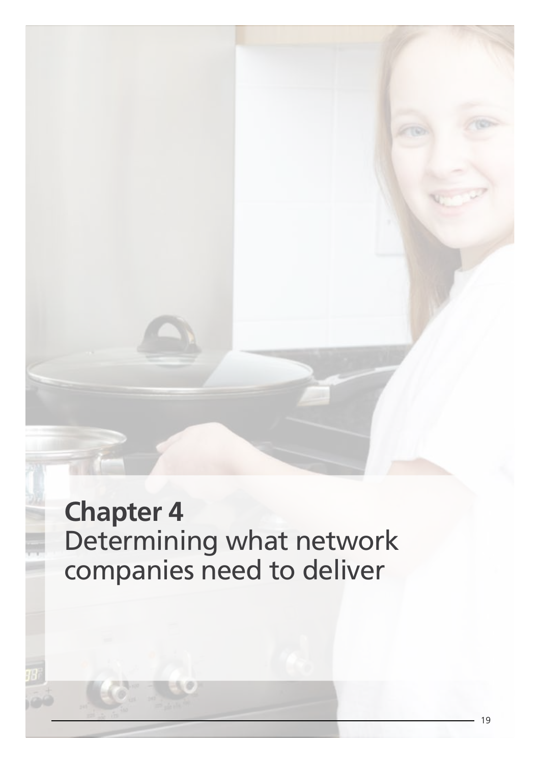# Chapter 4
Determining what network companies need to deliver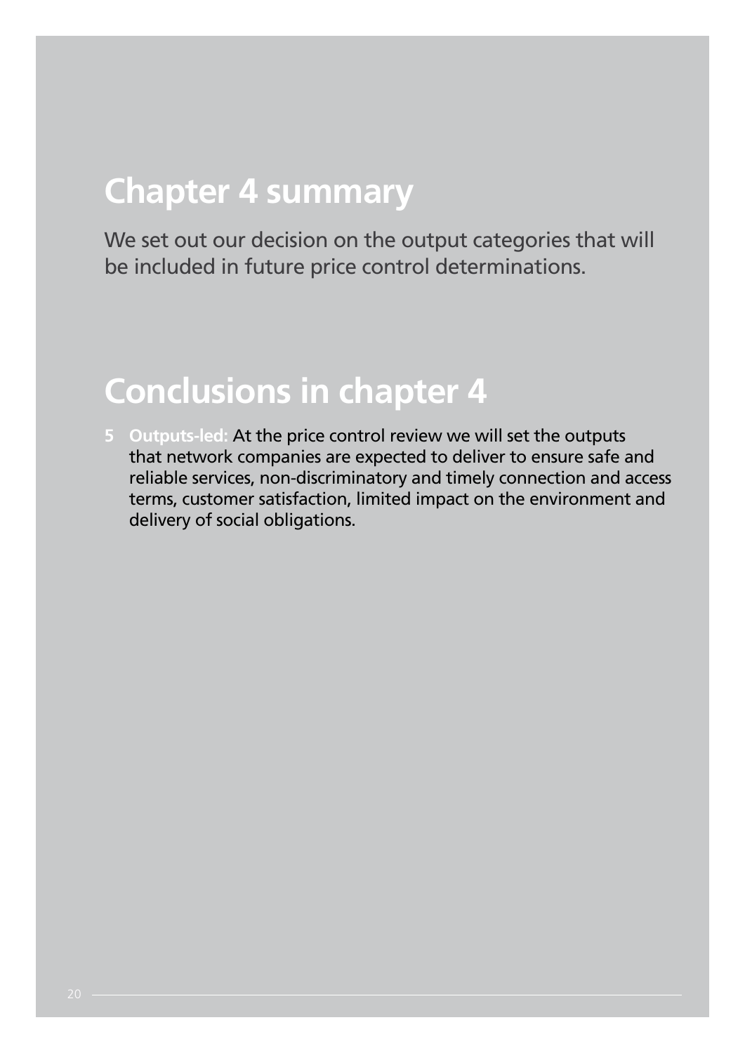## Chapter 4 summary

We set out our decision on the output categories that will be included in future price control determinations.

## Conclusions in chapter 4

5 **Outputs-led:** At the price control review we will set the outputs that network companies are expected to deliver to ensure safe and reliable services, non-discriminatory and timely connection and access terms, customer satisfaction, limited impact on the environment and delivery of social obligations.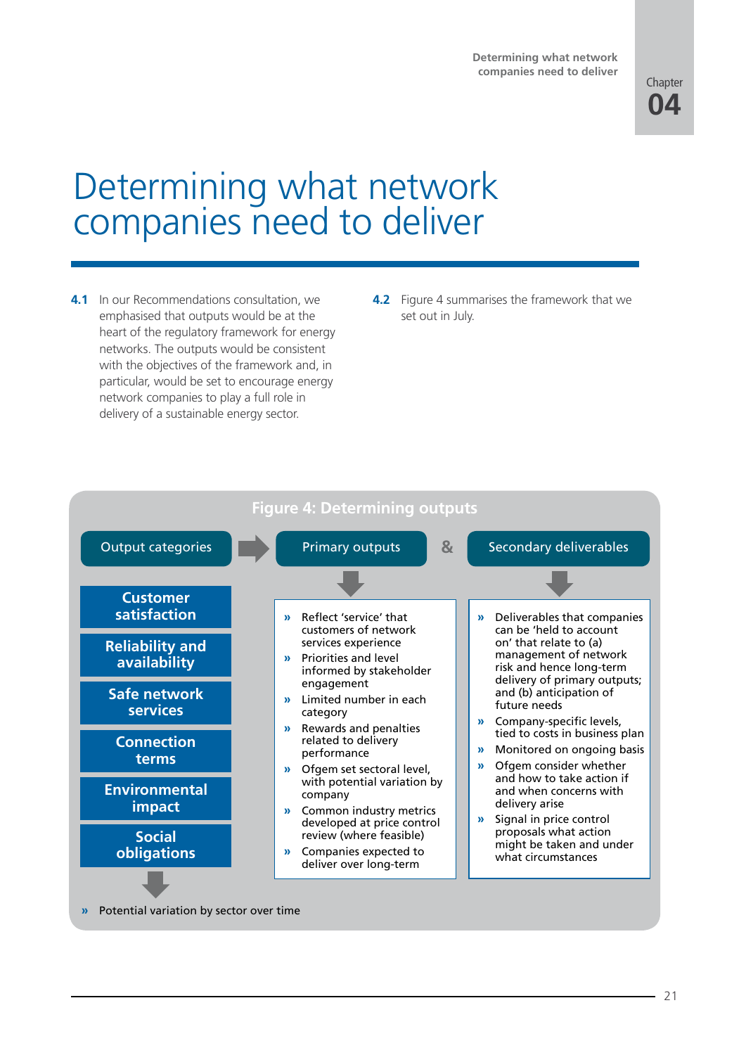# Determining what network companies need to deliver

**4.1** In our Recommendations consultation, we emphasised that outputs would be at the heart of the regulatory framework for energy networks. The outputs would be consistent with the objectives of the framework and, in particular, would be set to encourage energy network companies to play a full role in delivery of a sustainable energy sector.

**4.2** Figure 4 summarises the framework that we set out in July.

**Figure 4: Determining outputs**

**Output categories** → **Primary outputs** & **Secondary deliverables**

**Output categories:**

- Customer satisfaction
- Reliability and availability
- Safe network services
- Connection terms
- Environmental impact
- Social obligations

» Potential variation by sector over time

**Primary outputs:**

» Reflect 'service' that customers of network services experience
» Priorities and level informed by stakeholder engagement
» Limited number in each category
» Rewards and penalties related to delivery performance
» Ofgem set sectoral level, with potential variation by company
» Common industry metrics developed at price control review (where feasible)
» Companies expected to deliver over long-term

**Secondary deliverables:**

» Deliverables that companies can be 'held to account on' that relate to (a) management of network risk and hence long-term delivery of primary outputs; and (b) anticipation of future needs
» Company-specific levels, tied to costs in business plan
» Monitored on ongoing basis
» Ofgem consider whether and how to take action if and when concerns with delivery arise
» Signal in price control proposals what action might be taken and under what circumstances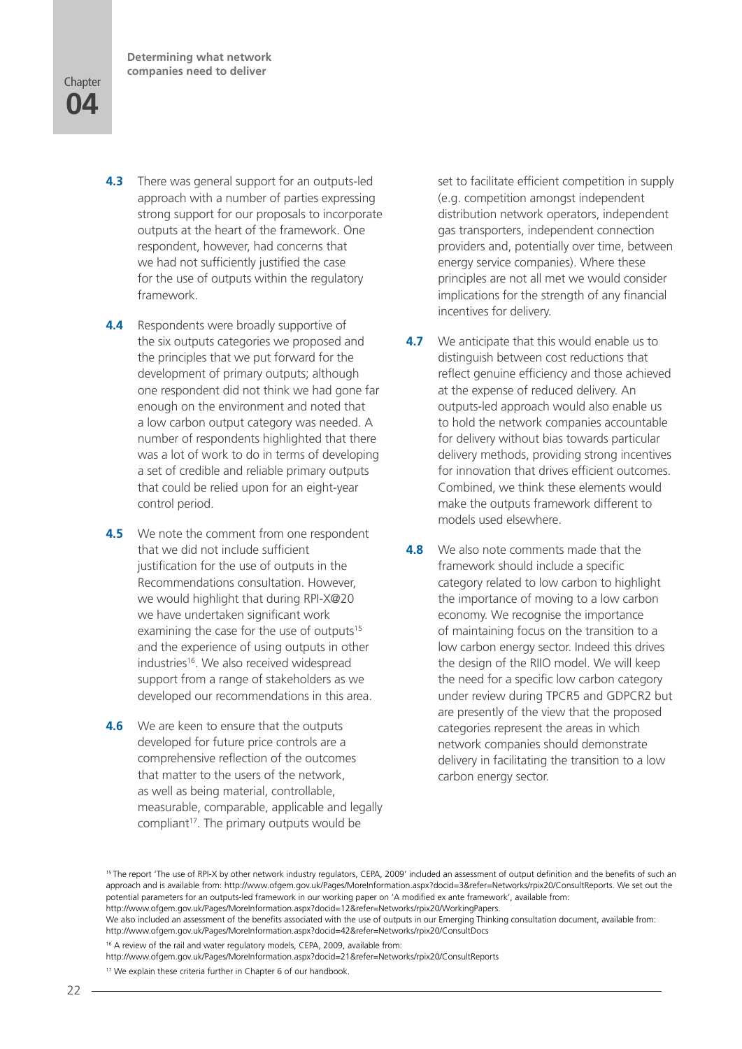**4.3** There was general support for an outputs-led approach with a number of parties expressing strong support for our proposals to incorporate outputs at the heart of the framework. One respondent, however, had concerns that we had not sufficiently justified the case for the use of outputs within the regulatory framework.

**4.4** Respondents were broadly supportive of the six outputs categories we proposed and the principles that we put forward for the development of primary outputs; although one respondent did not think we had gone far enough on the environment and noted that a low carbon output category was needed. A number of respondents highlighted that there was a lot of work to do in terms of developing a set of credible and reliable primary outputs that could be relied upon for an eight-year control period.

**4.5** We note the comment from one respondent that we did not include sufficient justification for the use of outputs in the Recommendations consultation. However, we would highlight that during RPI-X@20 we have undertaken significant work examining the case for the use of outputs[15] and the experience of using outputs in other industries[16]. We also received widespread support from a range of stakeholders as we developed our recommendations in this area.

**4.6** We are keen to ensure that the outputs developed for future price controls are a comprehensive reflection of the outcomes that matter to the users of the network, as well as being material, controllable, measurable, comparable, applicable and legally compliant[17]. The primary outputs would be set to facilitate efficient competition in supply (e.g. competition amongst independent distribution network operators, independent gas transporters, independent connection providers and, potentially over time, between energy service companies). Where these principles are not all met we would consider implications for the strength of any financial incentives for delivery.

**4.7** We anticipate that this would enable us to distinguish between cost reductions that reflect genuine efficiency and those achieved at the expense of reduced delivery. An outputs-led approach would also enable us to hold the network companies accountable for delivery without bias towards particular delivery methods, providing strong incentives for innovation that drives efficient outcomes. Combined, we think these elements would make the outputs framework different to models used elsewhere.

**4.8** We also note comments made that the framework should include a specific category related to low carbon to highlight the importance of moving to a low carbon economy. We recognise the importance of maintaining focus on the transition to a low carbon energy sector. Indeed this drives the design of the RIIO model. We will keep the need for a specific low carbon category under review during TPCR5 and GDPCR2 but are presently of the view that the proposed categories represent the areas in which network companies should demonstrate delivery in facilitating the transition to a low carbon energy sector.

[15] The report 'The use of RPI-X by other network industry regulators, CEPA, 2009' included an assessment of output definition and the benefits of such an approach and is available from: http://www.ofgem.gov.uk/Pages/MoreInformation.aspx?docid=3&refer=Networks/rpix20/ConsultReports. We set out the potential parameters for an outputs-led framework in our working paper on 'A modified ex ante framework', available from: http://www.ofgem.gov.uk/Pages/MoreInformation.aspx?docid=12&refer=Networks/rpix20/WorkingPapers.
We also included an assessment of the benefits associated with the use of outputs in our Emerging Thinking consultation document, available from: http://www.ofgem.gov.uk/Pages/MoreInformation.aspx?docid=42&refer=Networks/rpix20/ConsultDocs

[16] A review of the rail and water regulatory models, CEPA, 2009, available from: http://www.ofgem.gov.uk/Pages/MoreInformation.aspx?docid=21&refer=Networks/rpix20/ConsultReports

[17] We explain these criteria further in Chapter 6 of our handbook.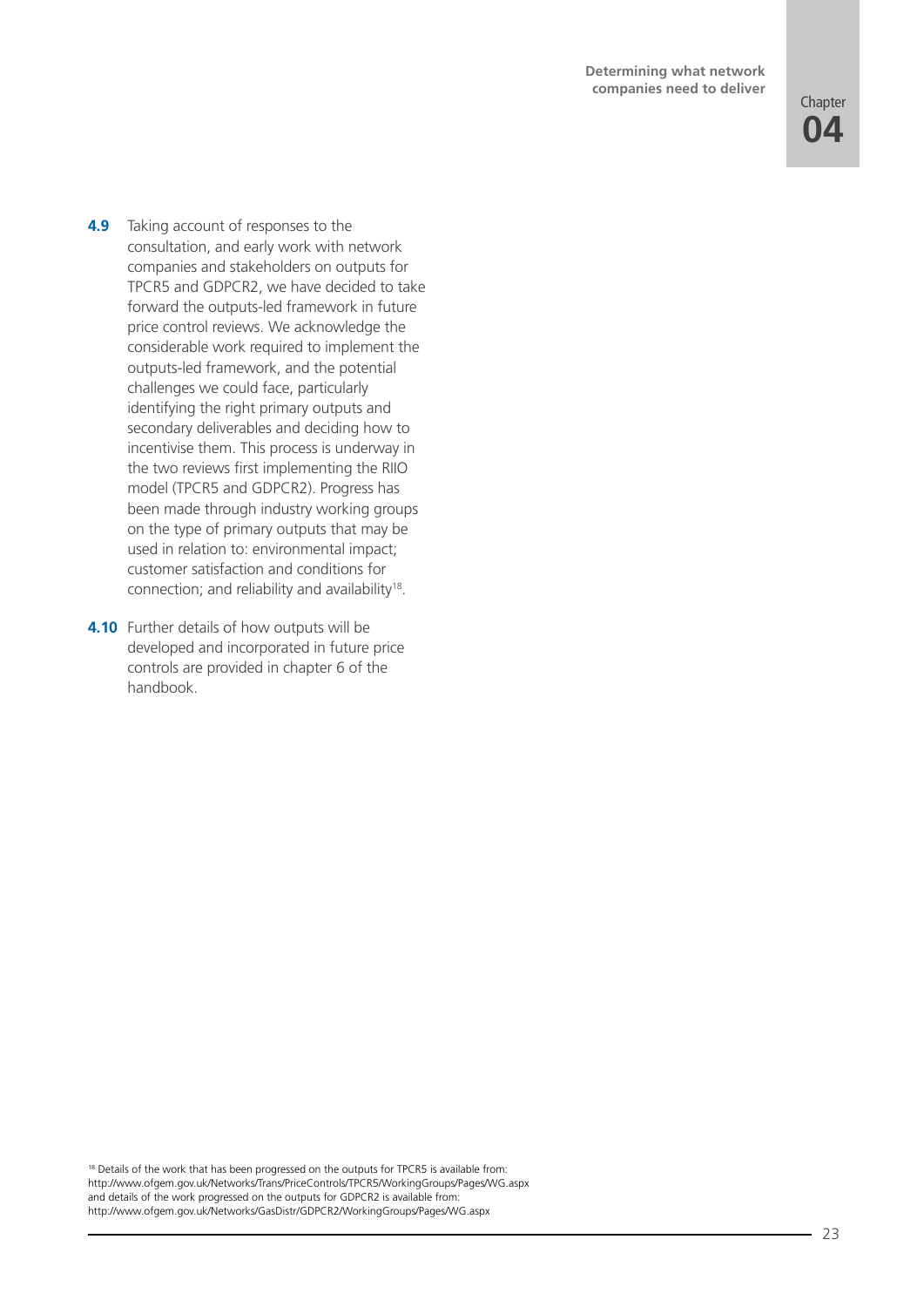**4.9** Taking account of responses to the consultation, and early work with network companies and stakeholders on outputs for TPCR5 and GDPCR2, we have decided to take forward the outputs-led framework in future price control reviews. We acknowledge the considerable work required to implement the outputs-led framework, and the potential challenges we could face, particularly identifying the right primary outputs and secondary deliverables and deciding how to incentivise them. This process is underway in the two reviews first implementing the RIIO model (TPCR5 and GDPCR2). Progress has been made through industry working groups on the type of primary outputs that may be used in relation to: environmental impact; customer satisfaction and conditions for connection; and reliability and availability[18].

**4.10** Further details of how outputs will be developed and incorporated in future price controls are provided in chapter 6 of the handbook.

[18] Details of the work that has been progressed on the outputs for TPCR5 is available from: http://www.ofgem.gov.uk/Networks/Trans/PriceControls/TPCR5/WorkingGroups/Pages/WG.aspx and details of the work progressed on the outputs for GDPCR2 is available from: http://www.ofgem.gov.uk/Networks/GasDistr/GDPCR2/WorkingGroups/Pages/WG.aspx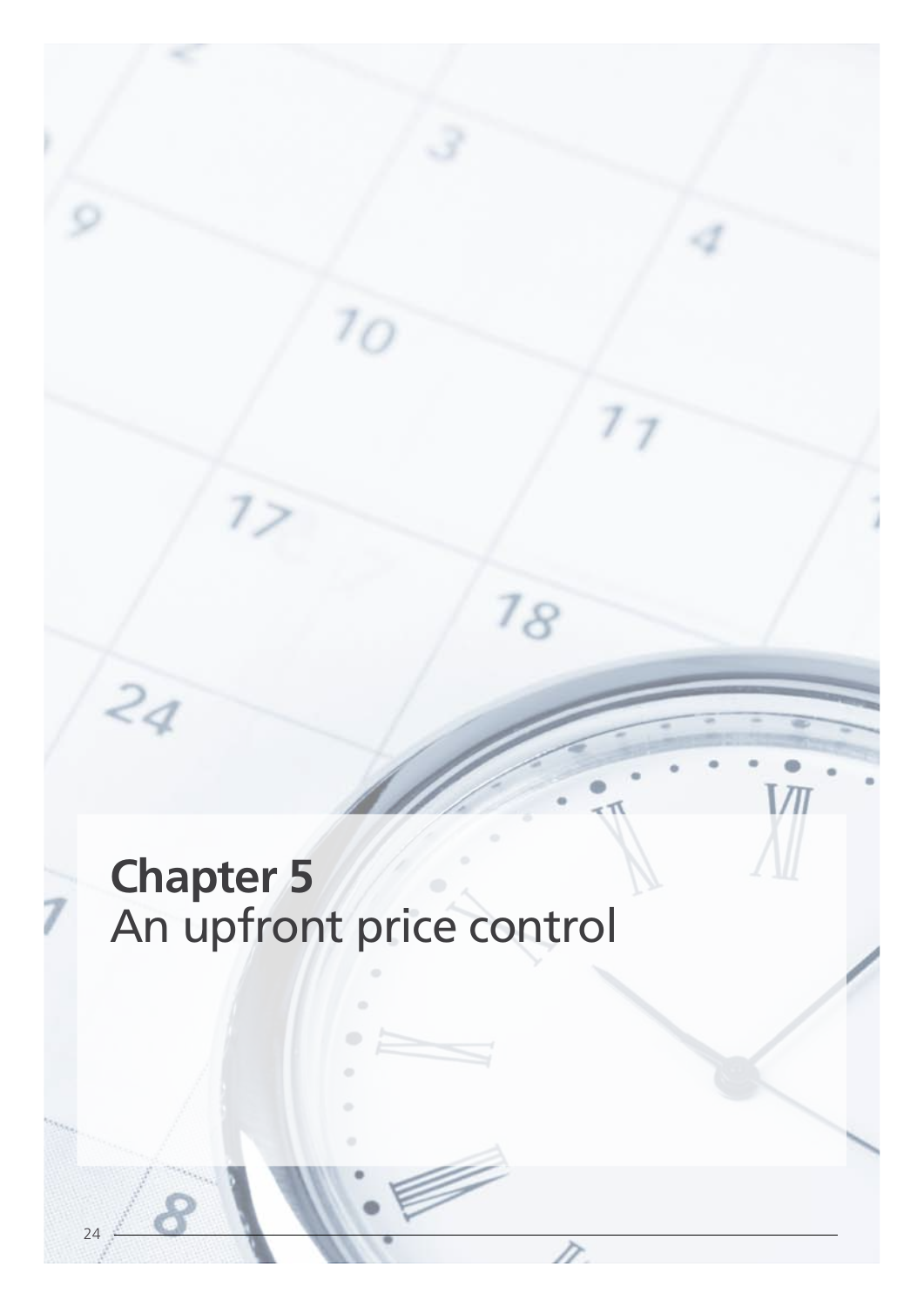# Chapter 5
An upfront price control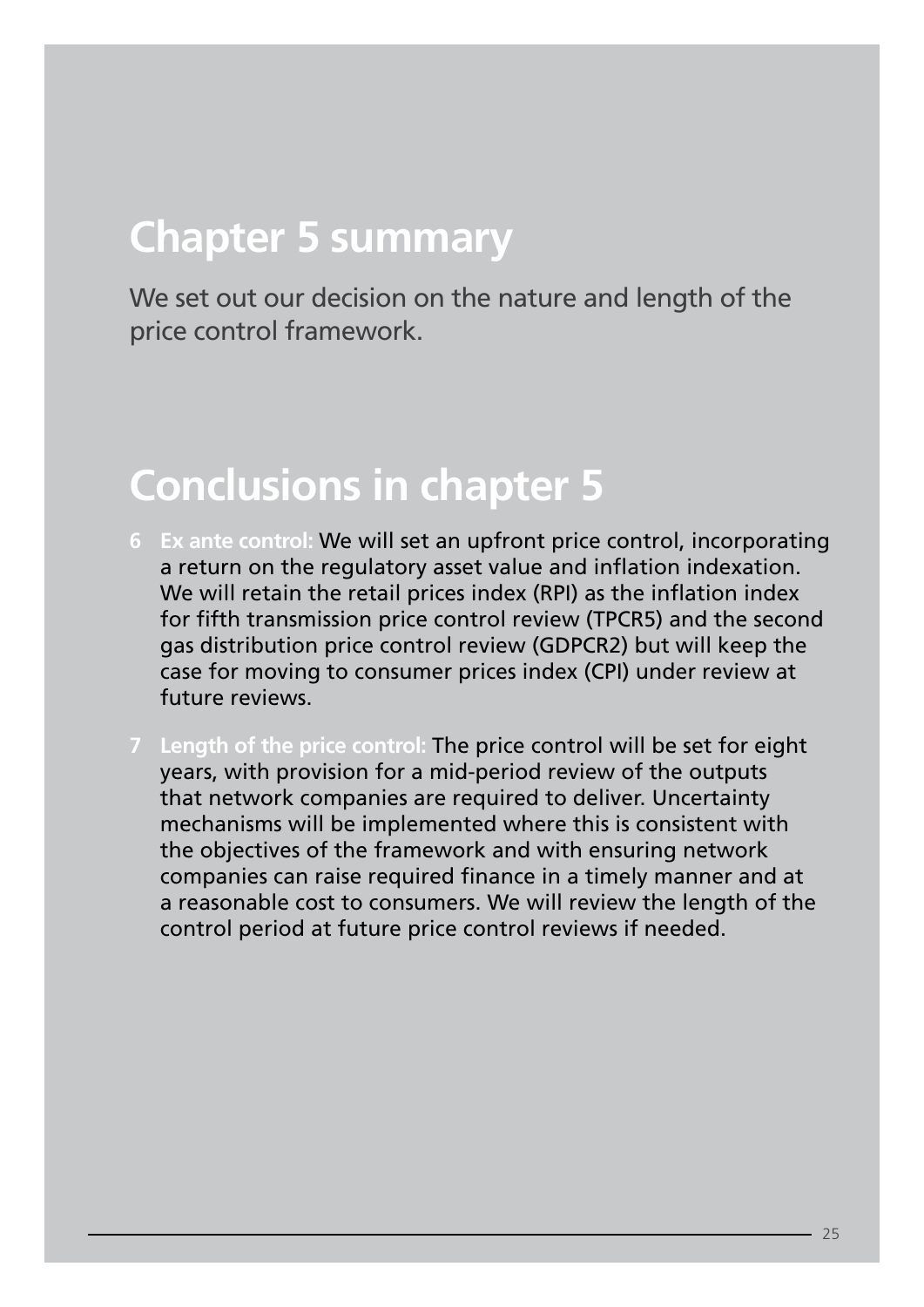## Chapter 5 summary

We set out our decision on the nature and length of the price control framework.

## Conclusions in chapter 5

6 **Ex ante control:** We will set an upfront price control, incorporating a return on the regulatory asset value and inflation indexation. We will retain the retail prices index (RPI) as the inflation index for fifth transmission price control review (TPCR5) and the second gas distribution price control review (GDPCR2) but will keep the case for moving to consumer prices index (CPI) under review at future reviews.

7 **Length of the price control:** The price control will be set for eight years, with provision for a mid-period review of the outputs that network companies are required to deliver. Uncertainty mechanisms will be implemented where this is consistent with the objectives of the framework and with ensuring network companies can raise required finance in a timely manner and at a reasonable cost to consumers. We will review the length of the control period at future price control reviews if needed.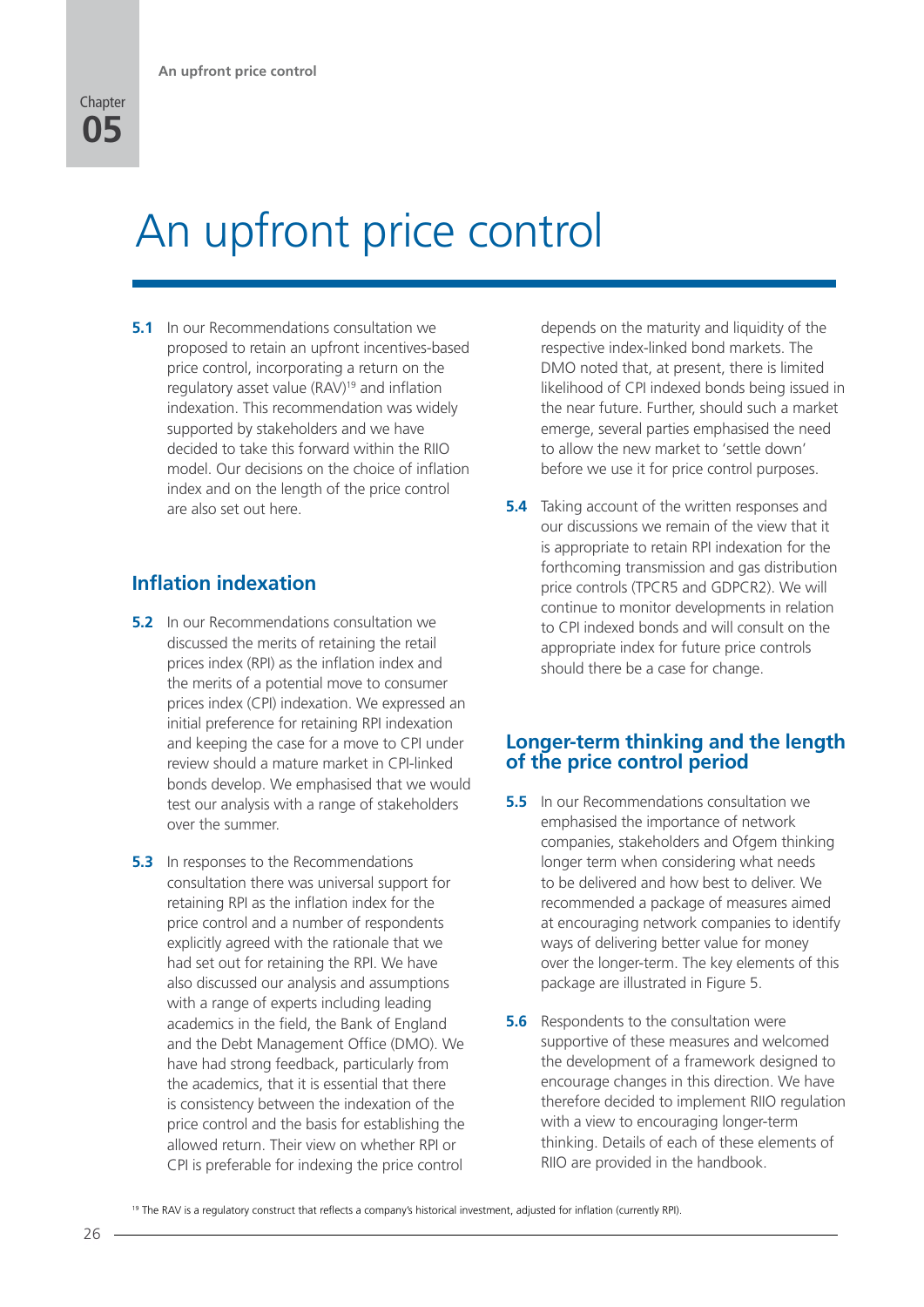# An upfront price control

**5.1** In our Recommendations consultation we proposed to retain an upfront incentives-based price control, incorporating a return on the regulatory asset value (RAV)[19] and inflation indexation. This recommendation was widely supported by stakeholders and we have decided to take this forward within the RIIO model. Our decisions on the choice of inflation index and on the length of the price control are also set out here.

## Inflation indexation

**5.2** In our Recommendations consultation we discussed the merits of retaining the retail prices index (RPI) as the inflation index and the merits of a potential move to consumer prices index (CPI) indexation. We expressed an initial preference for retaining RPI indexation and keeping the case for a move to CPI under review should a mature market in CPI-linked bonds develop. We emphasised that we would test our analysis with a range of stakeholders over the summer.

**5.3** In responses to the Recommendations consultation there was universal support for retaining RPI as the inflation index for the price control and a number of respondents explicitly agreed with the rationale that we had set out for retaining the RPI. We have also discussed our analysis and assumptions with a range of experts including leading academics in the field, the Bank of England and the Debt Management Office (DMO). We have had strong feedback, particularly from the academics, that it is essential that there is consistency between the indexation of the price control and the basis for establishing the allowed return. Their view on whether RPI or CPI is preferable for indexing the price control depends on the maturity and liquidity of the respective index-linked bond markets. The DMO noted that, at present, there is limited likelihood of CPI indexed bonds being issued in the near future. Further, should such a market emerge, several parties emphasised the need to allow the new market to 'settle down' before we use it for price control purposes.

**5.4** Taking account of the written responses and our discussions we remain of the view that it is appropriate to retain RPI indexation for the forthcoming transmission and gas distribution price controls (TPCR5 and GDPCR2). We will continue to monitor developments in relation to CPI indexed bonds and will consult on the appropriate index for future price controls should there be a case for change.

## Longer-term thinking and the length of the price control period

**5.5** In our Recommendations consultation we emphasised the importance of network companies, stakeholders and Ofgem thinking longer term when considering what needs to be delivered and how best to deliver. We recommended a package of measures aimed at encouraging network companies to identify ways of delivering better value for money over the longer-term. The key elements of this package are illustrated in Figure 5.

**5.6** Respondents to the consultation were supportive of these measures and welcomed the development of a framework designed to encourage changes in this direction. We have therefore decided to implement RIIO regulation with a view to encouraging longer-term thinking. Details of each of these elements of RIIO are provided in the handbook.

[19] The RAV is a regulatory construct that reflects a company's historical investment, adjusted for inflation (currently RPI).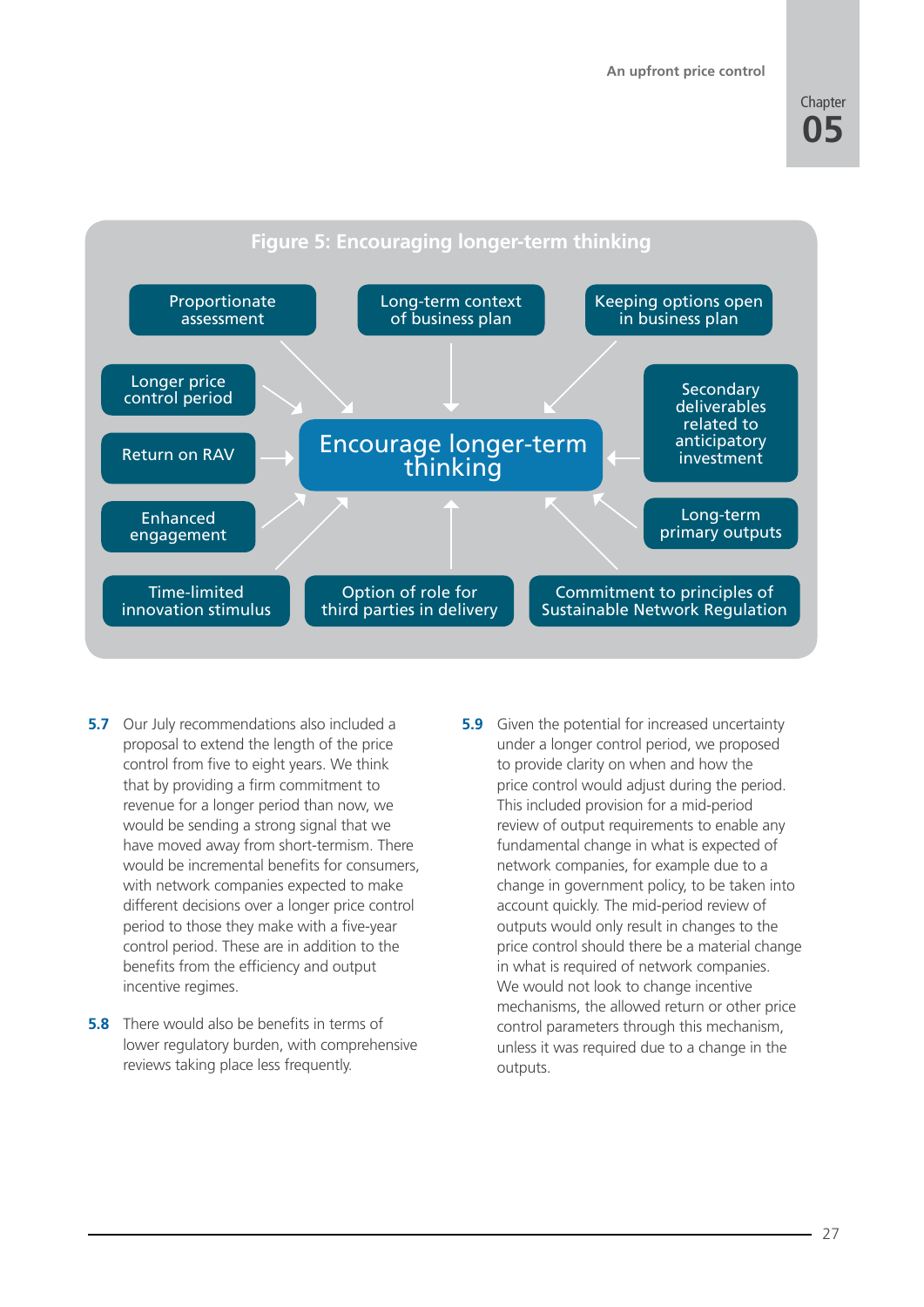**Figure 5: Encouraging longer-term thinking**

**Encourage longer-term thinking**

- Proportionate assessment
- Long-term context of business plan
- Keeping options open in business plan
- Longer price control period
- Secondary deliverables related to anticipatory investment
- Return on RAV
- Enhanced engagement
- Long-term primary outputs
- Time-limited innovation stimulus
- Option of role for third parties in delivery
- Commitment to principles of Sustainable Network Regulation

**5.7** Our July recommendations also included a proposal to extend the length of the price control from five to eight years. We think that by providing a firm commitment to revenue for a longer period than now, we would be sending a strong signal that we have moved away from short-termism. There would be incremental benefits for consumers, with network companies expected to make different decisions over a longer price control period to those they make with a five-year control period. These are in addition to the benefits from the efficiency and output incentive regimes.

**5.8** There would also be benefits in terms of lower regulatory burden, with comprehensive reviews taking place less frequently.

**5.9** Given the potential for increased uncertainty under a longer control period, we proposed to provide clarity on when and how the price control would adjust during the period. This included provision for a mid-period review of output requirements to enable any fundamental change in what is expected of network companies, for example due to a change in government policy, to be taken into account quickly. The mid-period review of outputs would only result in changes to the price control should there be a material change in what is required of network companies. We would not look to change incentive mechanisms, the allowed return or other price control parameters through this mechanism, unless it was required due to a change in the outputs.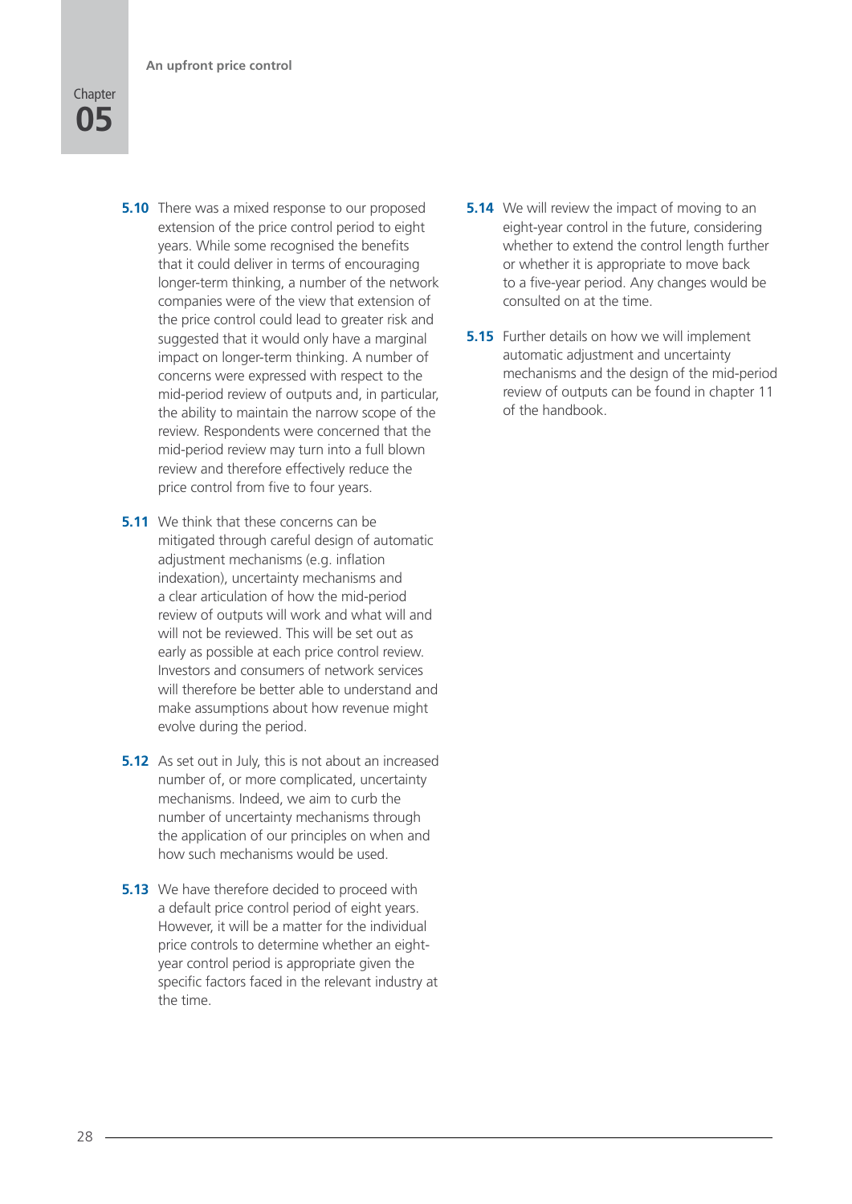**5.10** There was a mixed response to our proposed extension of the price control period to eight years. While some recognised the benefits that it could deliver in terms of encouraging longer-term thinking, a number of the network companies were of the view that extension of the price control could lead to greater risk and suggested that it would only have a marginal impact on longer-term thinking. A number of concerns were expressed with respect to the mid-period review of outputs and, in particular, the ability to maintain the narrow scope of the review. Respondents were concerned that the mid-period review may turn into a full blown review and therefore effectively reduce the price control from five to four years.

**5.11** We think that these concerns can be mitigated through careful design of automatic adjustment mechanisms (e.g. inflation indexation), uncertainty mechanisms and a clear articulation of how the mid-period review of outputs will work and what will and will not be reviewed. This will be set out as early as possible at each price control review. Investors and consumers of network services will therefore be better able to understand and make assumptions about how revenue might evolve during the period.

**5.12** As set out in July, this is not about an increased number of, or more complicated, uncertainty mechanisms. Indeed, we aim to curb the number of uncertainty mechanisms through the application of our principles on when and how such mechanisms would be used.

**5.13** We have therefore decided to proceed with a default price control period of eight years. However, it will be a matter for the individual price controls to determine whether an eight-year control period is appropriate given the specific factors faced in the relevant industry at the time.

**5.14** We will review the impact of moving to an eight-year control in the future, considering whether to extend the control length further or whether it is appropriate to move back to a five-year period. Any changes would be consulted on at the time.

**5.15** Further details on how we will implement automatic adjustment and uncertainty mechanisms and the design of the mid-period review of outputs can be found in chapter 11 of the handbook.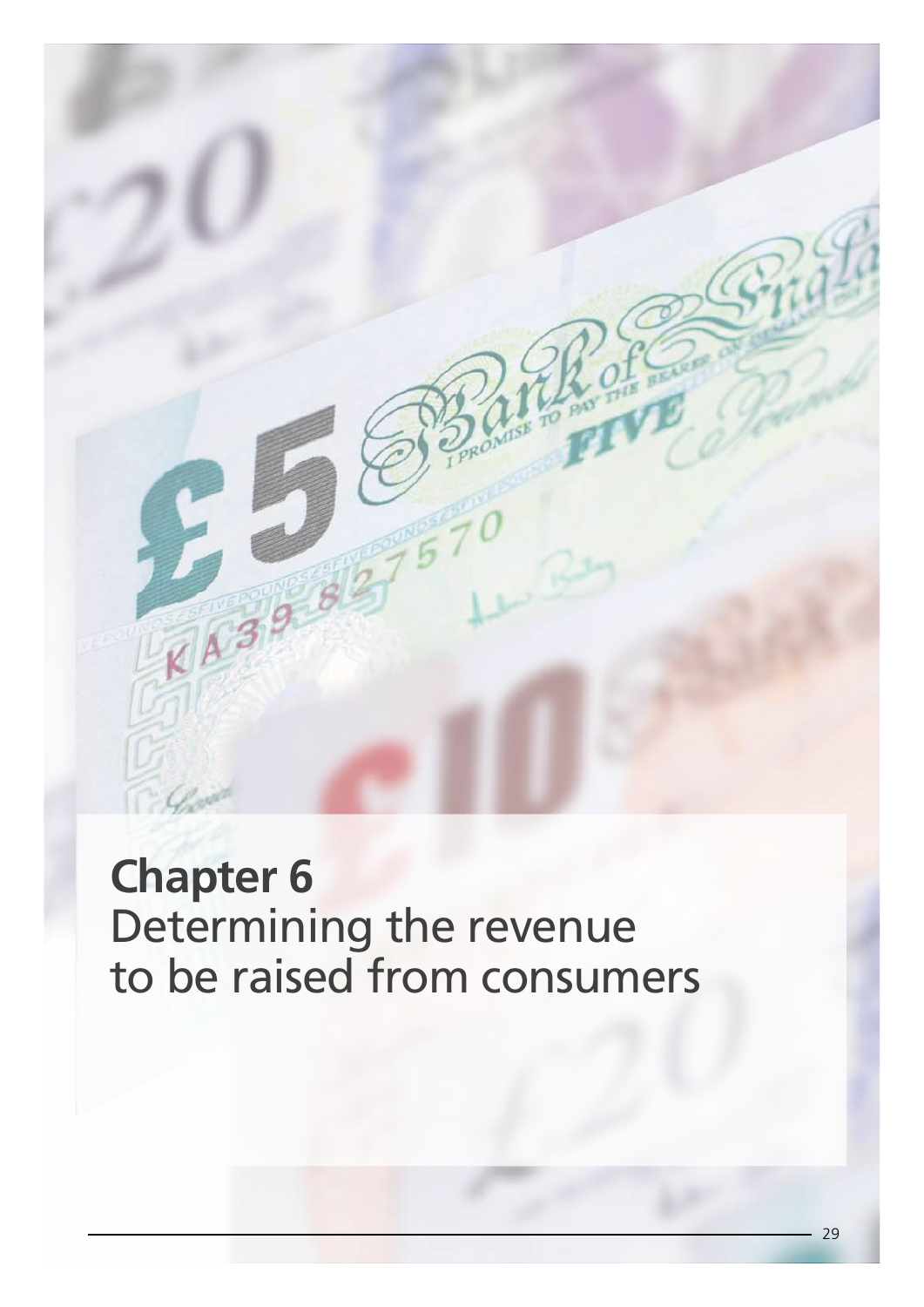# Chapter 6
Determining the revenue to be raised from consumers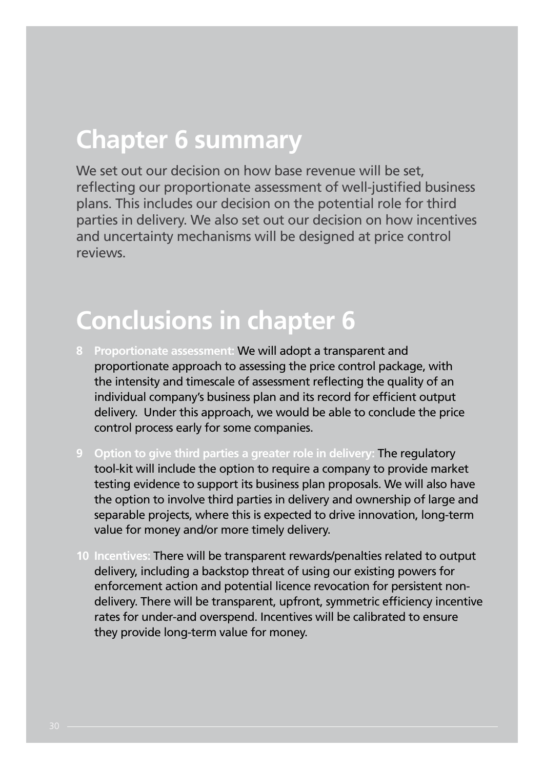## Chapter 6 summary

We set out our decision on how base revenue will be set, reflecting our proportionate assessment of well-justified business plans. This includes our decision on the potential role for third parties in delivery. We also set out our decision on how incentives and uncertainty mechanisms will be designed at price control reviews.

## Conclusions in chapter 6

8 **Proportionate assessment:** We will adopt a transparent and proportionate approach to assessing the price control package, with the intensity and timescale of assessment reflecting the quality of an individual company's business plan and its record for efficient output delivery. Under this approach, we would be able to conclude the price control process early for some companies.

9 **Option to give third parties a greater role in delivery:** The regulatory tool-kit will include the option to require a company to provide market testing evidence to support its business plan proposals. We will also have the option to involve third parties in delivery and ownership of large and separable projects, where this is expected to drive innovation, long-term value for money and/or more timely delivery.

10 **Incentives:** There will be transparent rewards/penalties related to output delivery, including a backstop threat of using our existing powers for enforcement action and potential licence revocation for persistent non-delivery. There will be transparent, upfront, symmetric efficiency incentive rates for under-and overspend. Incentives will be calibrated to ensure they provide long-term value for money.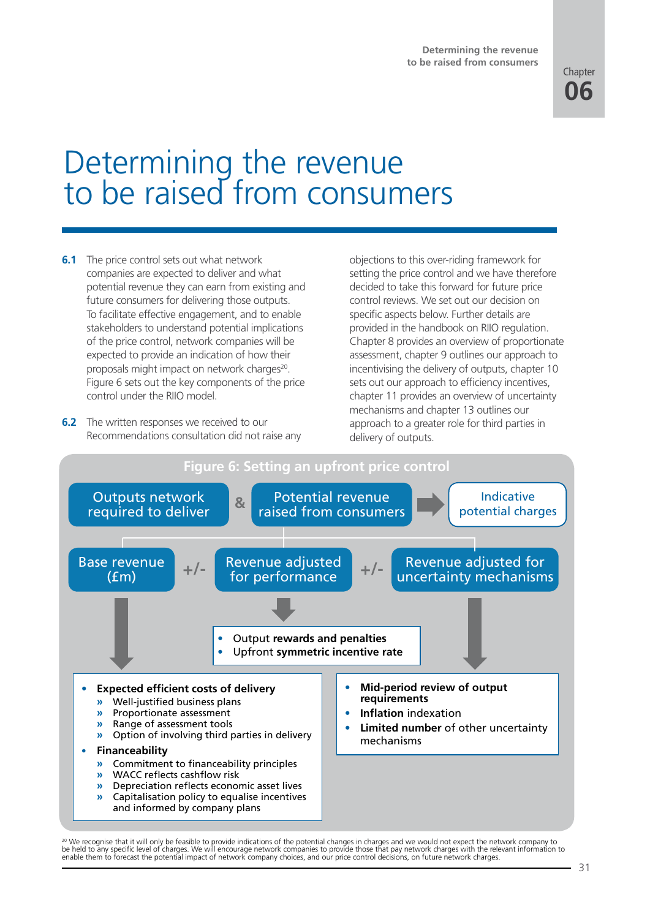# Determining the revenue to be raised from consumers

**6.1** The price control sets out what network companies are expected to deliver and what potential revenue they can earn from existing and future consumers for delivering those outputs. To facilitate effective engagement, and to enable stakeholders to understand potential implications of the price control, network companies will be expected to provide an indication of how their proposals might impact on network charges[20]. Figure 6 sets out the key components of the price control under the RIIO model.

**6.2** The written responses we received to our Recommendations consultation did not raise any objections to this over-riding framework for setting the price control and we have therefore decided to take this forward for future price control reviews. We set out our decision on specific aspects below. Further details are provided in the handbook on RIIO regulation. Chapter 8 provides an overview of proportionate assessment, chapter 9 outlines our approach to incentivising the delivery of outputs, chapter 10 sets out our approach to efficiency incentives, chapter 11 provides an overview of uncertainty mechanisms and chapter 13 outlines our approach to a greater role for third parties in delivery of outputs.

**Figure 6: Setting an upfront price control**

Outputs network required to deliver & Potential revenue raised from consumers → Indicative potential charges

Base revenue (£m) +/- Revenue adjusted for performance +/- Revenue adjusted for uncertainty mechanisms

Revenue adjusted for performance:
- Output **rewards and penalties**
- Upfront **symmetric incentive rate**

Base revenue (£m):
- **Expected efficient costs of delivery**
  - » Well-justified business plans
  - » Proportionate assessment
  - » Range of assessment tools
  - » Option of involving third parties in delivery
- **Financeability**
  - » Commitment to financeability principles
  - » WACC reflects cashflow risk
  - » Depreciation reflects economic asset lives
  - » Capitalisation policy to equalise incentives and informed by company plans

Revenue adjusted for uncertainty mechanisms:
- **Mid-period review of output requirements**
- **Inflation** indexation
- **Limited number** of other uncertainty mechanisms

[20] We recognise that it will only be feasible to provide indications of the potential changes in charges and we would not expect the network company to be held to any specific level of charges. We will encourage network companies to provide those that pay network charges with the relevant information to enable them to forecast the potential impact of network company choices, and our price control decisions, on future network charges.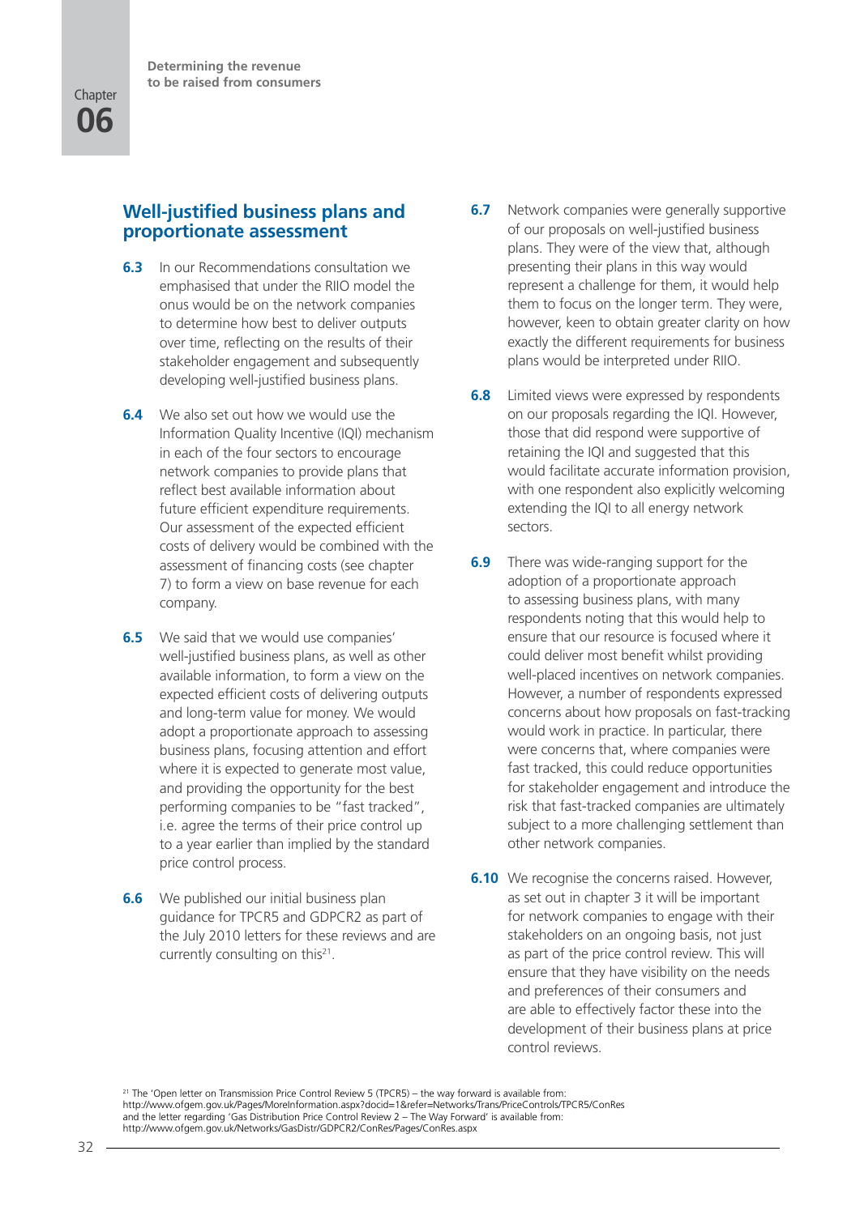## Well-justified business plans and proportionate assessment

**6.3** In our Recommendations consultation we emphasised that under the RIIO model the onus would be on the network companies to determine how best to deliver outputs over time, reflecting on the results of their stakeholder engagement and subsequently developing well-justified business plans.

**6.4** We also set out how we would use the Information Quality Incentive (IQI) mechanism in each of the four sectors to encourage network companies to provide plans that reflect best available information about future efficient expenditure requirements. Our assessment of the expected efficient costs of delivery would be combined with the assessment of financing costs (see chapter 7) to form a view on base revenue for each company.

**6.5** We said that we would use companies' well-justified business plans, as well as other available information, to form a view on the expected efficient costs of delivering outputs and long-term value for money. We would adopt a proportionate approach to assessing business plans, focusing attention and effort where it is expected to generate most value, and providing the opportunity for the best performing companies to be "fast tracked", i.e. agree the terms of their price control up to a year earlier than implied by the standard price control process.

**6.6** We published our initial business plan guidance for TPCR5 and GDPCR2 as part of the July 2010 letters for these reviews and are currently consulting on this[21].

**6.7** Network companies were generally supportive of our proposals on well-justified business plans. They were of the view that, although presenting their plans in this way would represent a challenge for them, it would help them to focus on the longer term. They were, however, keen to obtain greater clarity on how exactly the different requirements for business plans would be interpreted under RIIO.

**6.8** Limited views were expressed by respondents on our proposals regarding the IQI. However, those that did respond were supportive of retaining the IQI and suggested that this would facilitate accurate information provision, with one respondent also explicitly welcoming extending the IQI to all energy network sectors.

**6.9** There was wide-ranging support for the adoption of a proportionate approach to assessing business plans, with many respondents noting that this would help to ensure that our resource is focused where it could deliver most benefit whilst providing well-placed incentives on network companies. However, a number of respondents expressed concerns about how proposals on fast-tracking would work in practice. In particular, there were concerns that, where companies were fast tracked, this could reduce opportunities for stakeholder engagement and introduce the risk that fast-tracked companies are ultimately subject to a more challenging settlement than other network companies.

**6.10** We recognise the concerns raised. However, as set out in chapter 3 it will be important for network companies to engage with their stakeholders on an ongoing basis, not just as part of the price control review. This will ensure that they have visibility on the needs and preferences of their consumers and are able to effectively factor these into the development of their business plans at price control reviews.

[21] The 'Open letter on Transmission Price Control Review 5 (TPCR5) – the way forward is available from: http://www.ofgem.gov.uk/Pages/MoreInformation.aspx?docid=1&refer=Networks/Trans/PriceControls/TPCR5/ConRes and the letter regarding 'Gas Distribution Price Control Review 2 – The Way Forward' is available from: http://www.ofgem.gov.uk/Networks/GasDistr/GDPCR2/ConRes/Pages/ConRes.aspx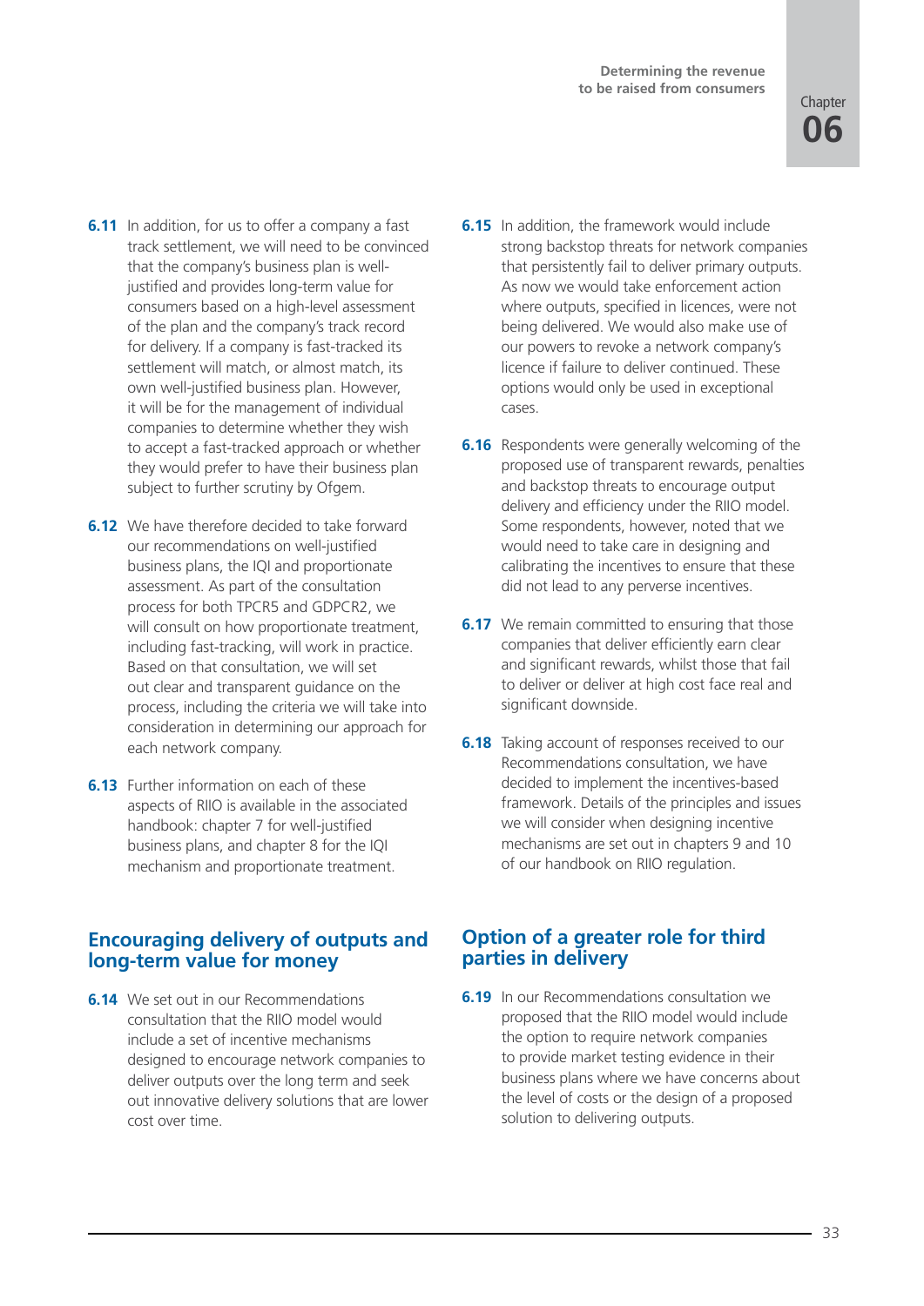**6.11** In addition, for us to offer a company a fast track settlement, we will need to be convinced that the company's business plan is well-justified and provides long-term value for consumers based on a high-level assessment of the plan and the company's track record for delivery. If a company is fast-tracked its settlement will match, or almost match, its own well-justified business plan. However, it will be for the management of individual companies to determine whether they wish to accept a fast-tracked approach or whether they would prefer to have their business plan subject to further scrutiny by Ofgem.

**6.12** We have therefore decided to take forward our recommendations on well-justified business plans, the IQI and proportionate assessment. As part of the consultation process for both TPCR5 and GDPCR2, we will consult on how proportionate treatment, including fast-tracking, will work in practice. Based on that consultation, we will set out clear and transparent guidance on the process, including the criteria we will take into consideration in determining our approach for each network company.

**6.13** Further information on each of these aspects of RIIO is available in the associated handbook: chapter 7 for well-justified business plans, and chapter 8 for the IQI mechanism and proportionate treatment.

## Encouraging delivery of outputs and long-term value for money

**6.14** We set out in our Recommendations consultation that the RIIO model would include a set of incentive mechanisms designed to encourage network companies to deliver outputs over the long term and seek out innovative delivery solutions that are lower cost over time.

**6.15** In addition, the framework would include strong backstop threats for network companies that persistently fail to deliver primary outputs. As now we would take enforcement action where outputs, specified in licences, were not being delivered. We would also make use of our powers to revoke a network company's licence if failure to deliver continued. These options would only be used in exceptional cases.

**6.16** Respondents were generally welcoming of the proposed use of transparent rewards, penalties and backstop threats to encourage output delivery and efficiency under the RIIO model. Some respondents, however, noted that we would need to take care in designing and calibrating the incentives to ensure that these did not lead to any perverse incentives.

**6.17** We remain committed to ensuring that those companies that deliver efficiently earn clear and significant rewards, whilst those that fail to deliver or deliver at high cost face real and significant downside.

**6.18** Taking account of responses received to our Recommendations consultation, we have decided to implement the incentives-based framework. Details of the principles and issues we will consider when designing incentive mechanisms are set out in chapters 9 and 10 of our handbook on RIIO regulation.

## Option of a greater role for third parties in delivery

**6.19** In our Recommendations consultation we proposed that the RIIO model would include the option to require network companies to provide market testing evidence in their business plans where we have concerns about the level of costs or the design of a proposed solution to delivering outputs.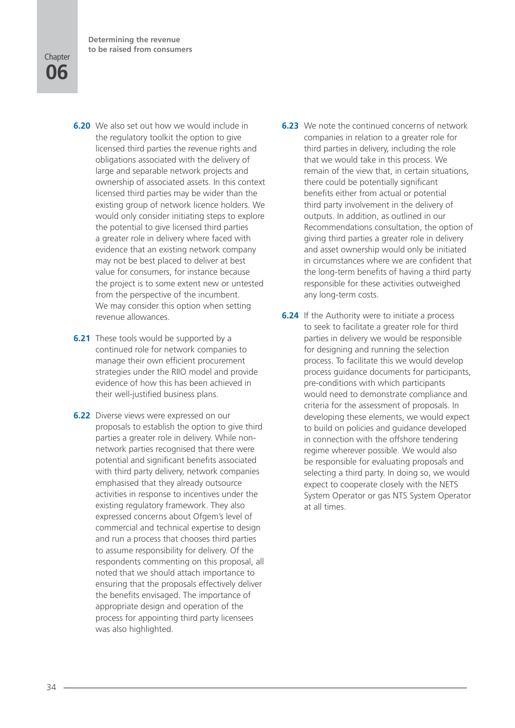**6.20** We also set out how we would include in the regulatory toolkit the option to give licensed third parties the revenue rights and obligations associated with the delivery of large and separable network projects and ownership of associated assets. In this context licensed third parties may be wider than the existing group of network licence holders. We would only consider initiating steps to explore the potential to give licensed third parties a greater role in delivery where faced with evidence that an existing network company may not be best placed to deliver at best value for consumers, for instance because the project is to some extent new or untested from the perspective of the incumbent. We may consider this option when setting revenue allowances.

**6.21** These tools would be supported by a continued role for network companies to manage their own efficient procurement strategies under the RIIO model and provide evidence of how this has been achieved in their well-justified business plans.

**6.22** Diverse views were expressed on our proposals to establish the option to give third parties a greater role in delivery. While non-network parties recognised that there were potential and significant benefits associated with third party delivery, network companies emphasised that they already outsource activities in response to incentives under the existing regulatory framework. They also expressed concerns about Ofgem's level of commercial and technical expertise to design and run a process that chooses third parties to assume responsibility for delivery. Of the respondents commenting on this proposal, all noted that we should attach importance to ensuring that the proposals effectively deliver the benefits envisaged. The importance of appropriate design and operation of the process for appointing third party licensees was also highlighted.

**6.23** We note the continued concerns of network companies in relation to a greater role for third parties in delivery, including the role that we would take in this process. We remain of the view that, in certain situations, there could be potentially significant benefits either from actual or potential third party involvement in the delivery of outputs. In addition, as outlined in our Recommendations consultation, the option of giving third parties a greater role in delivery and asset ownership would only be initiated in circumstances where we are confident that the long-term benefits of having a third party responsible for these activities outweighed any long-term costs.

**6.24** If the Authority were to initiate a process to seek to facilitate a greater role for third parties in delivery we would be responsible for designing and running the selection process. To facilitate this we would develop process guidance documents for participants, pre-conditions with which participants would need to demonstrate compliance and criteria for the assessment of proposals. In developing these elements, we would expect to build on policies and guidance developed in connection with the offshore tendering regime wherever possible. We would also be responsible for evaluating proposals and selecting a third party. In doing so, we would expect to cooperate closely with the NETS System Operator or gas NTS System Operator at all times.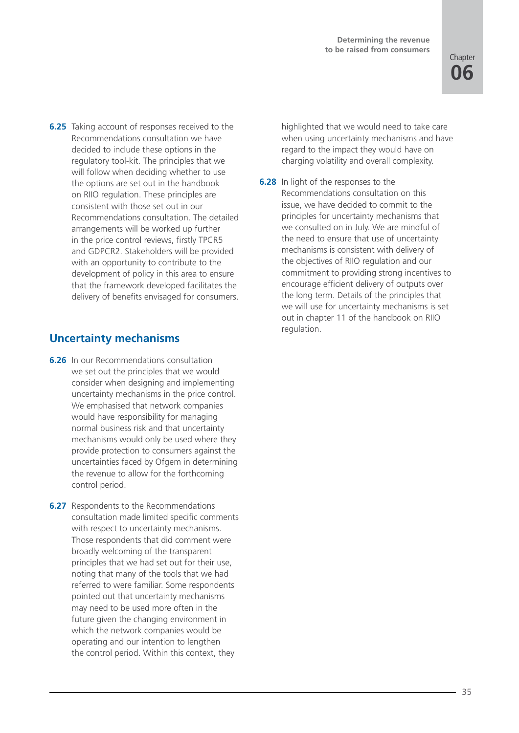**6.25** Taking account of responses received to the Recommendations consultation we have decided to include these options in the regulatory tool-kit. The principles that we will follow when deciding whether to use the options are set out in the handbook on RIIO regulation. These principles are consistent with those set out in our Recommendations consultation. The detailed arrangements will be worked up further in the price control reviews, firstly TPCR5 and GDPCR2. Stakeholders will be provided with an opportunity to contribute to the development of policy in this area to ensure that the framework developed facilitates the delivery of benefits envisaged for consumers.

## Uncertainty mechanisms

**6.26** In our Recommendations consultation we set out the principles that we would consider when designing and implementing uncertainty mechanisms in the price control. We emphasised that network companies would have responsibility for managing normal business risk and that uncertainty mechanisms would only be used where they provide protection to consumers against the uncertainties faced by Ofgem in determining the revenue to allow for the forthcoming control period.

**6.27** Respondents to the Recommendations consultation made limited specific comments with respect to uncertainty mechanisms. Those respondents that did comment were broadly welcoming of the transparent principles that we had set out for their use, noting that many of the tools that we had referred to were familiar. Some respondents pointed out that uncertainty mechanisms may need to be used more often in the future given the changing environment in which the network companies would be operating and our intention to lengthen the control period. Within this context, they highlighted that we would need to take care when using uncertainty mechanisms and have regard to the impact they would have on charging volatility and overall complexity.

**6.28** In light of the responses to the Recommendations consultation on this issue, we have decided to commit to the principles for uncertainty mechanisms that we consulted on in July. We are mindful of the need to ensure that use of uncertainty mechanisms is consistent with delivery of the objectives of RIIO regulation and our commitment to providing strong incentives to encourage efficient delivery of outputs over the long term. Details of the principles that we will use for uncertainty mechanisms is set out in chapter 11 of the handbook on RIIO regulation.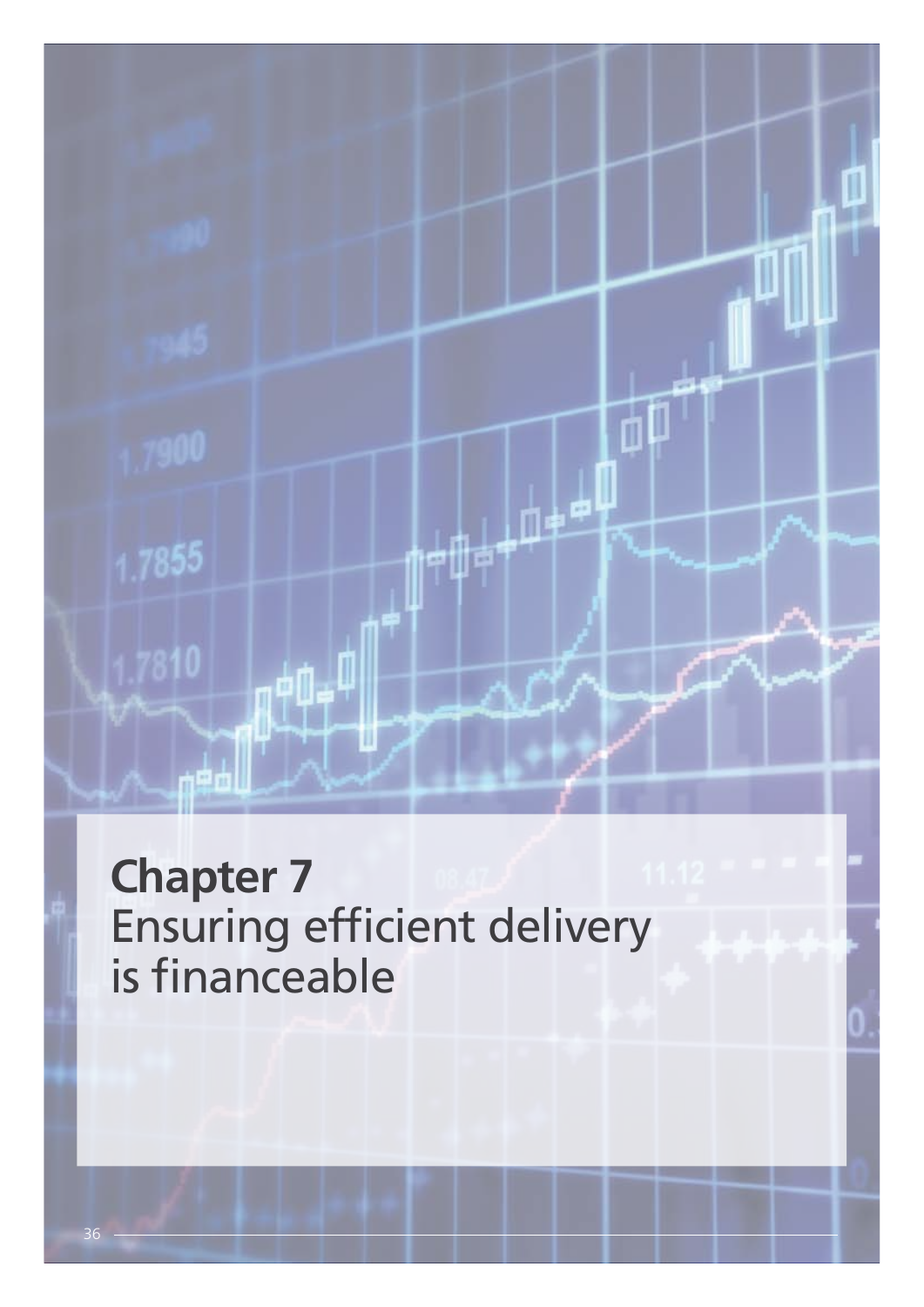# Chapter 7
Ensuring efficient delivery is financeable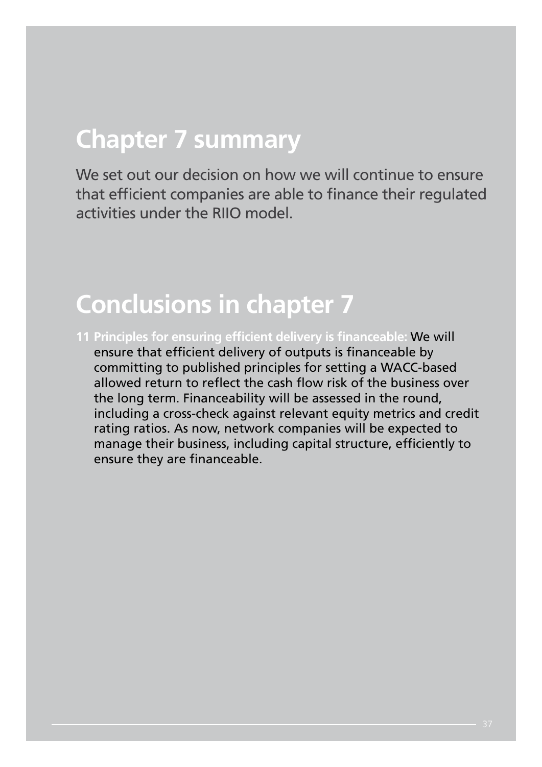## Chapter 7 summary

We set out our decision on how we will continue to ensure that efficient companies are able to finance their regulated activities under the RIIO model.

## Conclusions in chapter 7

11 **Principles for ensuring efficient delivery is financeable:** We will ensure that efficient delivery of outputs is financeable by committing to published principles for setting a WACC-based allowed return to reflect the cash flow risk of the business over the long term. Financeability will be assessed in the round, including a cross-check against relevant equity metrics and credit rating ratios. As now, network companies will be expected to manage their business, including capital structure, efficiently to ensure they are financeable.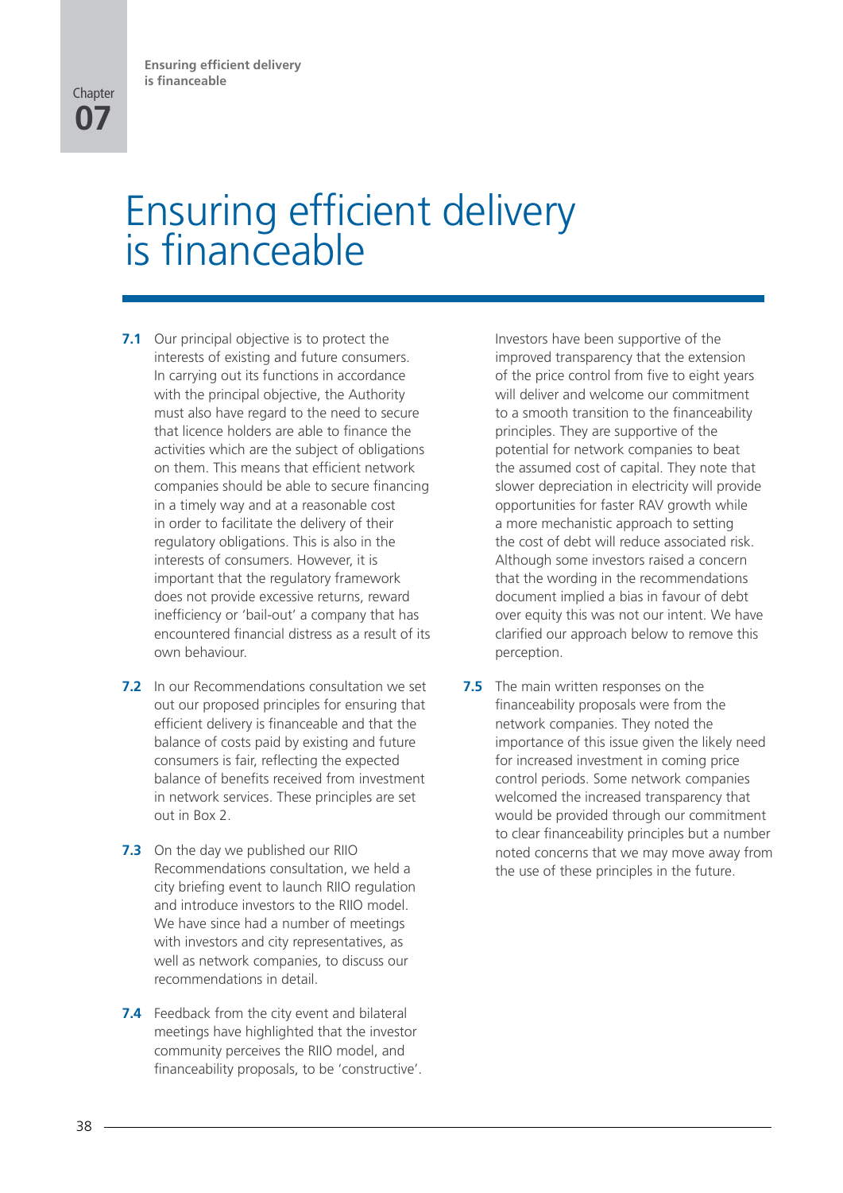# Ensuring efficient delivery is financeable

**7.1** Our principal objective is to protect the interests of existing and future consumers. In carrying out its functions in accordance with the principal objective, the Authority must also have regard to the need to secure that licence holders are able to finance the activities which are the subject of obligations on them. This means that efficient network companies should be able to secure financing in a timely way and at a reasonable cost in order to facilitate the delivery of their regulatory obligations. This is also in the interests of consumers. However, it is important that the regulatory framework does not provide excessive returns, reward inefficiency or 'bail-out' a company that has encountered financial distress as a result of its own behaviour.

**7.2** In our Recommendations consultation we set out our proposed principles for ensuring that efficient delivery is financeable and that the balance of costs paid by existing and future consumers is fair, reflecting the expected balance of benefits received from investment in network services. These principles are set out in Box 2.

**7.3** On the day we published our RIIO Recommendations consultation, we held a city briefing event to launch RIIO regulation and introduce investors to the RIIO model. We have since had a number of meetings with investors and city representatives, as well as network companies, to discuss our recommendations in detail.

**7.4** Feedback from the city event and bilateral meetings have highlighted that the investor community perceives the RIIO model, and financeability proposals, to be 'constructive'. Investors have been supportive of the improved transparency that the extension of the price control from five to eight years will deliver and welcome our commitment to a smooth transition to the financeability principles. They are supportive of the potential for network companies to beat the assumed cost of capital. They note that slower depreciation in electricity will provide opportunities for faster RAV growth while a more mechanistic approach to setting the cost of debt will reduce associated risk. Although some investors raised a concern that the wording in the recommendations document implied a bias in favour of debt over equity this was not our intent. We have clarified our approach below to remove this perception.

**7.5** The main written responses on the financeability proposals were from the network companies. They noted the importance of this issue given the likely need for increased investment in coming price control periods. Some network companies welcomed the increased transparency that would be provided through our commitment to clear financeability principles but a number noted concerns that we may move away from the use of these principles in the future.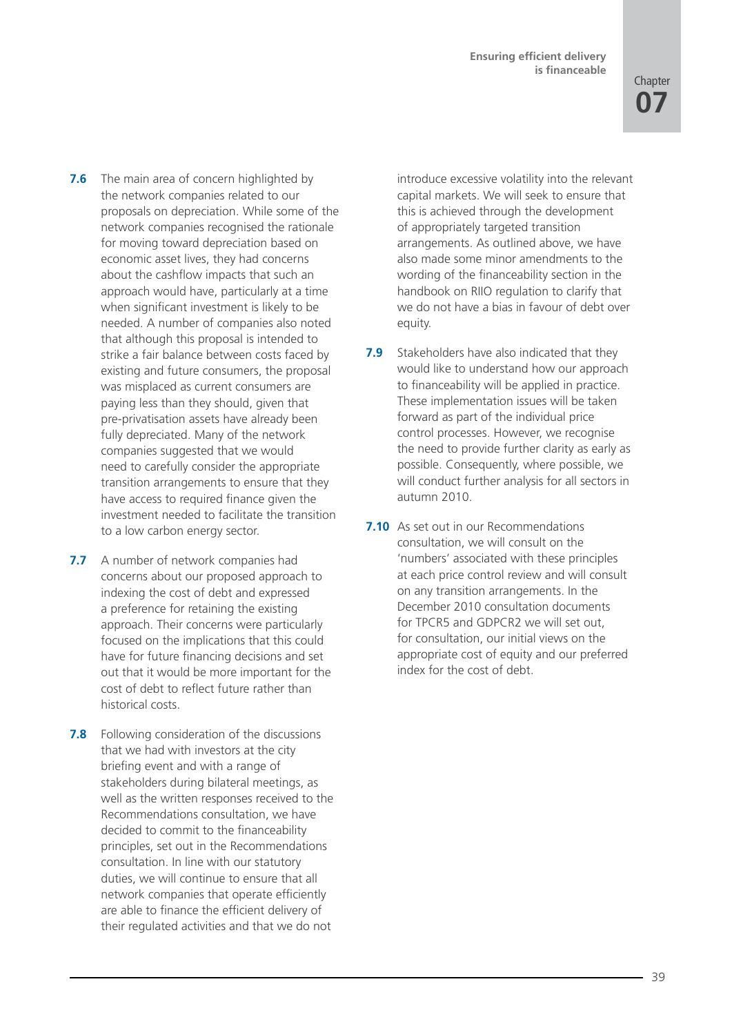**7.6** The main area of concern highlighted by the network companies related to our proposals on depreciation. While some of the network companies recognised the rationale for moving toward depreciation based on economic asset lives, they had concerns about the cashflow impacts that such an approach would have, particularly at a time when significant investment is likely to be needed. A number of companies also noted that although this proposal is intended to strike a fair balance between costs faced by existing and future consumers, the proposal was misplaced as current consumers are paying less than they should, given that pre-privatisation assets have already been fully depreciated. Many of the network companies suggested that we would need to carefully consider the appropriate transition arrangements to ensure that they have access to required finance given the investment needed to facilitate the transition to a low carbon energy sector.

**7.7** A number of network companies had concerns about our proposed approach to indexing the cost of debt and expressed a preference for retaining the existing approach. Their concerns were particularly focused on the implications that this could have for future financing decisions and set out that it would be more important for the cost of debt to reflect future rather than historical costs.

**7.8** Following consideration of the discussions that we had with investors at the city briefing event and with a range of stakeholders during bilateral meetings, as well as the written responses received to the Recommendations consultation, we have decided to commit to the financeability principles, set out in the Recommendations consultation. In line with our statutory duties, we will continue to ensure that all network companies that operate efficiently are able to finance the efficient delivery of their regulated activities and that we do not introduce excessive volatility into the relevant capital markets. We will seek to ensure that this is achieved through the development of appropriately targeted transition arrangements. As outlined above, we have also made some minor amendments to the wording of the financeability section in the handbook on RIIO regulation to clarify that we do not have a bias in favour of debt over equity.

**7.9** Stakeholders have also indicated that they would like to understand how our approach to financeability will be applied in practice. These implementation issues will be taken forward as part of the individual price control processes. However, we recognise the need to provide further clarity as early as possible. Consequently, where possible, we will conduct further analysis for all sectors in autumn 2010.

**7.10** As set out in our Recommendations consultation, we will consult on the 'numbers' associated with these principles at each price control review and will consult on any transition arrangements. In the December 2010 consultation documents for TPCR5 and GDPCR2 we will set out, for consultation, our initial views on the appropriate cost of equity and our preferred index for the cost of debt.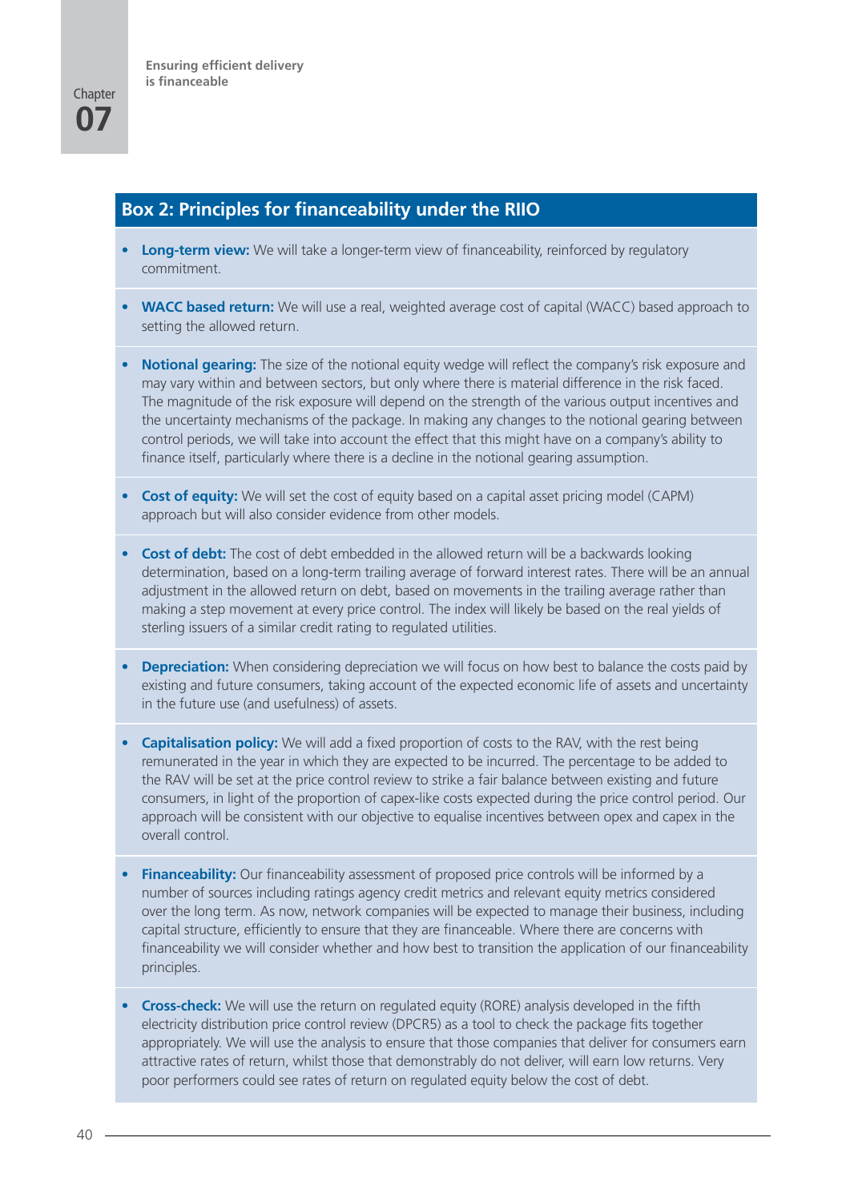## Box 2: Principles for financeability under the RIIO

- **Long-term view:** We will take a longer-term view of financeability, reinforced by regulatory commitment.
- **WACC based return:** We will use a real, weighted average cost of capital (WACC) based approach to setting the allowed return.
- **Notional gearing:** The size of the notional equity wedge will reflect the company's risk exposure and may vary within and between sectors, but only where there is material difference in the risk faced. The magnitude of the risk exposure will depend on the strength of the various output incentives and the uncertainty mechanisms of the package. In making any changes to the notional gearing between control periods, we will take into account the effect that this might have on a company's ability to finance itself, particularly where there is a decline in the notional gearing assumption.
- **Cost of equity:** We will set the cost of equity based on a capital asset pricing model (CAPM) approach but will also consider evidence from other models.
- **Cost of debt:** The cost of debt embedded in the allowed return will be a backwards looking determination, based on a long-term trailing average of forward interest rates. There will be an annual adjustment in the allowed return on debt, based on movements in the trailing average rather than making a step movement at every price control. The index will likely be based on the real yields of sterling issuers of a similar credit rating to regulated utilities.
- **Depreciation:** When considering depreciation we will focus on how best to balance the costs paid by existing and future consumers, taking account of the expected economic life of assets and uncertainty in the future use (and usefulness) of assets.
- **Capitalisation policy:** We will add a fixed proportion of costs to the RAV, with the rest being remunerated in the year in which they are expected to be incurred. The percentage to be added to the RAV will be set at the price control review to strike a fair balance between existing and future consumers, in light of the proportion of capex-like costs expected during the price control period. Our approach will be consistent with our objective to equalise incentives between opex and capex in the overall control.
- **Financeability:** Our financeability assessment of proposed price controls will be informed by a number of sources including ratings agency credit metrics and relevant equity metrics considered over the long term. As now, network companies will be expected to manage their business, including capital structure, efficiently to ensure that they are financeable. Where there are concerns with financeability we will consider whether and how best to transition the application of our financeability principles.
- **Cross-check:** We will use the return on regulated equity (RORE) analysis developed in the fifth electricity distribution price control review (DPCR5) as a tool to check the package fits together appropriately. We will use the analysis to ensure that those companies that deliver for consumers earn attractive rates of return, whilst those that demonstrably do not deliver, will earn low returns. Very poor performers could see rates of return on regulated equity below the cost of debt.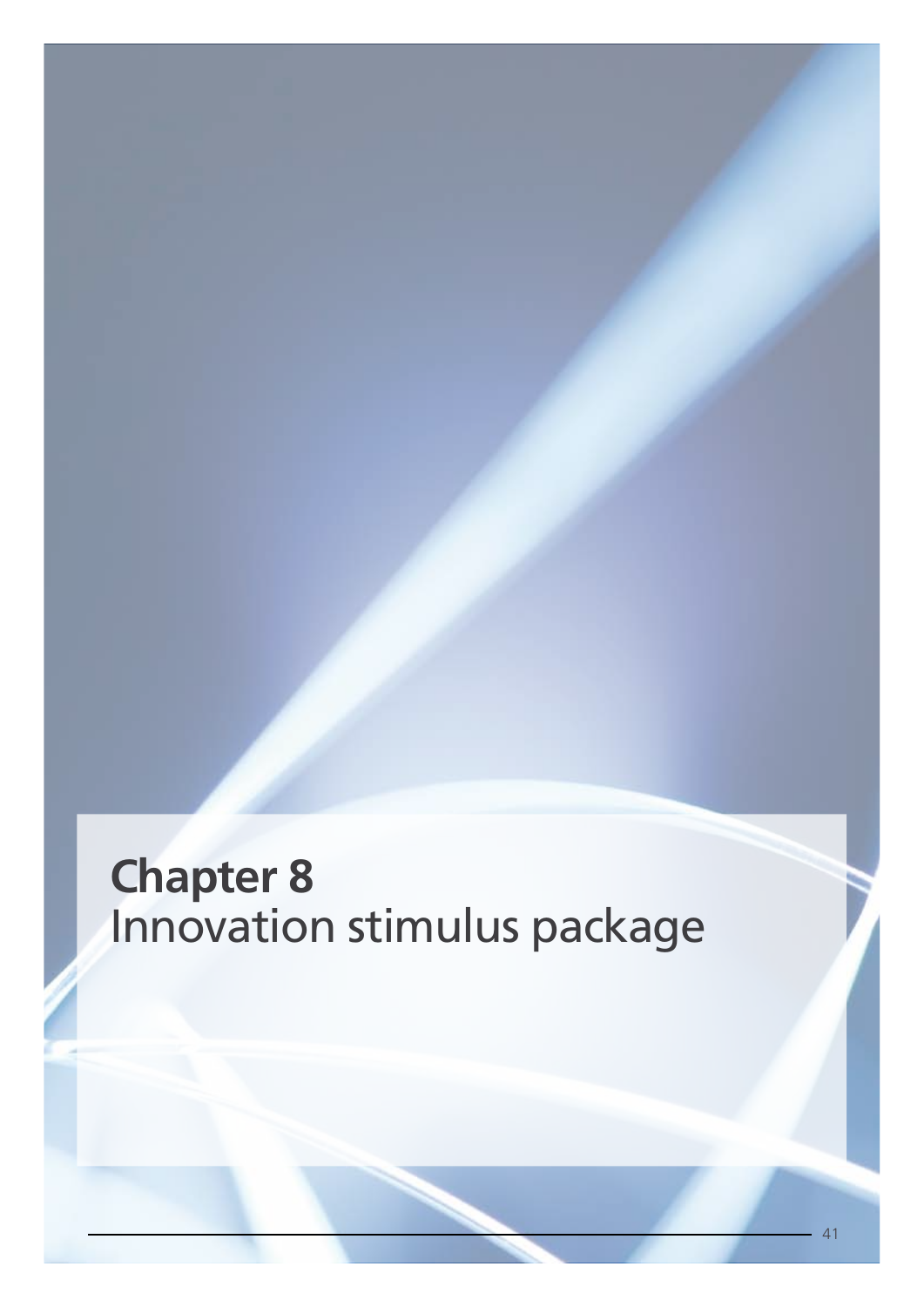# Chapter 8
Innovation stimulus package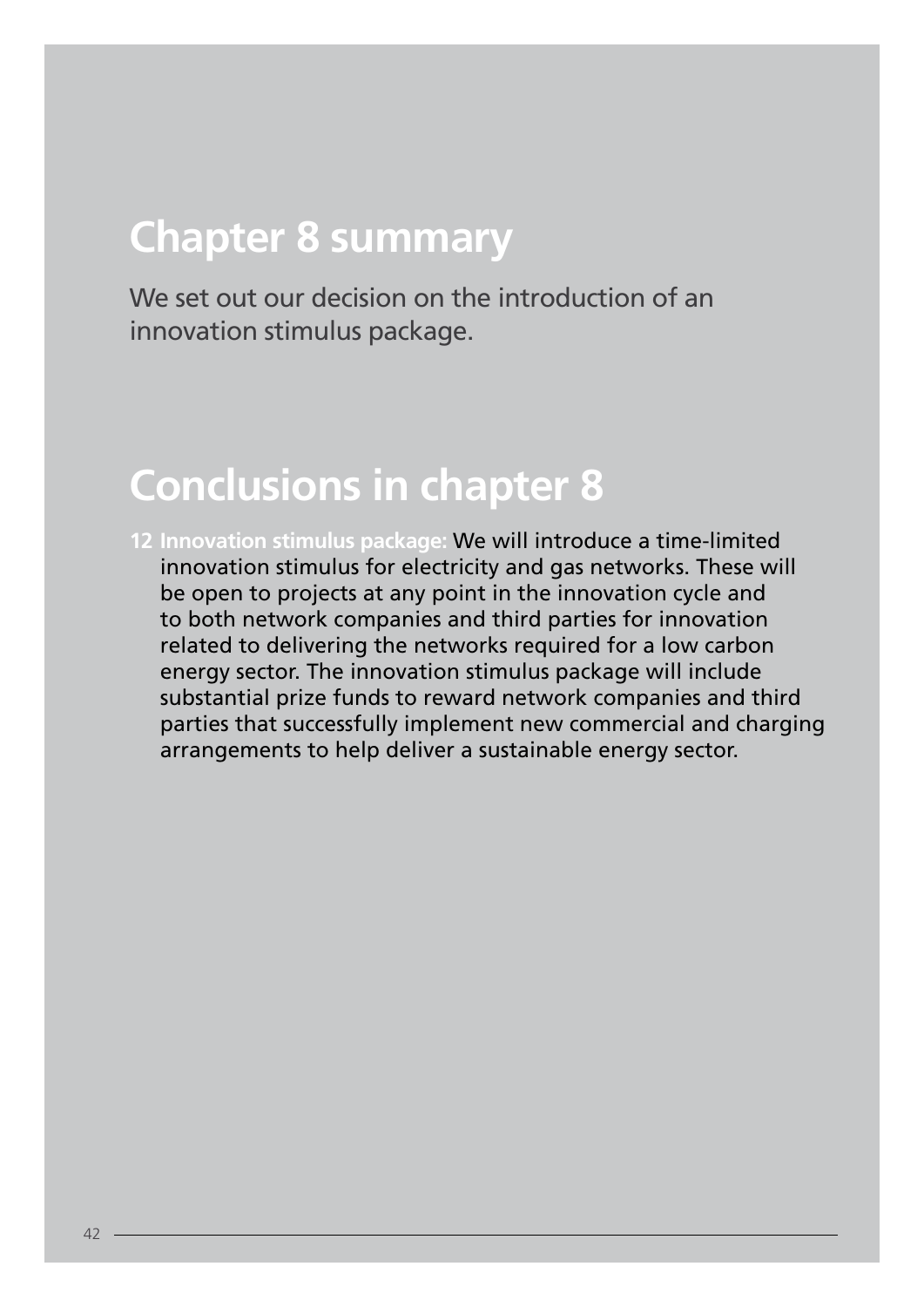## Chapter 8 summary

We set out our decision on the introduction of an innovation stimulus package.

## Conclusions in chapter 8

12 **Innovation stimulus package:** We will introduce a time-limited innovation stimulus for electricity and gas networks. These will be open to projects at any point in the innovation cycle and to both network companies and third parties for innovation related to delivering the networks required for a low carbon energy sector. The innovation stimulus package will include substantial prize funds to reward network companies and third parties that successfully implement new commercial and charging arrangements to help deliver a sustainable energy sector.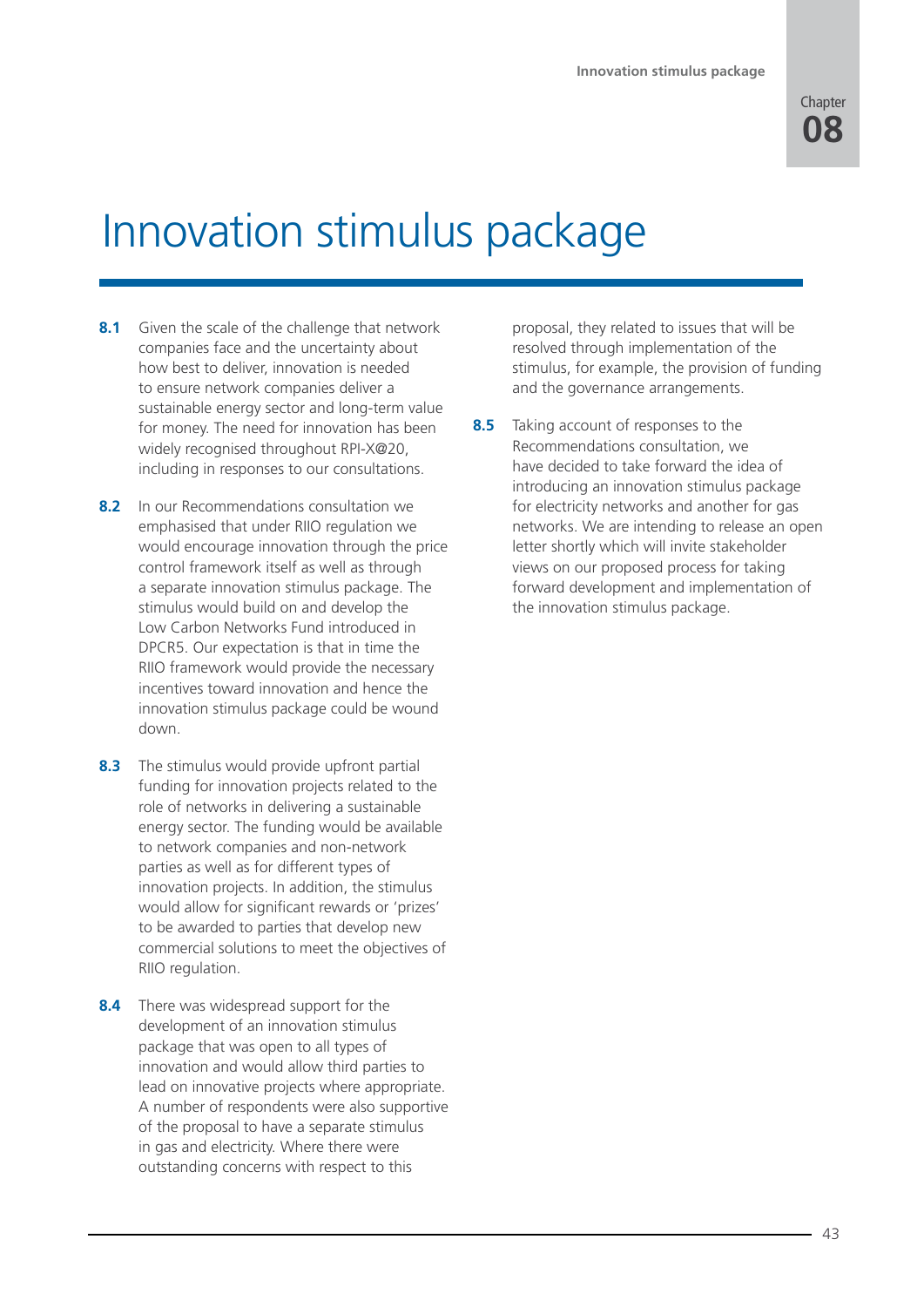# Innovation stimulus package

**8.1** Given the scale of the challenge that network companies face and the uncertainty about how best to deliver, innovation is needed to ensure network companies deliver a sustainable energy sector and long-term value for money. The need for innovation has been widely recognised throughout RPI-X@20, including in responses to our consultations.

**8.2** In our Recommendations consultation we emphasised that under RIIO regulation we would encourage innovation through the price control framework itself as well as through a separate innovation stimulus package. The stimulus would build on and develop the Low Carbon Networks Fund introduced in DPCR5. Our expectation is that in time the RIIO framework would provide the necessary incentives toward innovation and hence the innovation stimulus package could be wound down.

**8.3** The stimulus would provide upfront partial funding for innovation projects related to the role of networks in delivering a sustainable energy sector. The funding would be available to network companies and non-network parties as well as for different types of innovation projects. In addition, the stimulus would allow for significant rewards or 'prizes' to be awarded to parties that develop new commercial solutions to meet the objectives of RIIO regulation.

**8.4** There was widespread support for the development of an innovation stimulus package that was open to all types of innovation and would allow third parties to lead on innovative projects where appropriate. A number of respondents were also supportive of the proposal to have a separate stimulus in gas and electricity. Where there were outstanding concerns with respect to this proposal, they related to issues that will be resolved through implementation of the stimulus, for example, the provision of funding and the governance arrangements.

**8.5** Taking account of responses to the Recommendations consultation, we have decided to take forward the idea of introducing an innovation stimulus package for electricity networks and another for gas networks. We are intending to release an open letter shortly which will invite stakeholder views on our proposed process for taking forward development and implementation of the innovation stimulus package.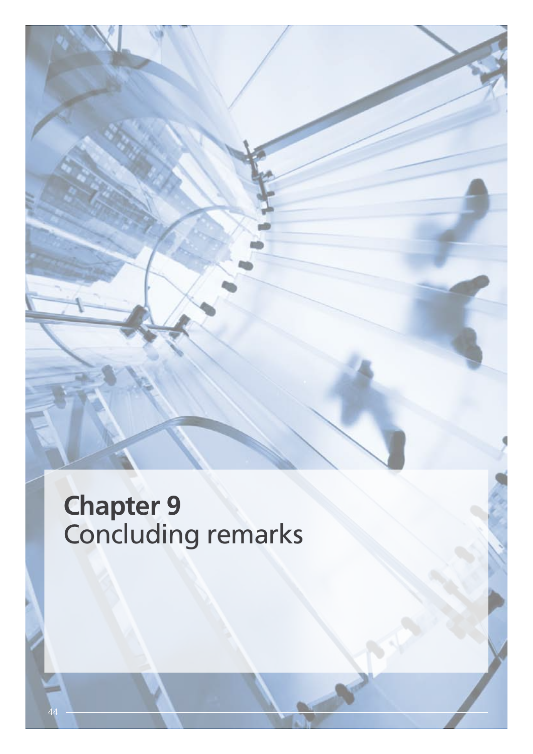# Chapter 9
Concluding remarks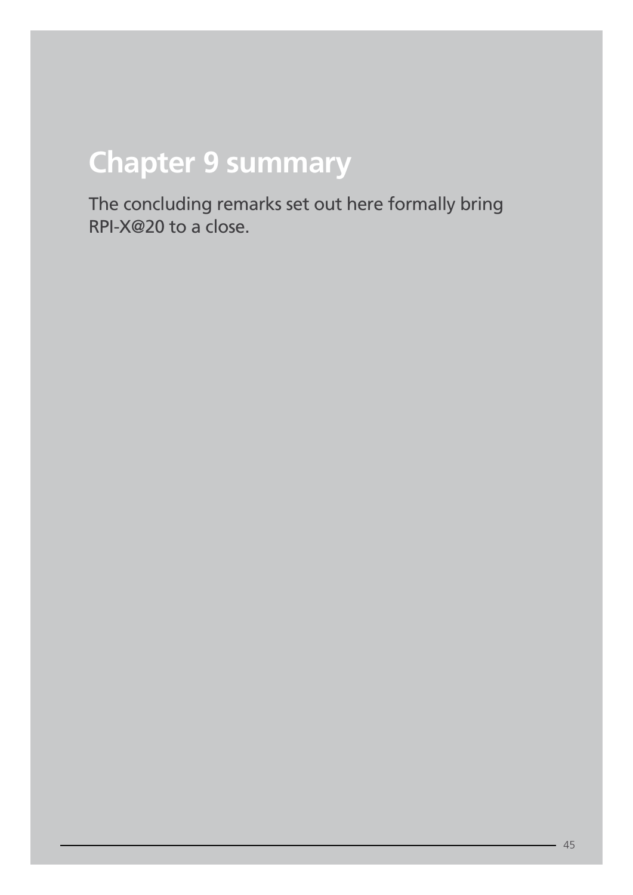# Chapter 9 summary

The concluding remarks set out here formally bring RPI-X@20 to a close.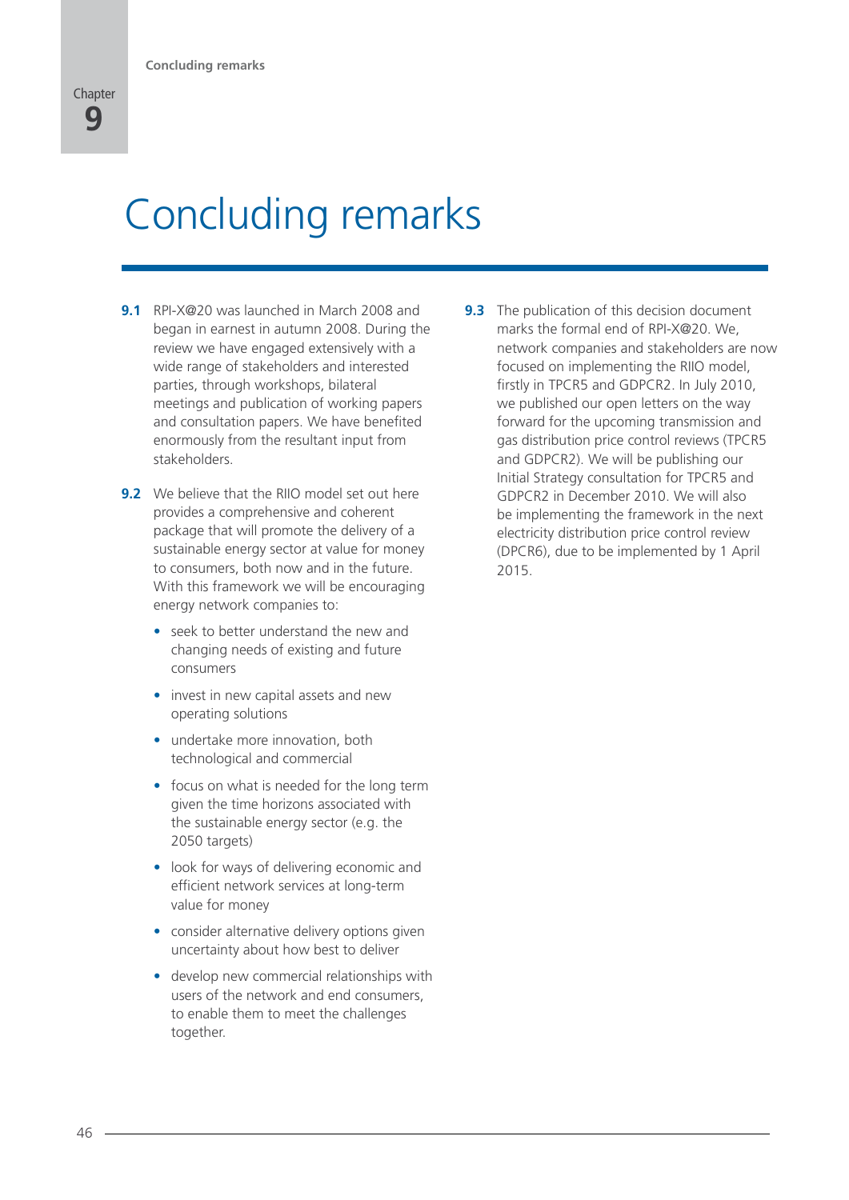# Concluding remarks

**9.1** RPI-X@20 was launched in March 2008 and began in earnest in autumn 2008. During the review we have engaged extensively with a wide range of stakeholders and interested parties, through workshops, bilateral meetings and publication of working papers and consultation papers. We have benefited enormously from the resultant input from stakeholders.

**9.2** We believe that the RIIO model set out here provides a comprehensive and coherent package that will promote the delivery of a sustainable energy sector at value for money to consumers, both now and in the future. With this framework we will be encouraging energy network companies to:

- seek to better understand the new and changing needs of existing and future consumers
- invest in new capital assets and new operating solutions
- undertake more innovation, both technological and commercial
- focus on what is needed for the long term given the time horizons associated with the sustainable energy sector (e.g. the 2050 targets)
- look for ways of delivering economic and efficient network services at long-term value for money
- consider alternative delivery options given uncertainty about how best to deliver
- develop new commercial relationships with users of the network and end consumers, to enable them to meet the challenges together.

**9.3** The publication of this decision document marks the formal end of RPI-X@20. We, network companies and stakeholders are now focused on implementing the RIIO model, firstly in TPCR5 and GDPCR2. In July 2010, we published our open letters on the way forward for the upcoming transmission and gas distribution price control reviews (TPCR5 and GDPCR2). We will be publishing our Initial Strategy consultation for TPCR5 and GDPCR2 in December 2010. We will also be implementing the framework in the next electricity distribution price control review (DPCR6), due to be implemented by 1 April 2015.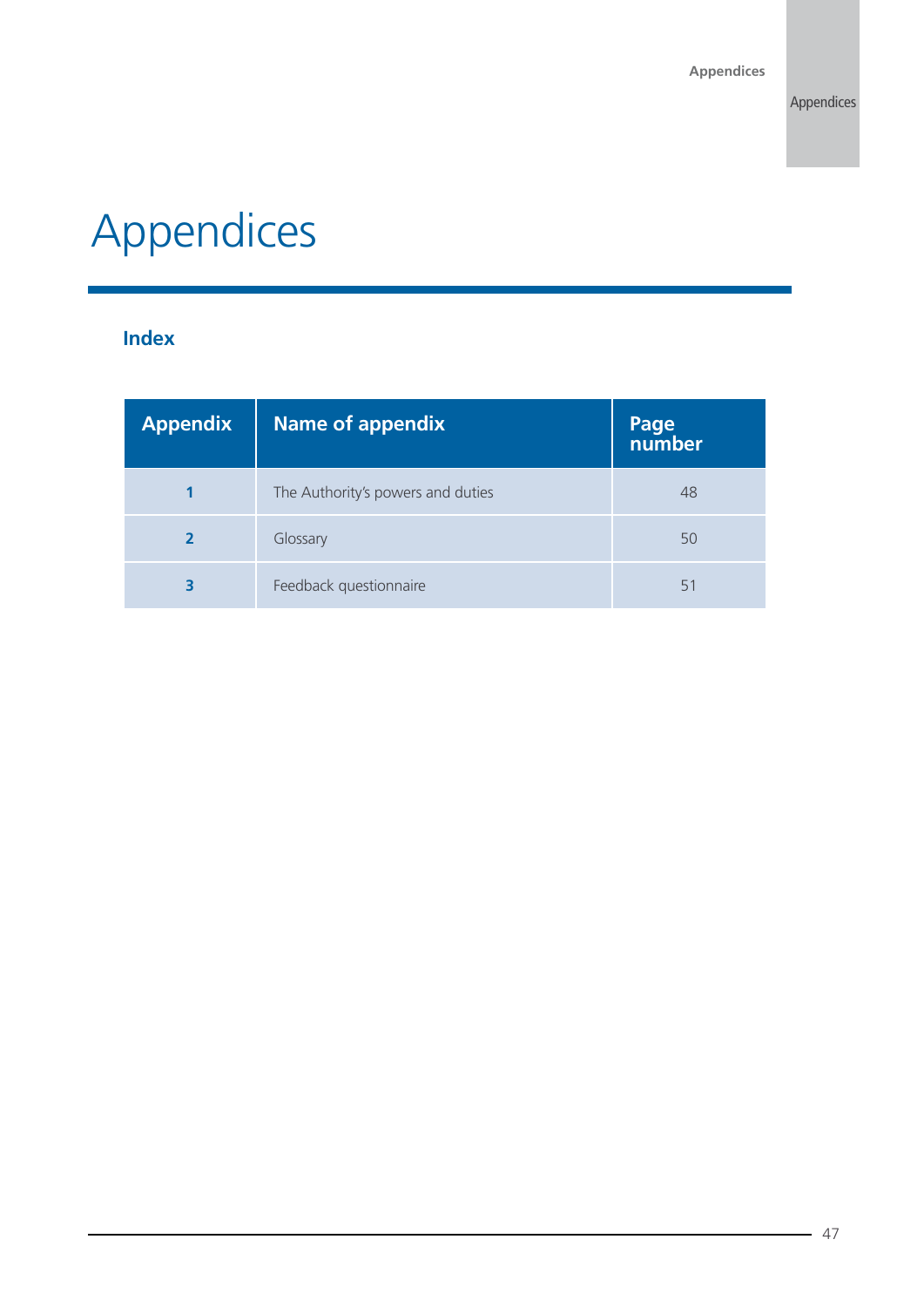# Appendices

## Index

| Appendix | Name of appendix | Page number |
|---|---|---|
| **1** | The Authority's powers and duties | 48 |
| **2** | Glossary | 50 |
| **3** | Feedback questionnaire | 51 |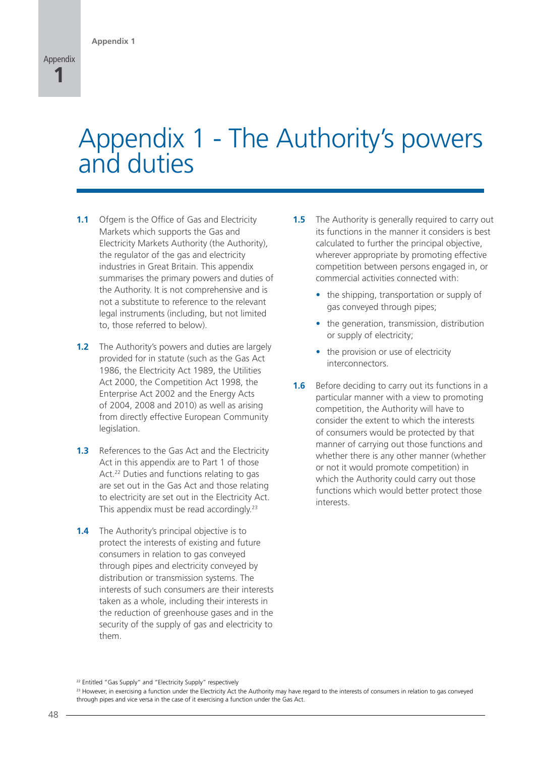# Appendix 1 - The Authority's powers and duties

**1.1** Ofgem is the Office of Gas and Electricity Markets which supports the Gas and Electricity Markets Authority (the Authority), the regulator of the gas and electricity industries in Great Britain. This appendix summarises the primary powers and duties of the Authority. It is not comprehensive and is not a substitute to reference to the relevant legal instruments (including, but not limited to, those referred to below).

**1.2** The Authority's powers and duties are largely provided for in statute (such as the Gas Act 1986, the Electricity Act 1989, the Utilities Act 2000, the Competition Act 1998, the Enterprise Act 2002 and the Energy Acts of 2004, 2008 and 2010) as well as arising from directly effective European Community legislation.

**1.3** References to the Gas Act and the Electricity Act in this appendix are to Part 1 of those Act.[22] Duties and functions relating to gas are set out in the Gas Act and those relating to electricity are set out in the Electricity Act. This appendix must be read accordingly.[23]

**1.4** The Authority's principal objective is to protect the interests of existing and future consumers in relation to gas conveyed through pipes and electricity conveyed by distribution or transmission systems. The interests of such consumers are their interests taken as a whole, including their interests in the reduction of greenhouse gases and in the security of the supply of gas and electricity to them.

**1.5** The Authority is generally required to carry out its functions in the manner it considers is best calculated to further the principal objective, wherever appropriate by promoting effective competition between persons engaged in, or commercial activities connected with:

- the shipping, transportation or supply of gas conveyed through pipes;
- the generation, transmission, distribution or supply of electricity;
- the provision or use of electricity interconnectors.

**1.6** Before deciding to carry out its functions in a particular manner with a view to promoting competition, the Authority will have to consider the extent to which the interests of consumers would be protected by that manner of carrying out those functions and whether there is any other manner (whether or not it would promote competition) in which the Authority could carry out those functions which would better protect those interests.

[22] Entitled "Gas Supply" and "Electricity Supply" respectively

[23] However, in exercising a function under the Electricity Act the Authority may have regard to the interests of consumers in relation to gas conveyed through pipes and vice versa in the case of it exercising a function under the Gas Act.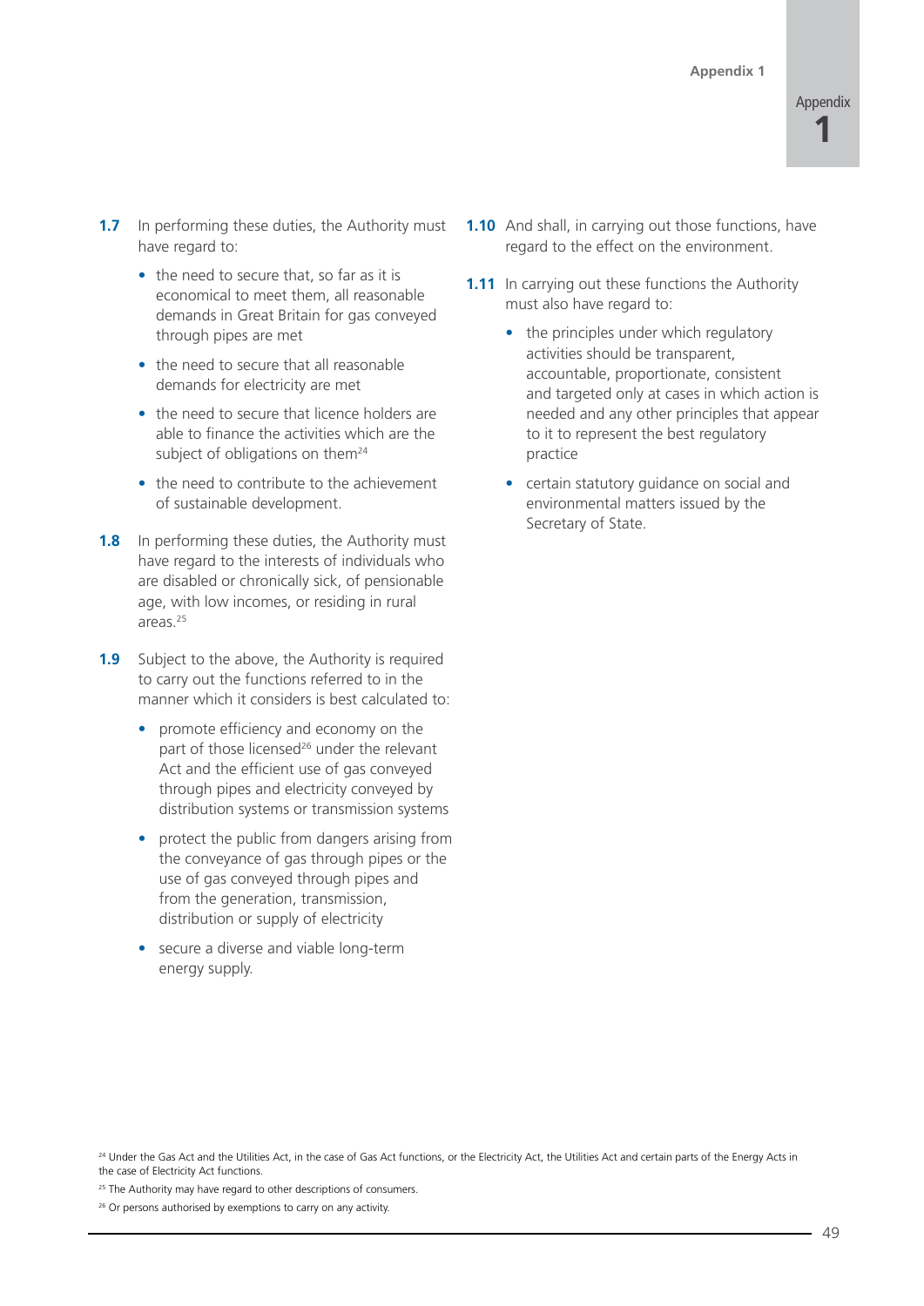**1.7** In performing these duties, the Authority must have regard to:

- the need to secure that, so far as it is economical to meet them, all reasonable demands in Great Britain for gas conveyed through pipes are met
- the need to secure that all reasonable demands for electricity are met
- the need to secure that licence holders are able to finance the activities which are the subject of obligations on them[24]
- the need to contribute to the achievement of sustainable development.

**1.8** In performing these duties, the Authority must have regard to the interests of individuals who are disabled or chronically sick, of pensionable age, with low incomes, or residing in rural areas.[25]

**1.9** Subject to the above, the Authority is required to carry out the functions referred to in the manner which it considers is best calculated to:

- promote efficiency and economy on the part of those licensed[26] under the relevant Act and the efficient use of gas conveyed through pipes and electricity conveyed by distribution systems or transmission systems
- protect the public from dangers arising from the conveyance of gas through pipes or the use of gas conveyed through pipes and from the generation, transmission, distribution or supply of electricity
- secure a diverse and viable long-term energy supply.

**1.10** And shall, in carrying out those functions, have regard to the effect on the environment.

**1.11** In carrying out these functions the Authority must also have regard to:

- the principles under which regulatory activities should be transparent, accountable, proportionate, consistent and targeted only at cases in which action is needed and any other principles that appear to it to represent the best regulatory practice
- certain statutory guidance on social and environmental matters issued by the Secretary of State.

---

[24] Under the Gas Act and the Utilities Act, in the case of Gas Act functions, or the Electricity Act, the Utilities Act and certain parts of the Energy Acts in the case of Electricity Act functions.

[25] The Authority may have regard to other descriptions of consumers.

[26] Or persons authorised by exemptions to carry on any activity.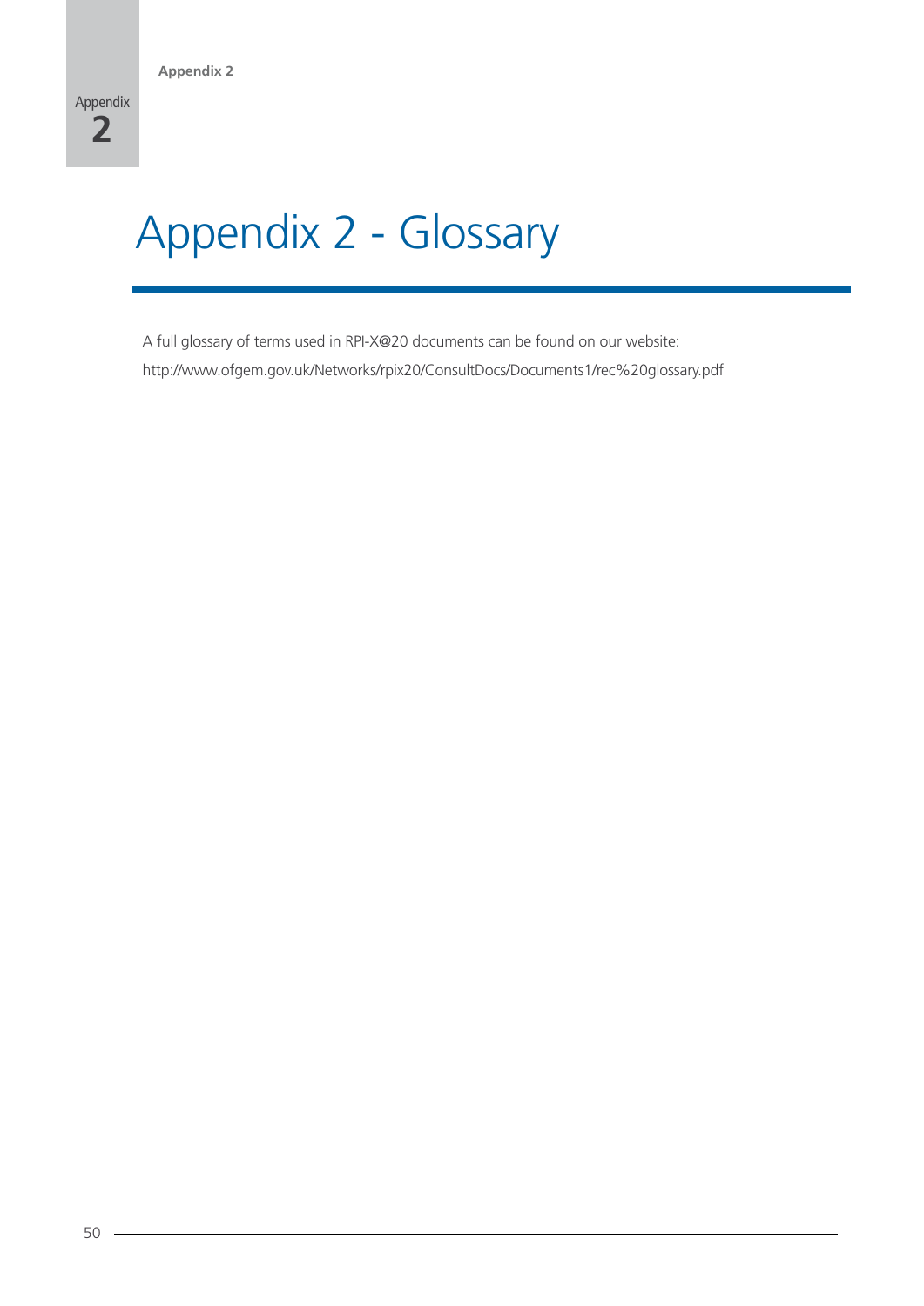# Appendix 2 - Glossary

A full glossary of terms used in RPI-X@20 documents can be found on our website:

http://www.ofgem.gov.uk/Networks/rpix20/ConsultDocs/Documents1/rec%20glossary.pdf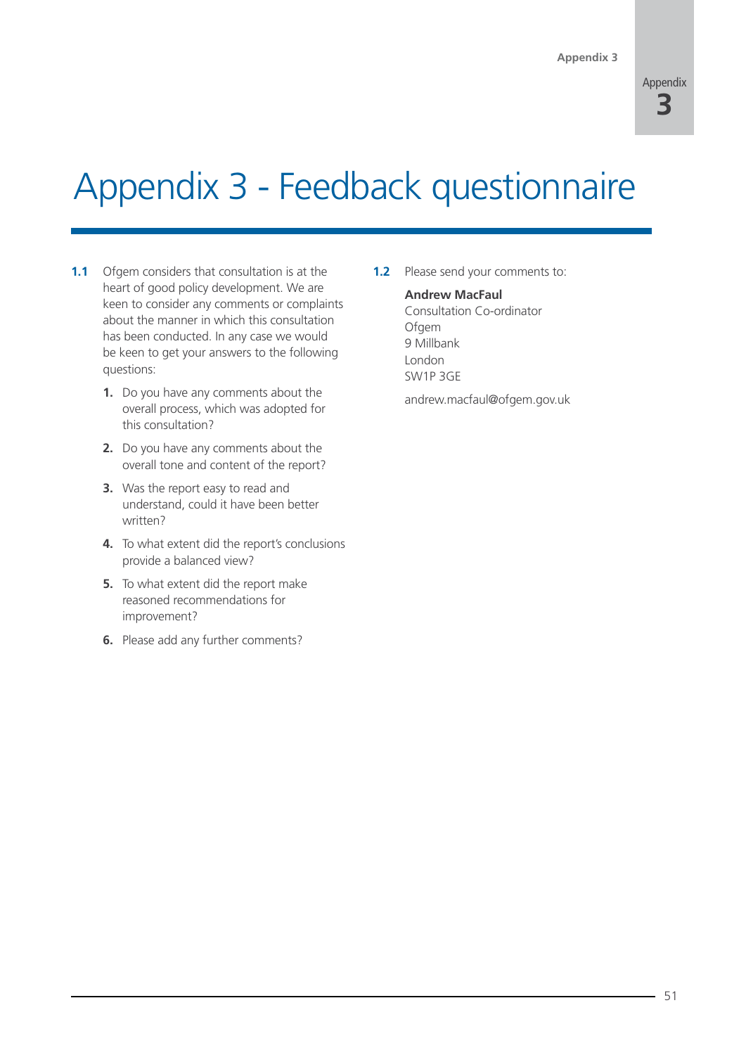# Appendix 3 - Feedback questionnaire

**1.1** Ofgem considers that consultation is at the heart of good policy development. We are keen to consider any comments or complaints about the manner in which this consultation has been conducted. In any case we would be keen to get your answers to the following questions:

1. Do you have any comments about the overall process, which was adopted for this consultation?
2. Do you have any comments about the overall tone and content of the report?
3. Was the report easy to read and understand, could it have been better written?
4. To what extent did the report's conclusions provide a balanced view?
5. To what extent did the report make reasoned recommendations for improvement?
6. Please add any further comments?

**1.2** Please send your comments to:

**Andrew MacFaul**
Consultation Co-ordinator
Ofgem
9 Millbank
London
SW1P 3GE

andrew.macfaul@ofgem.gov.uk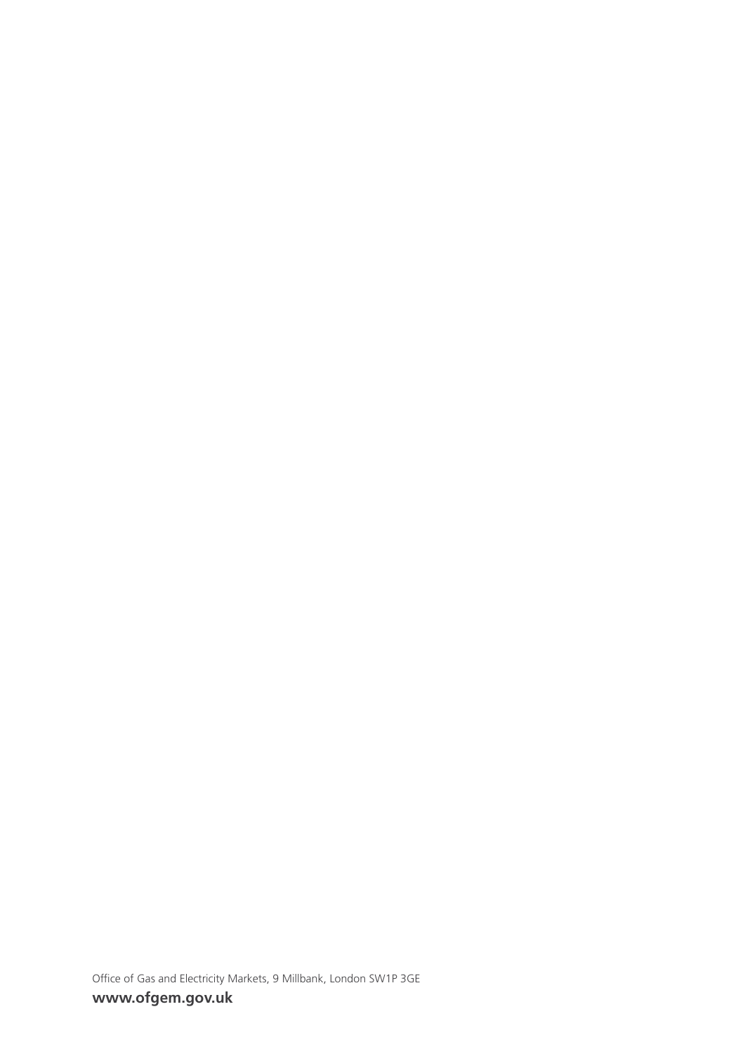Office of Gas and Electricity Markets, 9 Millbank, London SW1P 3GE

**www.ofgem.gov.uk**